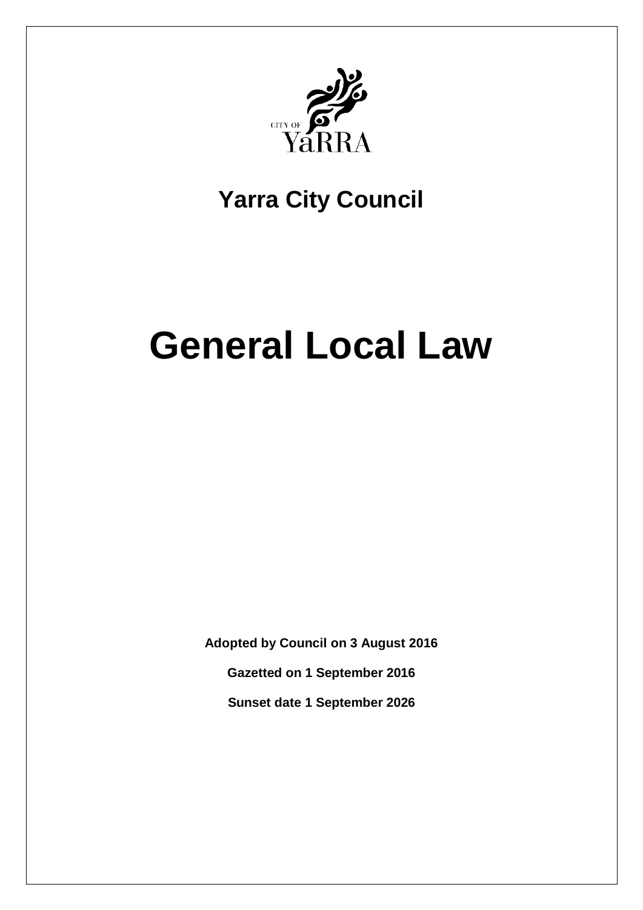CITY OF YaRRA

## Yarra City Council

# General Local Law

**Adopted by Council on 3 August 2016**

**Gazetted on 1 September 2016**

**Sunset date 1 September 2026**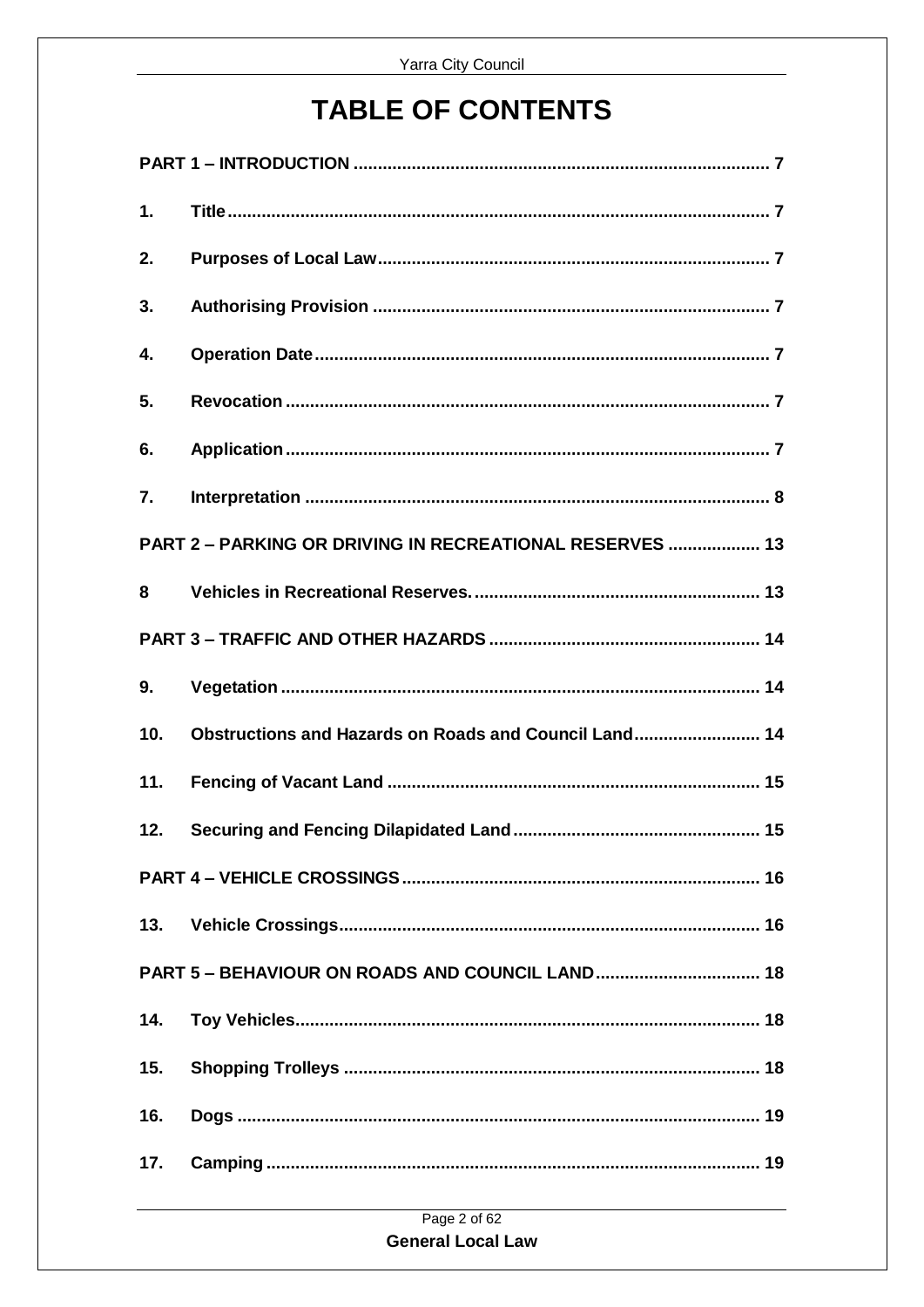# TABLE OF CONTENTS

**PART 1 – INTRODUCTION** ..... 7

**1. Title** ..... 7

**2. Purposes of Local Law** ..... 7

**3. Authorising Provision** ..... 7

**4. Operation Date** ..... 7

**5. Revocation** ..... 7

**6. Application** ..... 7

**7. Interpretation** ..... 8

**PART 2 – PARKING OR DRIVING IN RECREATIONAL RESERVES** ..... 13

**8 Vehicles in Recreational Reserves.** ..... 13

**PART 3 – TRAFFIC AND OTHER HAZARDS** ..... 14

**9. Vegetation** ..... 14

**10. Obstructions and Hazards on Roads and Council Land** ..... 14

**11. Fencing of Vacant Land** ..... 15

**12. Securing and Fencing Dilapidated Land** ..... 15

**PART 4 – VEHICLE CROSSINGS** ..... 16

**13. Vehicle Crossings** ..... 16

**PART 5 – BEHAVIOUR ON ROADS AND COUNCIL LAND** ..... 18

**14. Toy Vehicles** ..... 18

**15. Shopping Trolleys** ..... 18

**16. Dogs** ..... 19

**17. Camping** ..... 19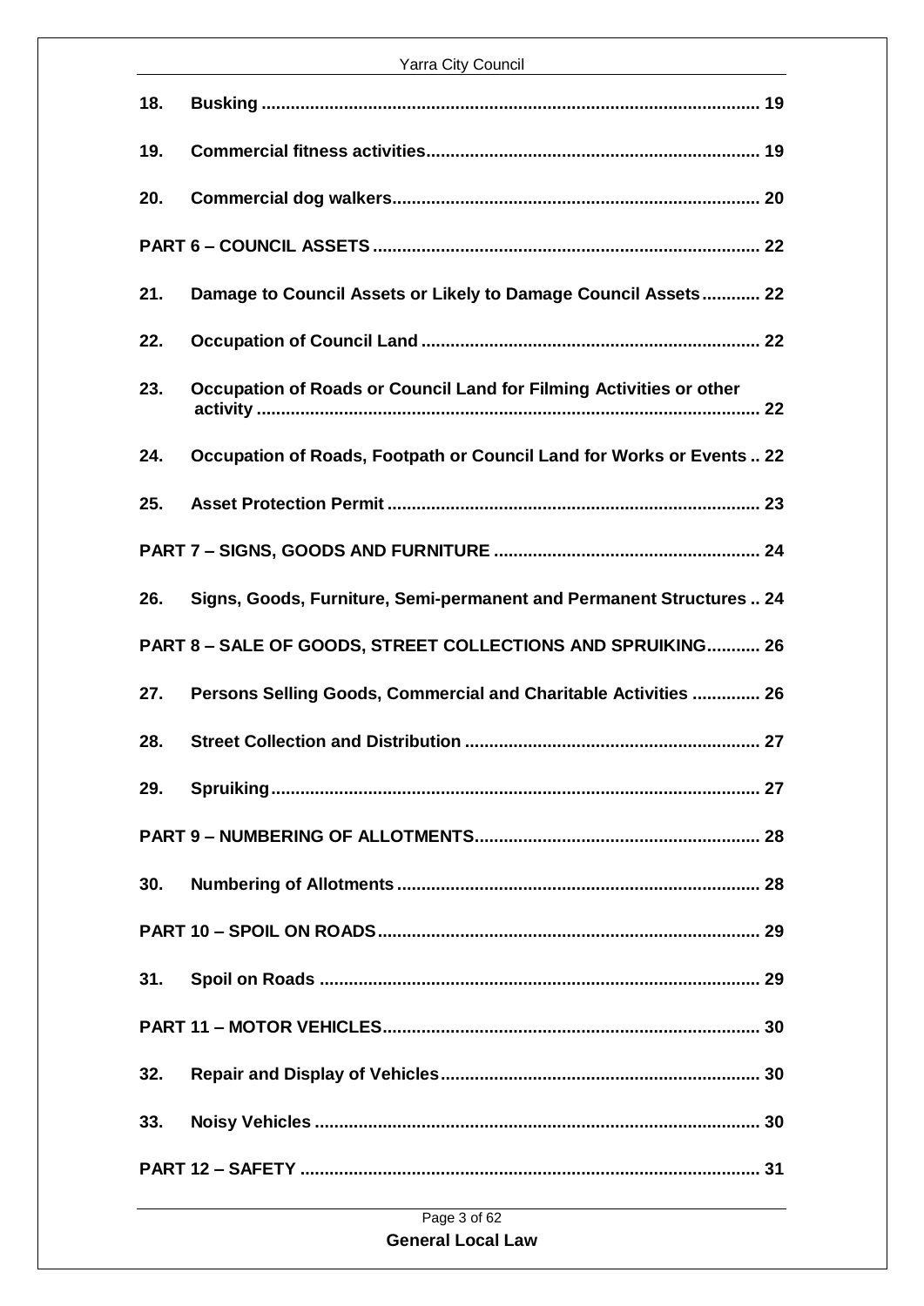**18. Busking** .......... 19

**19. Commercial fitness activities** .......... 19

**20. Commercial dog walkers** .......... 20

**PART 6 – COUNCIL ASSETS** .......... 22

**21. Damage to Council Assets or Likely to Damage Council Assets** .......... 22

**22. Occupation of Council Land** .......... 22

**23. Occupation of Roads or Council Land for Filming Activities or other activity** .......... 22

**24. Occupation of Roads, Footpath or Council Land for Works or Events** .......... 22

**25. Asset Protection Permit** .......... 23

**PART 7 – SIGNS, GOODS AND FURNITURE** .......... 24

**26. Signs, Goods, Furniture, Semi-permanent and Permanent Structures** .......... 24

**PART 8 – SALE OF GOODS, STREET COLLECTIONS AND SPRUIKING** .......... 26

**27. Persons Selling Goods, Commercial and Charitable Activities** .......... 26

**28. Street Collection and Distribution** .......... 27

**29. Spruiking** .......... 27

**PART 9 – NUMBERING OF ALLOTMENTS** .......... 28

**30. Numbering of Allotments** .......... 28

**PART 10 – SPOIL ON ROADS** .......... 29

**31. Spoil on Roads** .......... 29

**PART 11 – MOTOR VEHICLES** .......... 30

**32. Repair and Display of Vehicles** .......... 30

**33. Noisy Vehicles** .......... 30

**PART 12 – SAFETY** .......... 31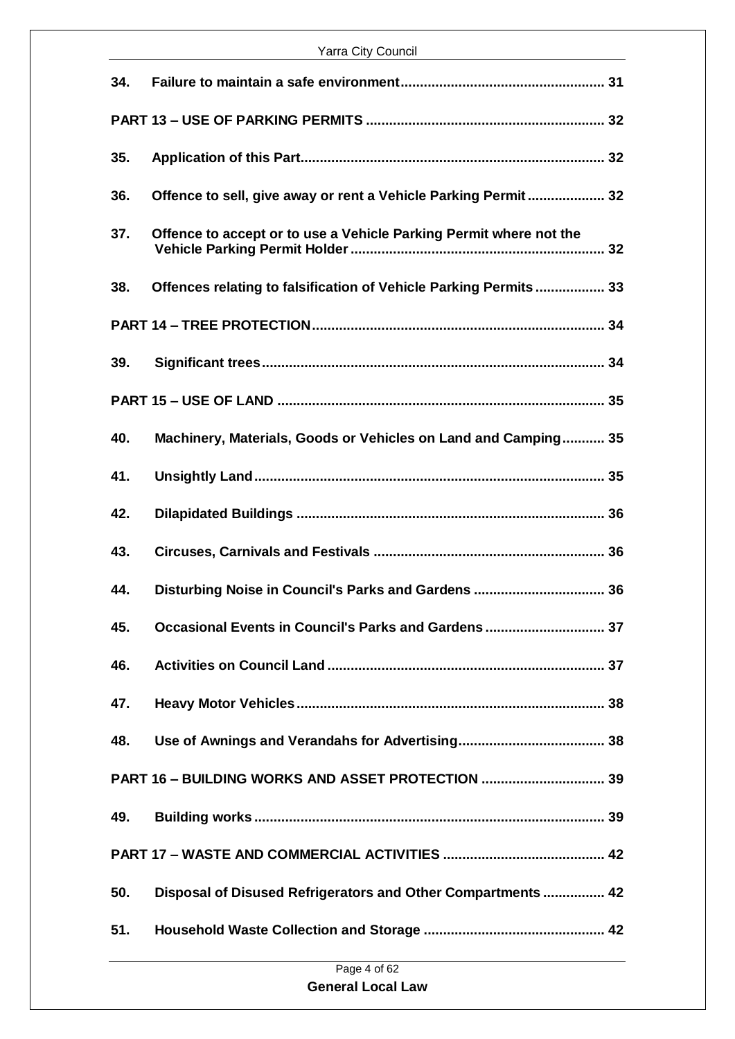**34. Failure to maintain a safe environment ..................................................... 31**

**PART 13 – USE OF PARKING PERMITS ............................................................. 32**

**35. Application of this Part .............................................................................. 32**

**36. Offence to sell, give away or rent a Vehicle Parking Permit .................... 32**

**37. Offence to accept or to use a Vehicle Parking Permit where not the Vehicle Parking Permit Holder .................................................................. 32**

**38. Offences relating to falsification of Vehicle Parking Permits .................. 33**

**PART 14 – TREE PROTECTION ............................................................................ 34**

**39. Significant trees ......................................................................................... 34**

**PART 15 – USE OF LAND ..................................................................................... 35**

**40. Machinery, Materials, Goods or Vehicles on Land and Camping ........... 35**

**41. Unsightly Land ........................................................................................... 35**

**42. Dilapidated Buildings ................................................................................ 36**

**43. Circuses, Carnivals and Festivals ............................................................ 36**

**44. Disturbing Noise in Council's Parks and Gardens .................................. 36**

**45. Occasional Events in Council's Parks and Gardens ............................... 37**

**46. Activities on Council Land ........................................................................ 37**

**47. Heavy Motor Vehicles ................................................................................ 38**

**48. Use of Awnings and Verandahs for Advertising ...................................... 38**

**PART 16 – BUILDING WORKS AND ASSET PROTECTION ................................ 39**

**49. Building works ........................................................................................... 39**

**PART 17 – WASTE AND COMMERCIAL ACTIVITIES .......................................... 42**

**50. Disposal of Disused Refrigerators and Other Compartments ................ 42**

**51. Household Waste Collection and Storage ............................................... 42**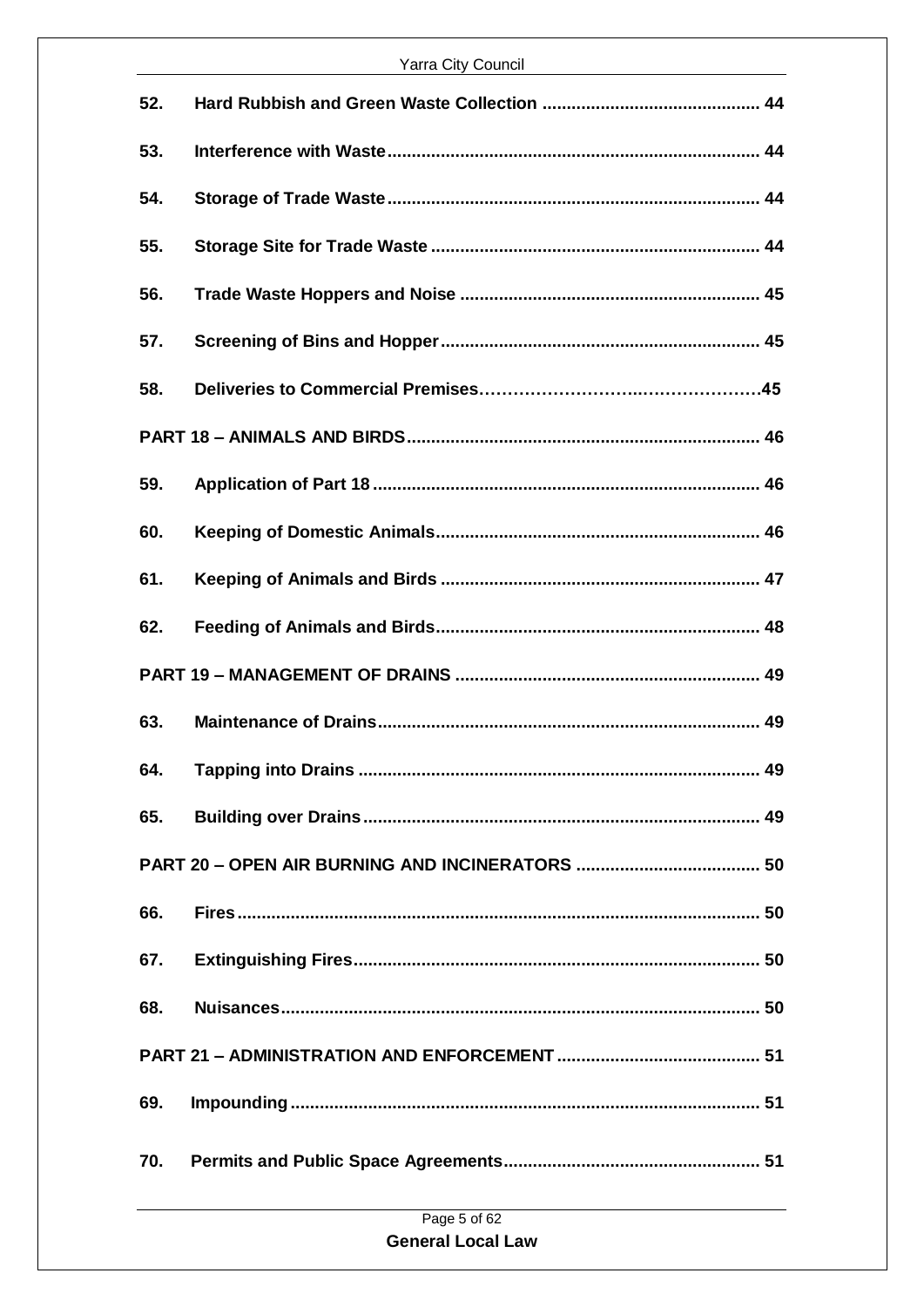**52. Hard Rubbish and Green Waste Collection ............................................. 44**

**53. Interference with Waste............................................................................ 44**

**54. Storage of Trade Waste............................................................................ 44**

**55. Storage Site for Trade Waste ................................................................... 44**

**56. Trade Waste Hoppers and Noise ............................................................. 45**

**57. Screening of Bins and Hopper................................................................. 45**

**58. Deliveries to Commercial Premises………………………..………………45**

**PART 18 – ANIMALS AND BIRDS........................................................................ 46**

**59. Application of Part 18 ............................................................................... 46**

**60. Keeping of Domestic Animals.................................................................. 46**

**61. Keeping of Animals and Birds ................................................................. 47**

**62. Feeding of Animals and Birds.................................................................. 48**

**PART 19 – MANAGEMENT OF DRAINS .............................................................. 49**

**63. Maintenance of Drains.............................................................................. 49**

**64. Tapping into Drains .................................................................................. 49**

**65. Building over Drains................................................................................. 49**

**PART 20 – OPEN AIR BURNING AND INCINERATORS ...................................... 50**

**66. Fires........................................................................................................... 50**

**67. Extinguishing Fires................................................................................... 50**

**68. Nuisances.................................................................................................. 50**

**PART 21 – ADMINISTRATION AND ENFORCEMENT .......................................... 51**

**69. Impounding................................................................................................ 51**

**70. Permits and Public Space Agreements.................................................... 51**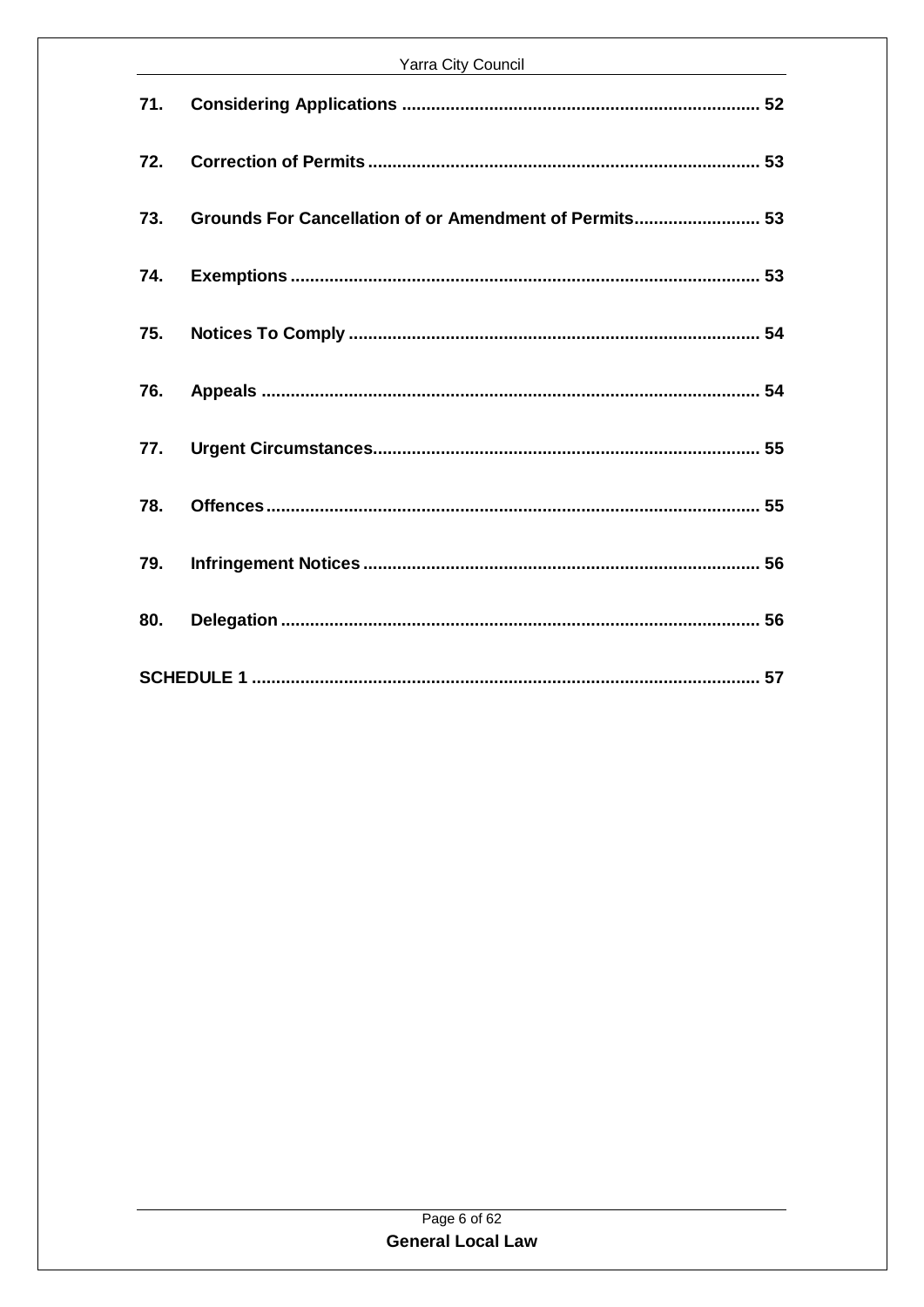**71. Considering Applications** .......................................................................... 52

**72. Correction of Permits** ................................................................................ 53

**73. Grounds For Cancellation of or Amendment of Permits** .......................... 53

**74. Exemptions** ................................................................................................ 53

**75. Notices To Comply** .................................................................................... 54

**76. Appeals** ...................................................................................................... 54

**77. Urgent Circumstances** ............................................................................... 55

**78. Offences** ..................................................................................................... 55

**79. Infringement Notices** ................................................................................. 56

**80. Delegation** .................................................................................................. 56

**SCHEDULE 1** ........................................................................................................ 57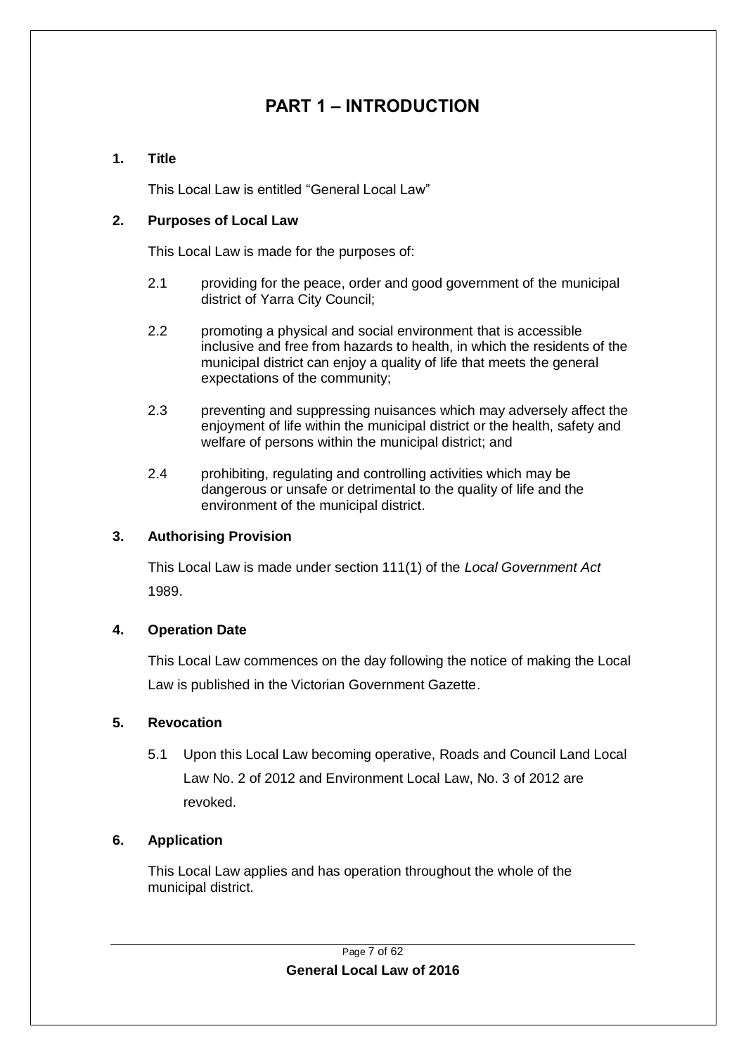# PART 1 – INTRODUCTION

**1. Title**

This Local Law is entitled "General Local Law"

**2. Purposes of Local Law**

This Local Law is made for the purposes of:

2.1 providing for the peace, order and good government of the municipal district of Yarra City Council;

2.2 promoting a physical and social environment that is accessible inclusive and free from hazards to health, in which the residents of the municipal district can enjoy a quality of life that meets the general expectations of the community;

2.3 preventing and suppressing nuisances which may adversely affect the enjoyment of life within the municipal district or the health, safety and welfare of persons within the municipal district; and

2.4 prohibiting, regulating and controlling activities which may be dangerous or unsafe or detrimental to the quality of life and the environment of the municipal district.

**3. Authorising Provision**

This Local Law is made under section 111(1) of the *Local Government Act* 1989.

**4. Operation Date**

This Local Law commences on the day following the notice of making the Local Law is published in the Victorian Government Gazette.

**5. Revocation**

5.1 Upon this Local Law becoming operative, Roads and Council Land Local Law No. 2 of 2012 and Environment Local Law, No. 3 of 2012 are revoked.

**6. Application**

This Local Law applies and has operation throughout the whole of the municipal district.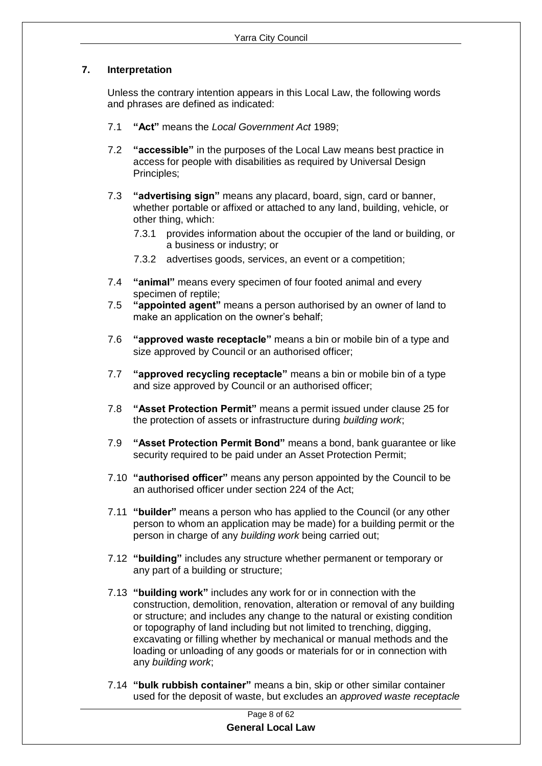## 7. Interpretation

Unless the contrary intention appears in this Local Law, the following words and phrases are defined as indicated:

7.1 **"Act"** means the *Local Government Act* 1989;

7.2 **"accessible"** in the purposes of the Local Law means best practice in access for people with disabilities as required by Universal Design Principles;

7.3 **"advertising sign"** means any placard, board, sign, card or banner, whether portable or affixed or attached to any land, building, vehicle, or other thing, which:

  7.3.1 provides information about the occupier of the land or building, or a business or industry; or

  7.3.2 advertises goods, services, an event or a competition;

7.4 **"animal"** means every specimen of four footed animal and every specimen of reptile;

7.5 **"appointed agent"** means a person authorised by an owner of land to make an application on the owner's behalf;

7.6 **"approved waste receptacle"** means a bin or mobile bin of a type and size approved by Council or an authorised officer;

7.7 **"approved recycling receptacle"** means a bin or mobile bin of a type and size approved by Council or an authorised officer;

7.8 **"Asset Protection Permit"** means a permit issued under clause 25 for the protection of assets or infrastructure during *building work*;

7.9 **"Asset Protection Permit Bond"** means a bond, bank guarantee or like security required to be paid under an Asset Protection Permit;

7.10 **"authorised officer"** means any person appointed by the Council to be an authorised officer under section 224 of the Act;

7.11 **"builder"** means a person who has applied to the Council (or any other person to whom an application may be made) for a building permit or the person in charge of any *building work* being carried out;

7.12 **"building"** includes any structure whether permanent or temporary or any part of a building or structure;

7.13 **"building work"** includes any work for or in connection with the construction, demolition, renovation, alteration or removal of any building or structure; and includes any change to the natural or existing condition or topography of land including but not limited to trenching, digging, excavating or filling whether by mechanical or manual methods and the loading or unloading of any goods or materials for or in connection with any *building work*;

7.14 **"bulk rubbish container"** means a bin, skip or other similar container used for the deposit of waste, but excludes an *approved waste receptacle*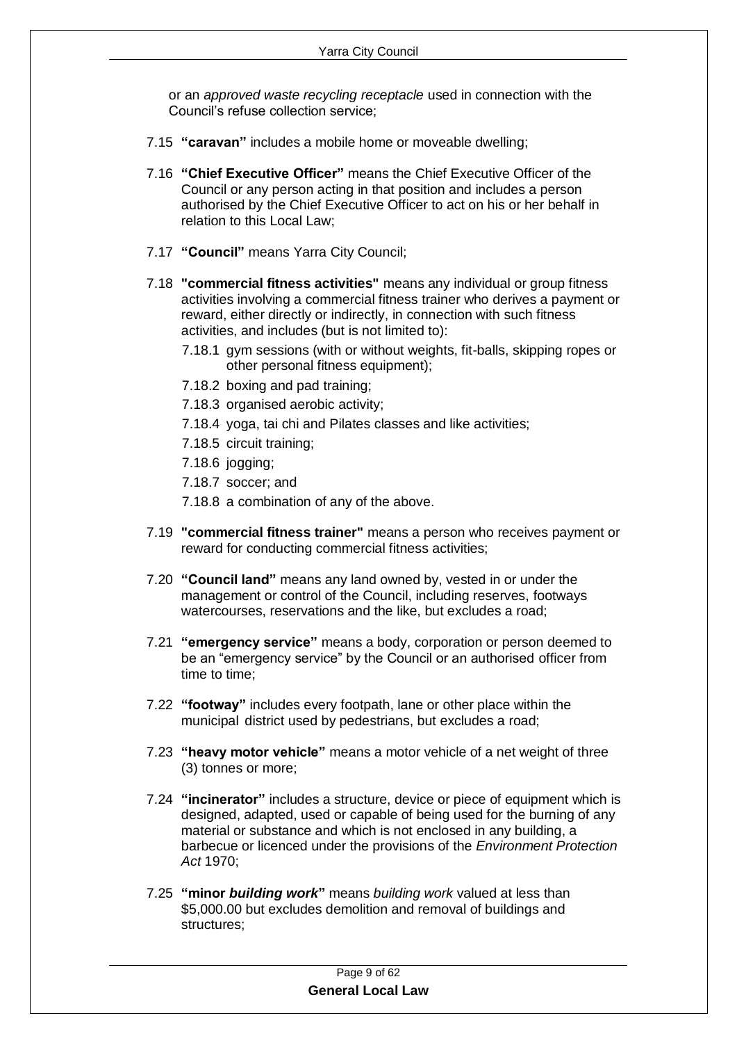or an *approved waste recycling receptacle* used in connection with the Council's refuse collection service;

7.15 **"caravan"** includes a mobile home or moveable dwelling;

7.16 **"Chief Executive Officer"** means the Chief Executive Officer of the Council or any person acting in that position and includes a person authorised by the Chief Executive Officer to act on his or her behalf in relation to this Local Law;

7.17 **"Council"** means Yarra City Council;

7.18 **"commercial fitness activities"** means any individual or group fitness activities involving a commercial fitness trainer who derives a payment or reward, either directly or indirectly, in connection with such fitness activities, and includes (but is not limited to):

- 7.18.1 gym sessions (with or without weights, fit-balls, skipping ropes or other personal fitness equipment);
- 7.18.2 boxing and pad training;
- 7.18.3 organised aerobic activity;
- 7.18.4 yoga, tai chi and Pilates classes and like activities;
- 7.18.5 circuit training;
- 7.18.6 jogging;
- 7.18.7 soccer; and
- 7.18.8 a combination of any of the above.

7.19 **"commercial fitness trainer"** means a person who receives payment or reward for conducting commercial fitness activities;

7.20 **"Council land"** means any land owned by, vested in or under the management or control of the Council, including reserves, footways watercourses, reservations and the like, but excludes a road;

7.21 **"emergency service"** means a body, corporation or person deemed to be an "emergency service" by the Council or an authorised officer from time to time;

7.22 **"footway"** includes every footpath, lane or other place within the municipal district used by pedestrians, but excludes a road;

7.23 **"heavy motor vehicle"** means a motor vehicle of a net weight of three (3) tonnes or more;

7.24 **"incinerator"** includes a structure, device or piece of equipment which is designed, adapted, used or capable of being used for the burning of any material or substance and which is not enclosed in any building, a barbecue or licenced under the provisions of the *Environment Protection Act* 1970;

7.25 **"minor *building work*"** means *building work* valued at less than $5,000.00 but excludes demolition and removal of buildings and structures;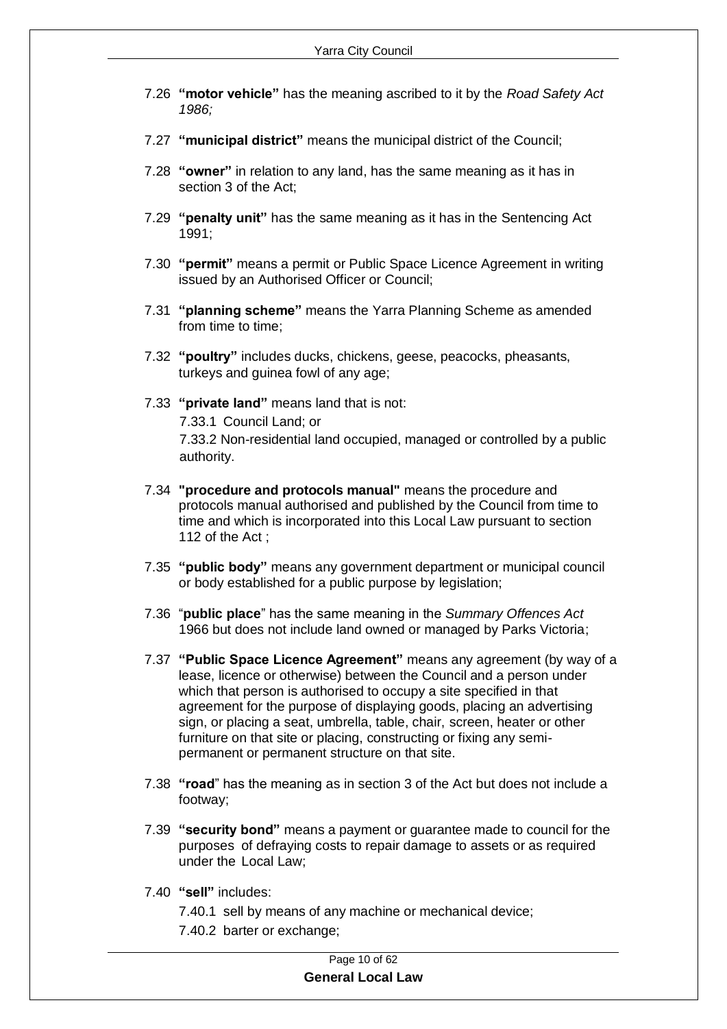7.26 **"motor vehicle"** has the meaning ascribed to it by the *Road Safety Act 1986;*

7.27 **"municipal district"** means the municipal district of the Council;

7.28 **"owner"** in relation to any land, has the same meaning as it has in section 3 of the Act;

7.29 **"penalty unit"** has the same meaning as it has in the Sentencing Act 1991;

7.30 **"permit"** means a permit or Public Space Licence Agreement in writing issued by an Authorised Officer or Council;

7.31 **"planning scheme"** means the Yarra Planning Scheme as amended from time to time;

7.32 **"poultry"** includes ducks, chickens, geese, peacocks, pheasants, turkeys and guinea fowl of any age;

7.33 **"private land"** means land that is not:

7.33.1 Council Land; or

7.33.2 Non-residential land occupied, managed or controlled by a public authority.

7.34 **"procedure and protocols manual"** means the procedure and protocols manual authorised and published by the Council from time to time and which is incorporated into this Local Law pursuant to section 112 of the Act ;

7.35 **"public body"** means any government department or municipal council or body established for a public purpose by legislation;

7.36 "**public place**" has the same meaning in the *Summary Offences Act* 1966 but does not include land owned or managed by Parks Victoria;

7.37 **"Public Space Licence Agreement"** means any agreement (by way of a lease, licence or otherwise) between the Council and a person under which that person is authorised to occupy a site specified in that agreement for the purpose of displaying goods, placing an advertising sign, or placing a seat, umbrella, table, chair, screen, heater or other furniture on that site or placing, constructing or fixing any semi-permanent or permanent structure on that site.

7.38 **"road**" has the meaning as in section 3 of the Act but does not include a footway;

7.39 **"security bond"** means a payment or guarantee made to council for the purposes of defraying costs to repair damage to assets or as required under the Local Law;

7.40 **"sell"** includes:

7.40.1 sell by means of any machine or mechanical device;

7.40.2 barter or exchange;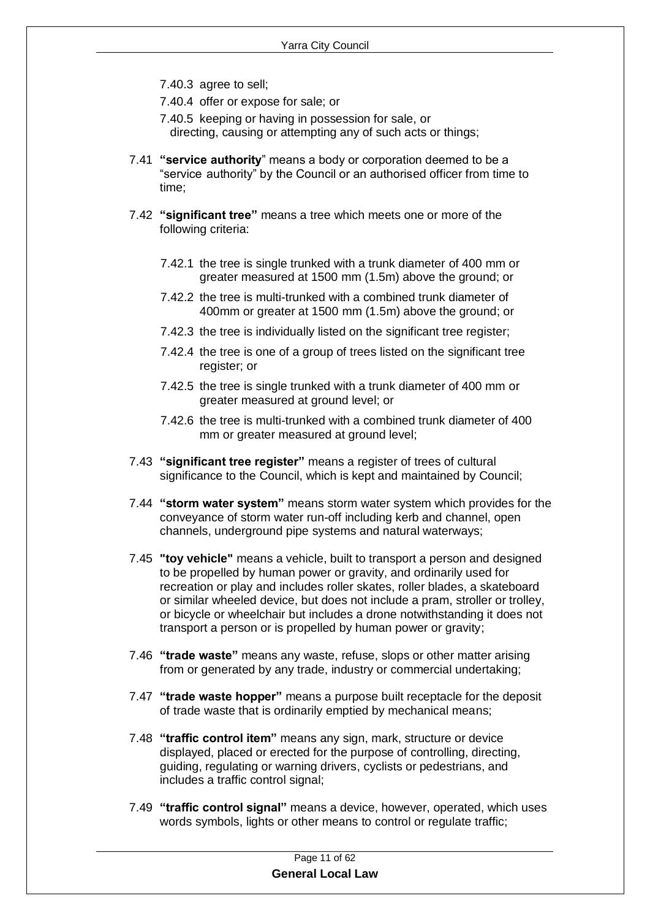7.40.3 agree to sell;

7.40.4 offer or expose for sale; or

7.40.5 keeping or having in possession for sale, or directing, causing or attempting any of such acts or things;

7.41 **"service authority**" means a body or corporation deemed to be a "service authority" by the Council or an authorised officer from time to time;

7.42 **"significant tree"** means a tree which meets one or more of the following criteria:

7.42.1 the tree is single trunked with a trunk diameter of 400 mm or greater measured at 1500 mm (1.5m) above the ground; or

7.42.2 the tree is multi-trunked with a combined trunk diameter of 400mm or greater at 1500 mm (1.5m) above the ground; or

7.42.3 the tree is individually listed on the significant tree register;

7.42.4 the tree is one of a group of trees listed on the significant tree register; or

7.42.5 the tree is single trunked with a trunk diameter of 400 mm or greater measured at ground level; or

7.42.6 the tree is multi-trunked with a combined trunk diameter of 400 mm or greater measured at ground level;

7.43 **"significant tree register"** means a register of trees of cultural significance to the Council, which is kept and maintained by Council;

7.44 **"storm water system"** means storm water system which provides for the conveyance of storm water run-off including kerb and channel, open channels, underground pipe systems and natural waterways;

7.45 **"toy vehicle"** means a vehicle, built to transport a person and designed to be propelled by human power or gravity, and ordinarily used for recreation or play and includes roller skates, roller blades, a skateboard or similar wheeled device, but does not include a pram, stroller or trolley, or bicycle or wheelchair but includes a drone notwithstanding it does not transport a person or is propelled by human power or gravity;

7.46 **"trade waste"** means any waste, refuse, slops or other matter arising from or generated by any trade, industry or commercial undertaking;

7.47 **"trade waste hopper"** means a purpose built receptacle for the deposit of trade waste that is ordinarily emptied by mechanical means;

7.48 **"traffic control item"** means any sign, mark, structure or device displayed, placed or erected for the purpose of controlling, directing, guiding, regulating or warning drivers, cyclists or pedestrians, and includes a traffic control signal;

7.49 **"traffic control signal"** means a device, however, operated, which uses words symbols, lights or other means to control or regulate traffic;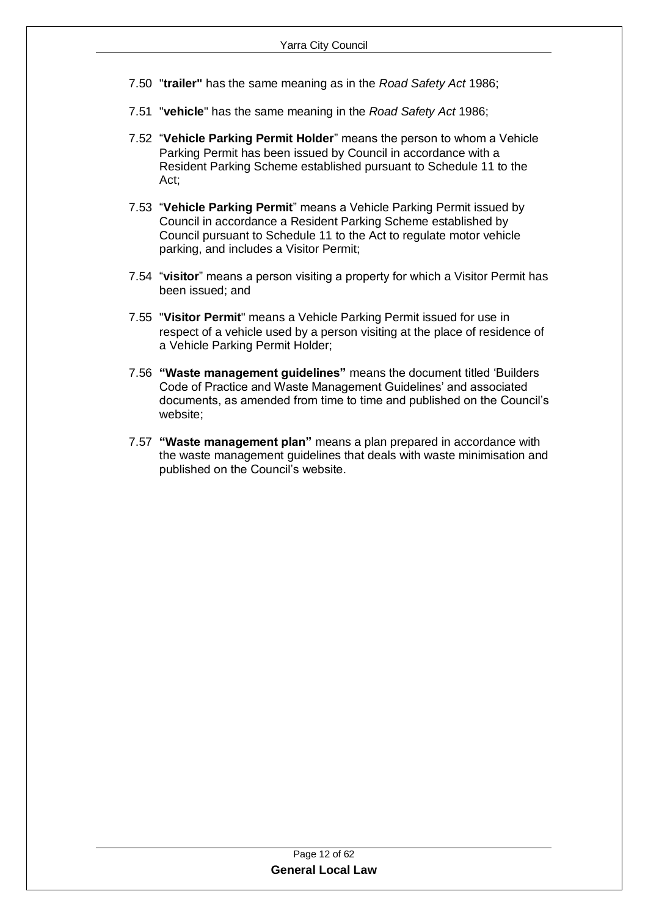7.50 "**trailer"** has the same meaning as in the *Road Safety Act* 1986;

7.51 "**vehicle**" has the same meaning in the *Road Safety Act* 1986;

7.52 "**Vehicle Parking Permit Holder**" means the person to whom a Vehicle Parking Permit has been issued by Council in accordance with a Resident Parking Scheme established pursuant to Schedule 11 to the Act;

7.53 "**Vehicle Parking Permit**" means a Vehicle Parking Permit issued by Council in accordance a Resident Parking Scheme established by Council pursuant to Schedule 11 to the Act to regulate motor vehicle parking, and includes a Visitor Permit;

7.54 "**visitor**" means a person visiting a property for which a Visitor Permit has been issued; and

7.55 "**Visitor Permit**" means a Vehicle Parking Permit issued for use in respect of a vehicle used by a person visiting at the place of residence of a Vehicle Parking Permit Holder;

7.56 **"Waste management guidelines"** means the document titled 'Builders Code of Practice and Waste Management Guidelines' and associated documents, as amended from time to time and published on the Council's website;

7.57 **"Waste management plan"** means a plan prepared in accordance with the waste management guidelines that deals with waste minimisation and published on the Council's website.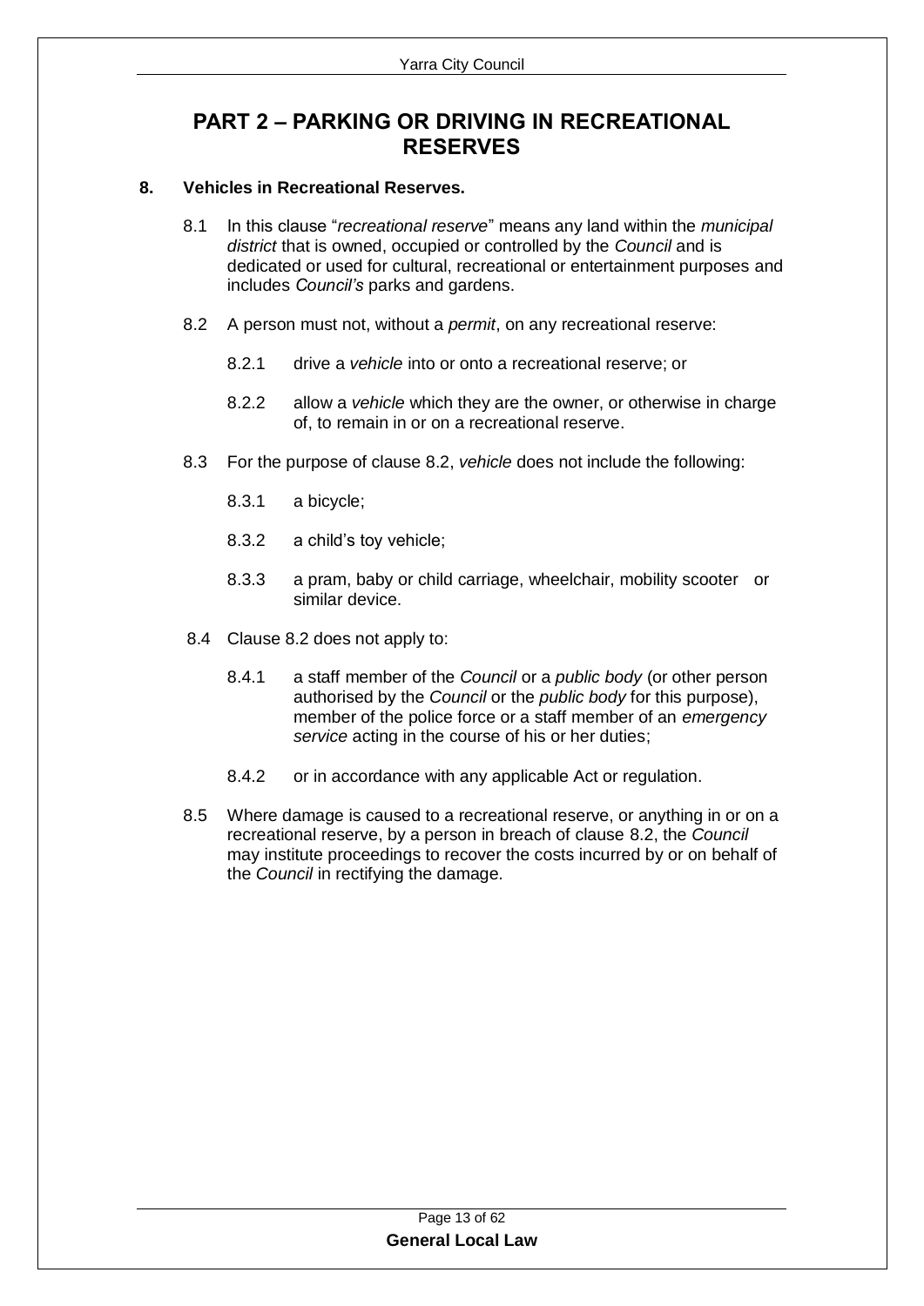# PART 2 – PARKING OR DRIVING IN RECREATIONAL RESERVES

## 8. Vehicles in Recreational Reserves.

8.1 In this clause "*recreational reserve*" means any land within the *municipal district* that is owned, occupied or controlled by the *Council* and is dedicated or used for cultural, recreational or entertainment purposes and includes *Council's* parks and gardens.

8.2 A person must not, without a *permit*, on any recreational reserve:

- 8.2.1 drive a *vehicle* into or onto a recreational reserve; or
- 8.2.2 allow a *vehicle* which they are the owner, or otherwise in charge of, to remain in or on a recreational reserve.

8.3 For the purpose of clause 8.2, *vehicle* does not include the following:

- 8.3.1 a bicycle;
- 8.3.2 a child's toy vehicle;
- 8.3.3 a pram, baby or child carriage, wheelchair, mobility scooter or similar device.

8.4 Clause 8.2 does not apply to:

- 8.4.1 a staff member of the *Council* or a *public body* (or other person authorised by the *Council* or the *public body* for this purpose), member of the police force or a staff member of an *emergency service* acting in the course of his or her duties;
- 8.4.2 or in accordance with any applicable Act or regulation.

8.5 Where damage is caused to a recreational reserve, or anything in or on a recreational reserve, by a person in breach of clause 8.2, the *Council* may institute proceedings to recover the costs incurred by or on behalf of the *Council* in rectifying the damage.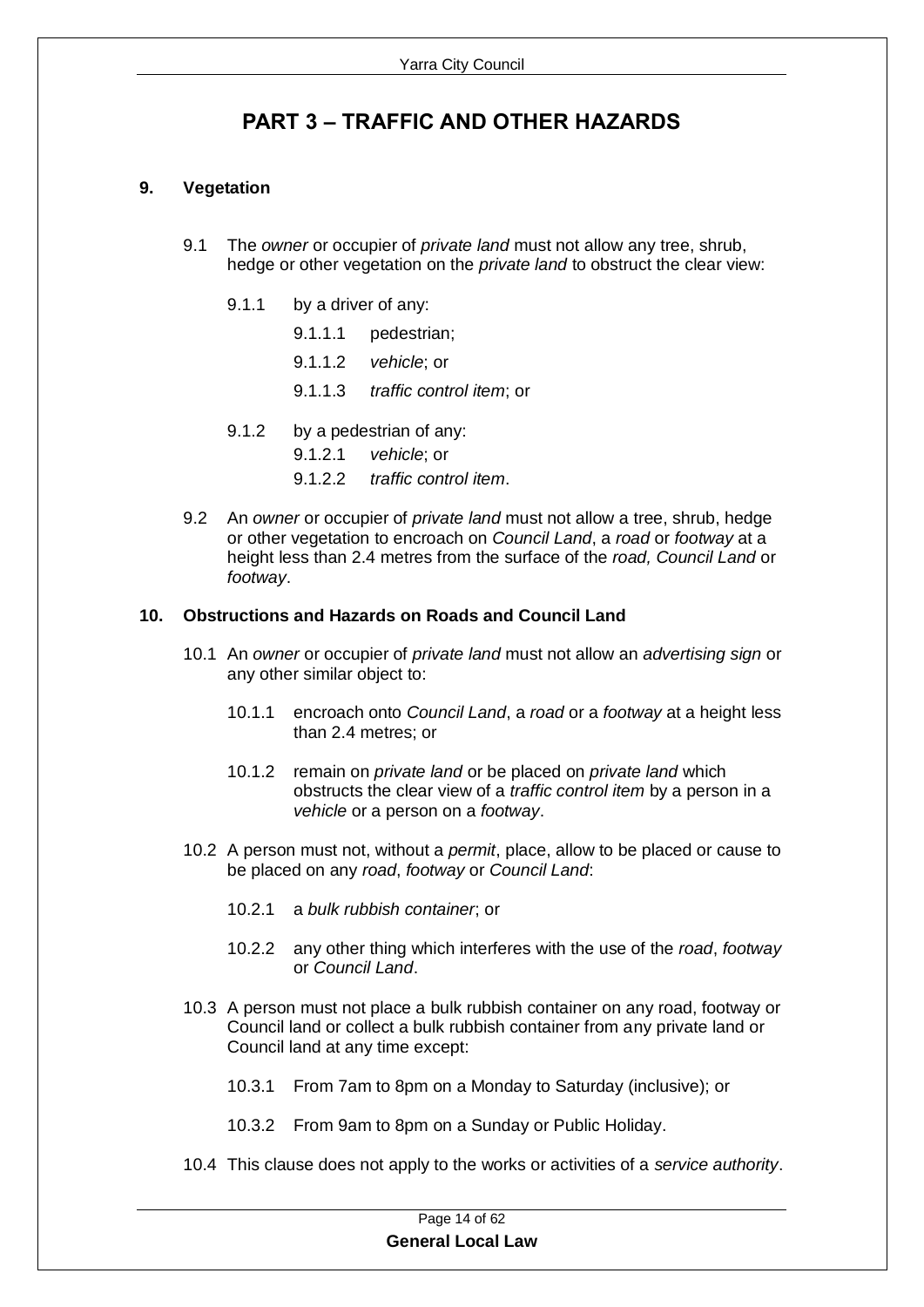## PART 3 – TRAFFIC AND OTHER HAZARDS

### 9. Vegetation

9.1 The *owner* or occupier of *private land* must not allow any tree, shrub, hedge or other vegetation on the *private land* to obstruct the clear view:

9.1.1 by a driver of any:

9.1.1.1 pedestrian;

9.1.1.2 *vehicle*; or

9.1.1.3 *traffic control item*; or

9.1.2 by a pedestrian of any:

9.1.2.1 *vehicle*; or

9.1.2.2 *traffic control item*.

9.2 An *owner* or occupier of *private land* must not allow a tree, shrub, hedge or other vegetation to encroach on *Council Land*, a *road* or *footway* at a height less than 2.4 metres from the surface of the *road, Council Land* or *footway*.

### 10. Obstructions and Hazards on Roads and Council Land

10.1 An *owner* or occupier of *private land* must not allow an *advertising sign* or any other similar object to:

10.1.1 encroach onto *Council Land*, a *road* or a *footway* at a height less than 2.4 metres; or

10.1.2 remain on *private land* or be placed on *private land* which obstructs the clear view of a *traffic control item* by a person in a *vehicle* or a person on a *footway*.

10.2 A person must not, without a *permit*, place, allow to be placed or cause to be placed on any *road*, *footway* or *Council Land*:

10.2.1 a *bulk rubbish container*; or

10.2.2 any other thing which interferes with the use of the *road*, *footway* or *Council Land*.

10.3 A person must not place a bulk rubbish container on any road, footway or Council land or collect a bulk rubbish container from any private land or Council land at any time except:

10.3.1 From 7am to 8pm on a Monday to Saturday (inclusive); or

10.3.2 From 9am to 8pm on a Sunday or Public Holiday.

10.4 This clause does not apply to the works or activities of a *service authority*.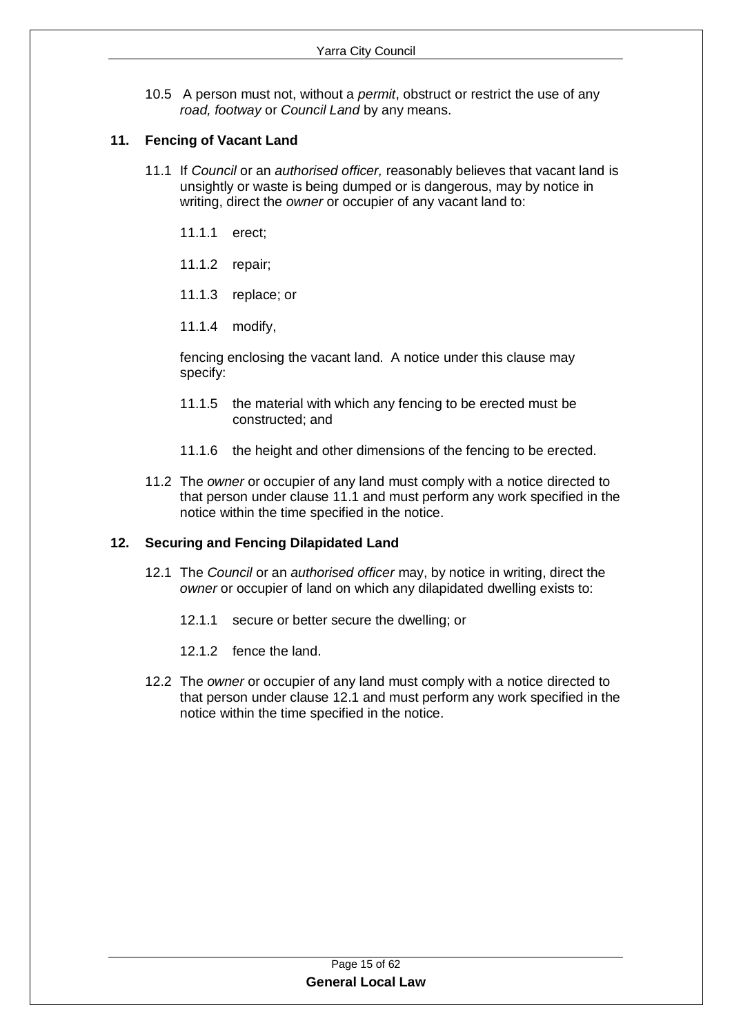10.5 A person must not, without a *permit*, obstruct or restrict the use of any *road, footway* or *Council Land* by any means.

## 11. Fencing of Vacant Land

11.1 If *Council* or an *authorised officer,* reasonably believes that vacant land is unsightly or waste is being dumped or is dangerous, may by notice in writing, direct the *owner* or occupier of any vacant land to:

11.1.1 erect;

11.1.2 repair;

11.1.3 replace; or

11.1.4 modify,

fencing enclosing the vacant land. A notice under this clause may specify:

11.1.5 the material with which any fencing to be erected must be constructed; and

11.1.6 the height and other dimensions of the fencing to be erected.

11.2 The *owner* or occupier of any land must comply with a notice directed to that person under clause 11.1 and must perform any work specified in the notice within the time specified in the notice.

## 12. Securing and Fencing Dilapidated Land

12.1 The *Council* or an *authorised officer* may, by notice in writing, direct the *owner* or occupier of land on which any dilapidated dwelling exists to:

12.1.1 secure or better secure the dwelling; or

12.1.2 fence the land.

12.2 The *owner* or occupier of any land must comply with a notice directed to that person under clause 12.1 and must perform any work specified in the notice within the time specified in the notice.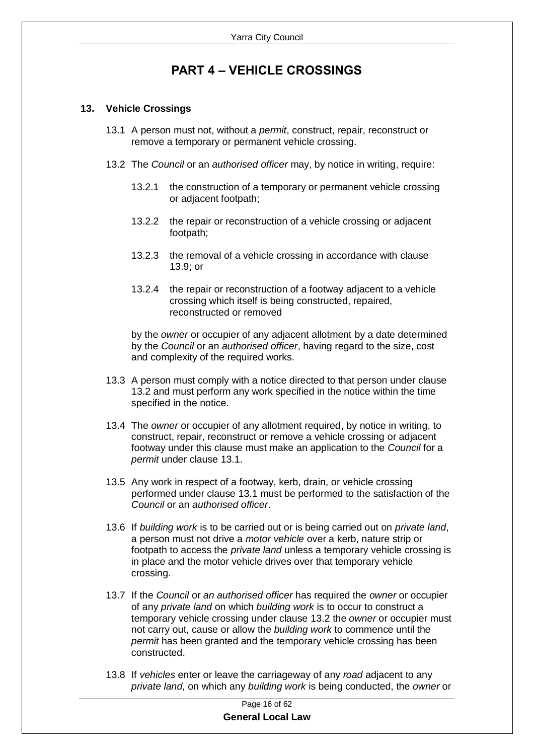# PART 4 – VEHICLE CROSSINGS

## 13. Vehicle Crossings

13.1 A person must not, without a *permit*, construct, repair, reconstruct or remove a temporary or permanent vehicle crossing.

13.2 The *Council* or an *authorised officer* may, by notice in writing, require:

- 13.2.1 the construction of a temporary or permanent vehicle crossing or adjacent footpath;
- 13.2.2 the repair or reconstruction of a vehicle crossing or adjacent footpath;
- 13.2.3 the removal of a vehicle crossing in accordance with clause 13.9; or
- 13.2.4 the repair or reconstruction of a footway adjacent to a vehicle crossing which itself is being constructed, repaired, reconstructed or removed

by the *owner* or occupier of any adjacent allotment by a date determined by the *Council* or an *authorised officer*, having regard to the size, cost and complexity of the required works.

13.3 A person must comply with a notice directed to that person under clause 13.2 and must perform any work specified in the notice within the time specified in the notice.

13.4 The *owner* or occupier of any allotment required, by notice in writing, to construct, repair, reconstruct or remove a vehicle crossing or adjacent footway under this clause must make an application to the *Council* for a *permit* under clause 13.1.

13.5 Any work in respect of a footway, kerb, drain, or vehicle crossing performed under clause 13.1 must be performed to the satisfaction of the *Council* or an *authorised officer*.

13.6 If *building work* is to be carried out or is being carried out on *private land*, a person must not drive a *motor vehicle* over a kerb, nature strip or footpath to access the *private land* unless a temporary vehicle crossing is in place and the motor vehicle drives over that temporary vehicle crossing.

13.7 If the *Council* or *an authorised officer* has required the *owner* or occupier of any *private land* on which *building work* is to occur to construct a temporary vehicle crossing under clause 13.2 the *owner* or occupier must not carry out, cause or allow the *building work* to commence until the *permit* has been granted and the temporary vehicle crossing has been constructed.

13.8 If *vehicles* enter or leave the carriageway of any *road* adjacent to any *private land,* on which any *building work* is being conducted, the *owner* or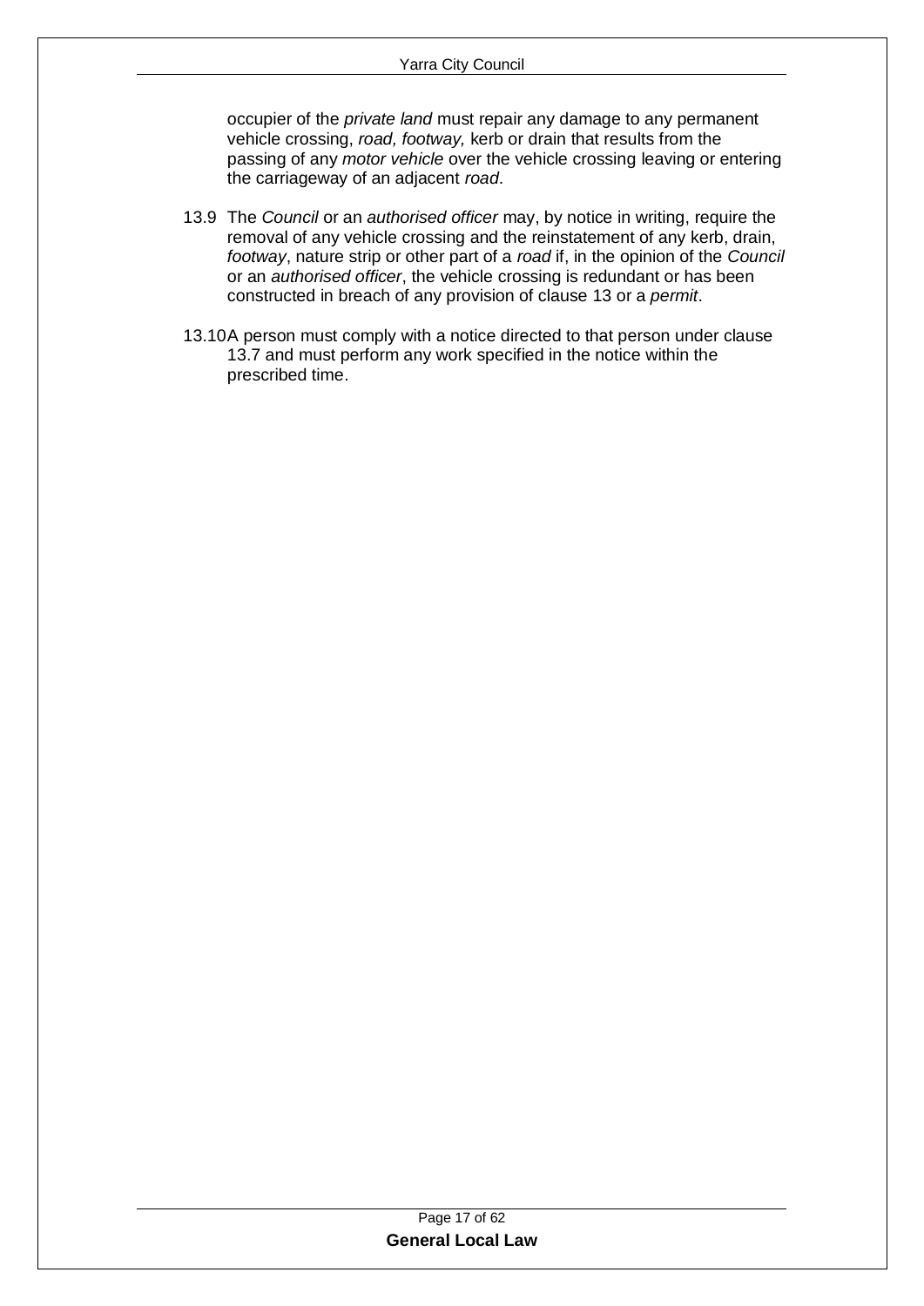occupier of the *private land* must repair any damage to any permanent vehicle crossing, *road, footway,* kerb or drain that results from the passing of any *motor vehicle* over the vehicle crossing leaving or entering the carriageway of an adjacent *road*.

13.9 The *Council* or an *authorised officer* may, by notice in writing, require the removal of any vehicle crossing and the reinstatement of any kerb, drain, *footway*, nature strip or other part of a *road* if, in the opinion of the *Council* or an *authorised officer*, the vehicle crossing is redundant or has been constructed in breach of any provision of clause 13 or a *permit*.

13.10 A person must comply with a notice directed to that person under clause 13.7 and must perform any work specified in the notice within the prescribed time.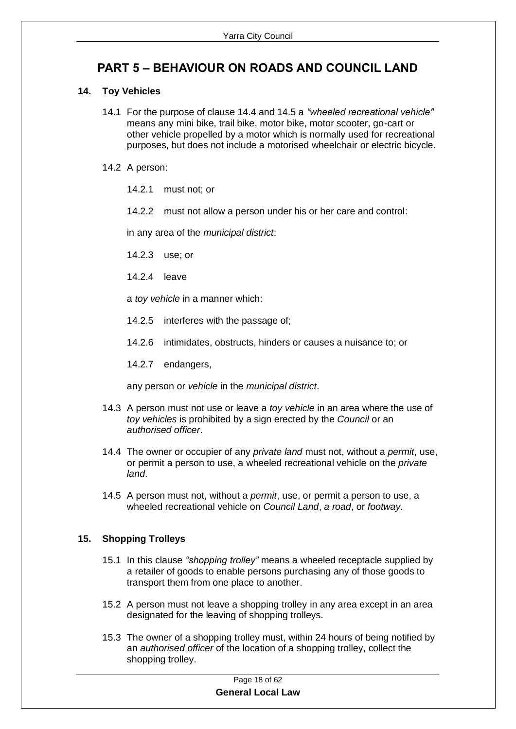# PART 5 – BEHAVIOUR ON ROADS AND COUNCIL LAND

## 14. Toy Vehicles

14.1 For the purpose of clause 14.4 and 14.5 a *"wheeled recreational vehicle"* means any mini bike, trail bike, motor bike, motor scooter, go-cart or other vehicle propelled by a motor which is normally used for recreational purposes, but does not include a motorised wheelchair or electric bicycle.

14.2 A person:

14.2.1 must not; or

14.2.2 must not allow a person under his or her care and control:

in any area of the *municipal district*:

14.2.3 use; or

14.2.4 leave

a *toy vehicle* in a manner which:

14.2.5 interferes with the passage of;

14.2.6 intimidates, obstructs, hinders or causes a nuisance to; or

14.2.7 endangers,

any person or *vehicle* in the *municipal district*.

14.3 A person must not use or leave a *toy vehicle* in an area where the use of *toy vehicles* is prohibited by a sign erected by the *Council* or an *authorised officer*.

14.4 The owner or occupier of any *private land* must not, without a *permit*, use, or permit a person to use, a wheeled recreational vehicle on the *private land*.

14.5 A person must not, without a *permit*, use, or permit a person to use, a wheeled recreational vehicle on *Council Land*, *a road*, or *footway*.

## 15. Shopping Trolleys

15.1 In this clause *"shopping trolley"* means a wheeled receptacle supplied by a retailer of goods to enable persons purchasing any of those goods to transport them from one place to another.

15.2 A person must not leave a shopping trolley in any area except in an area designated for the leaving of shopping trolleys.

15.3 The owner of a shopping trolley must, within 24 hours of being notified by an *authorised officer* of the location of a shopping trolley, collect the shopping trolley.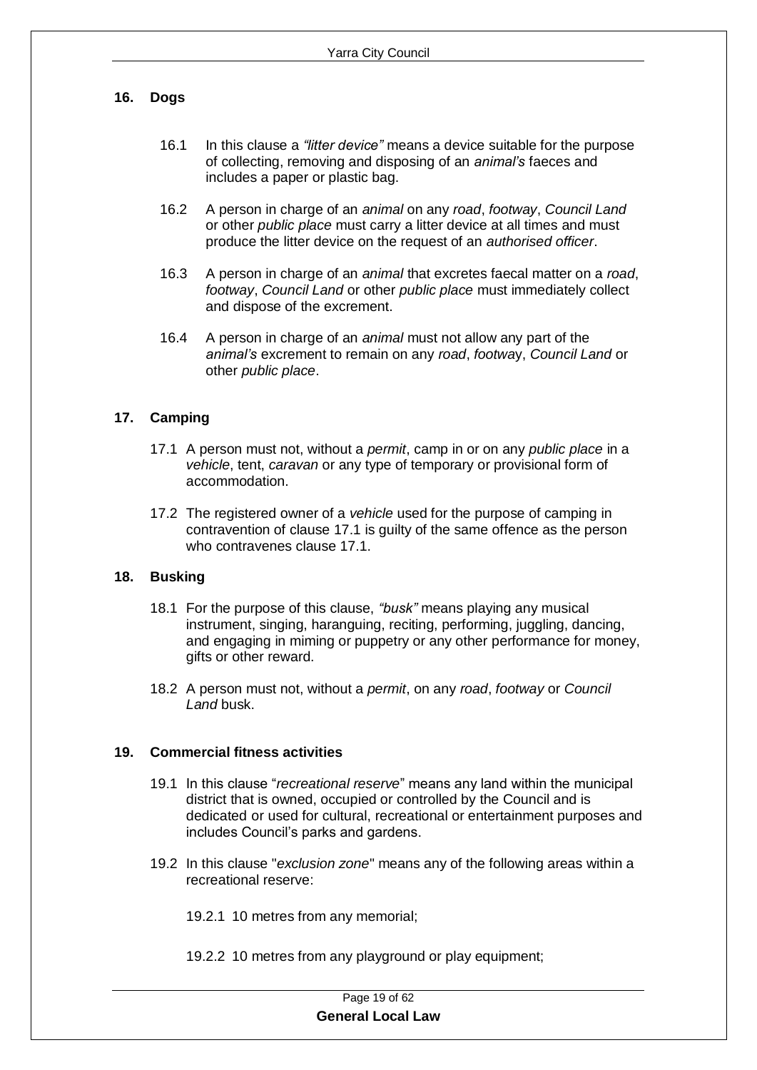## 16. Dogs

16.1 In this clause a *"litter device"* means a device suitable for the purpose of collecting, removing and disposing of an *animal's* faeces and includes a paper or plastic bag.

16.2 A person in charge of an *animal* on any *road*, *footway*, *Council Land* or other *public place* must carry a litter device at all times and must produce the litter device on the request of an *authorised officer*.

16.3 A person in charge of an *animal* that excretes faecal matter on a *road*, *footway*, *Council Land* or other *public place* must immediately collect and dispose of the excrement.

16.4 A person in charge of an *animal* must not allow any part of the *animal's* excrement to remain on any *road*, *footway*, *Council Land* or other *public place*.

## 17. Camping

17.1 A person must not, without a *permit*, camp in or on any *public place* in a *vehicle*, tent, *caravan* or any type of temporary or provisional form of accommodation.

17.2 The registered owner of a *vehicle* used for the purpose of camping in contravention of clause 17.1 is guilty of the same offence as the person who contravenes clause 17.1.

## 18. Busking

18.1 For the purpose of this clause, *"busk"* means playing any musical instrument, singing, haranguing, reciting, performing, juggling, dancing, and engaging in miming or puppetry or any other performance for money, gifts or other reward.

18.2 A person must not, without a *permit*, on any *road*, *footway* or *Council Land* busk.

## 19. Commercial fitness activities

19.1 In this clause "*recreational reserve*" means any land within the municipal district that is owned, occupied or controlled by the Council and is dedicated or used for cultural, recreational or entertainment purposes and includes Council's parks and gardens.

19.2 In this clause "*exclusion zone*" means any of the following areas within a recreational reserve:

19.2.1 10 metres from any memorial;

19.2.2 10 metres from any playground or play equipment;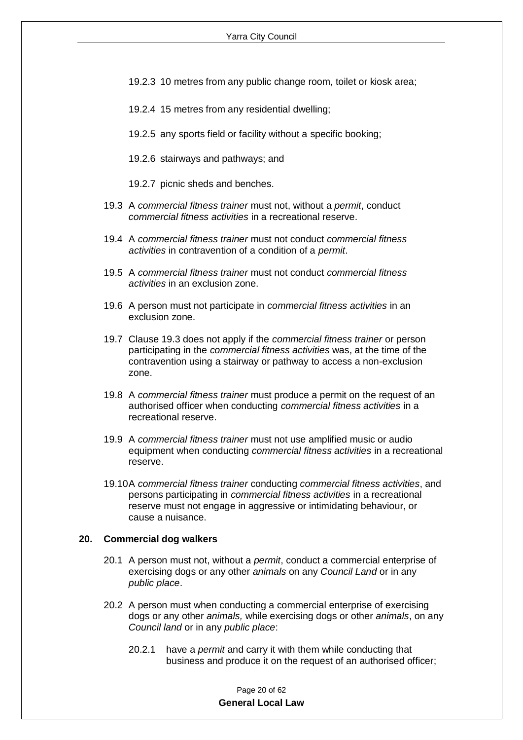19.2.3 10 metres from any public change room, toilet or kiosk area;

19.2.4 15 metres from any residential dwelling;

19.2.5 any sports field or facility without a specific booking;

19.2.6 stairways and pathways; and

19.2.7 picnic sheds and benches.

19.3 A *commercial fitness trainer* must not, without a *permit*, conduct *commercial fitness activities* in a recreational reserve.

19.4 A *commercial fitness trainer* must not conduct *commercial fitness activities* in contravention of a condition of a *permit*.

19.5 A *commercial fitness trainer* must not conduct *commercial fitness activities* in an exclusion zone.

19.6 A person must not participate in *commercial fitness activities* in an exclusion zone.

19.7 Clause 19.3 does not apply if the *commercial fitness trainer* or person participating in the *commercial fitness activities* was, at the time of the contravention using a stairway or pathway to access a non-exclusion zone.

19.8 A *commercial fitness trainer* must produce a permit on the request of an authorised officer when conducting *commercial fitness activities* in a recreational reserve.

19.9 A *commercial fitness trainer* must not use amplified music or audio equipment when conducting *commercial fitness activities* in a recreational reserve.

19.10 A *commercial fitness trainer* conducting *commercial fitness activities*, and persons participating in *commercial fitness activities* in a recreational reserve must not engage in aggressive or intimidating behaviour, or cause a nuisance.

**20. Commercial dog walkers**

20.1 A person must not, without a *permit*, conduct a commercial enterprise of exercising dogs or any other *animals* on any *Council Land* or in any *public place*.

20.2 A person must when conducting a commercial enterprise of exercising dogs or any other *animals,* while exercising dogs or other *animals*, on any *Council land* or in any *public place*:

20.2.1 have a *permit* and carry it with them while conducting that business and produce it on the request of an authorised officer;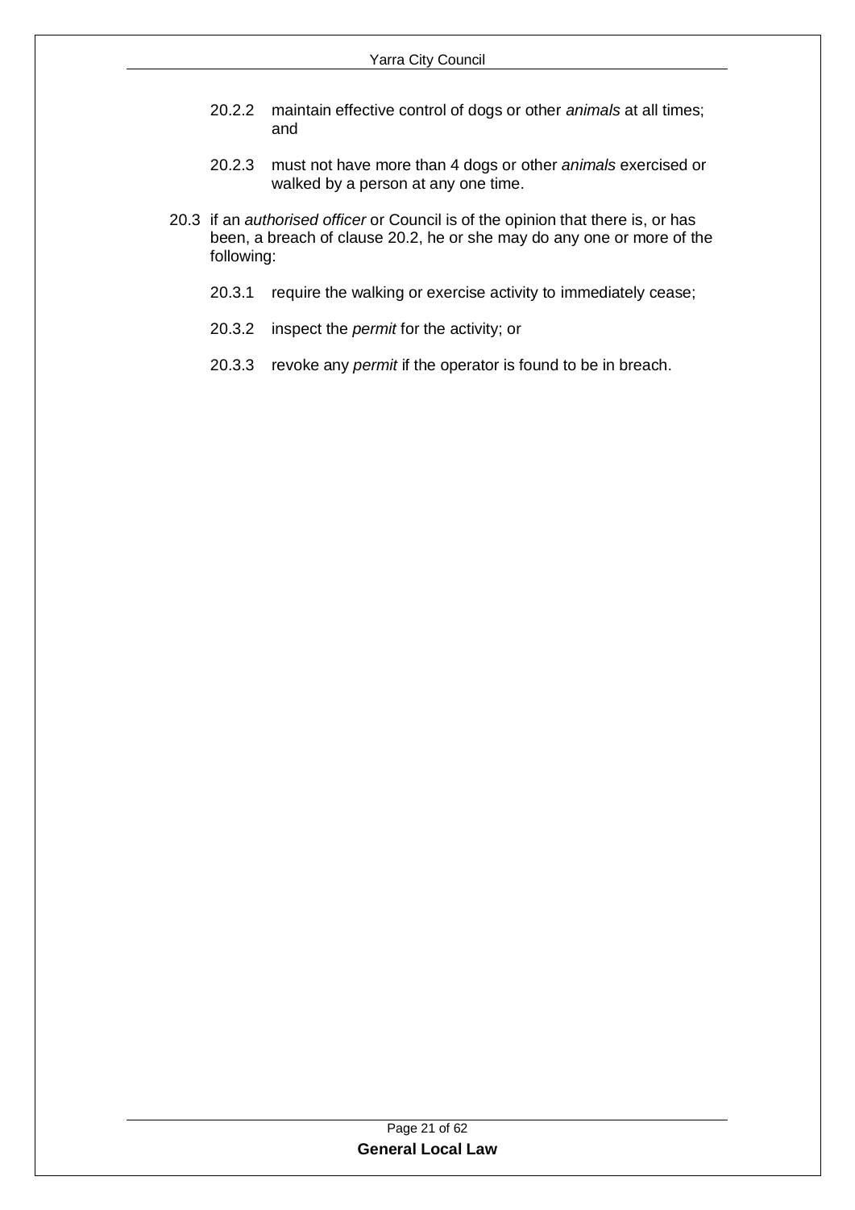20.2.2 maintain effective control of dogs or other *animals* at all times; and

20.2.3 must not have more than 4 dogs or other *animals* exercised or walked by a person at any one time.

20.3 if an *authorised officer* or Council is of the opinion that there is, or has been, a breach of clause 20.2, he or she may do any one or more of the following:

20.3.1 require the walking or exercise activity to immediately cease;

20.3.2 inspect the *permit* for the activity; or

20.3.3 revoke any *permit* if the operator is found to be in breach.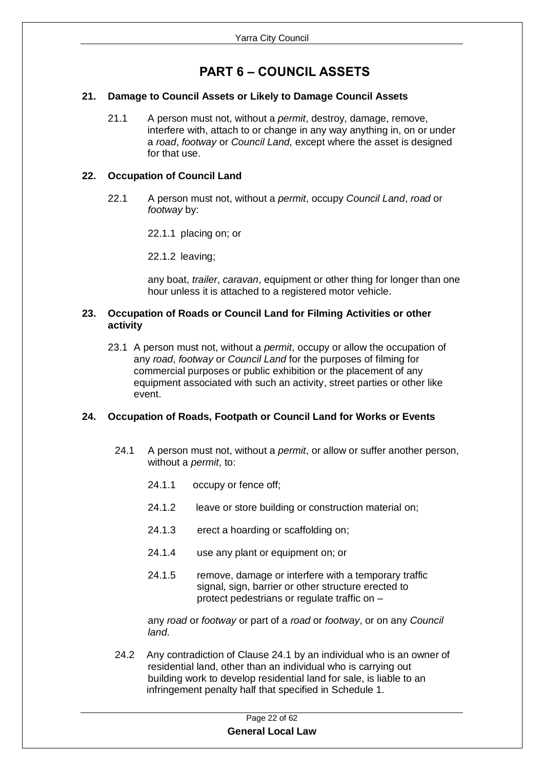# PART 6 – COUNCIL ASSETS

## 21. Damage to Council Assets or Likely to Damage Council Assets

21.1 A person must not, without a *permit*, destroy, damage, remove, interfere with, attach to or change in any way anything in, on or under a *road*, *footway* or *Council Land,* except where the asset is designed for that use.

## 22. Occupation of Council Land

22.1 A person must not, without a *permit*, occupy *Council Land*, *road* or *footway* by:

22.1.1 placing on; or

22.1.2 leaving;

any boat, *trailer*, *caravan*, equipment or other thing for longer than one hour unless it is attached to a registered motor vehicle.

## 23. Occupation of Roads or Council Land for Filming Activities or other activity

23.1 A person must not, without a *permit*, occupy or allow the occupation of any *road*, *footway* or *Council Land* for the purposes of filming for commercial purposes or public exhibition or the placement of any equipment associated with such an activity, street parties or other like event.

## 24. Occupation of Roads, Footpath or Council Land for Works or Events

24.1 A person must not, without a *permit*, or allow or suffer another person, without a *permit*, to:

24.1.1 occupy or fence off;

24.1.2 leave or store building or construction material on;

24.1.3 erect a hoarding or scaffolding on;

24.1.4 use any plant or equipment on; or

24.1.5 remove, damage or interfere with a temporary traffic signal, sign, barrier or other structure erected to protect pedestrians or regulate traffic on –

any *road* or *footway* or part of a *road* or *footway*, or on any *Council land*.

24.2 Any contradiction of Clause 24.1 by an individual who is an owner of residential land, other than an individual who is carrying out building work to develop residential land for sale, is liable to an infringement penalty half that specified in Schedule 1.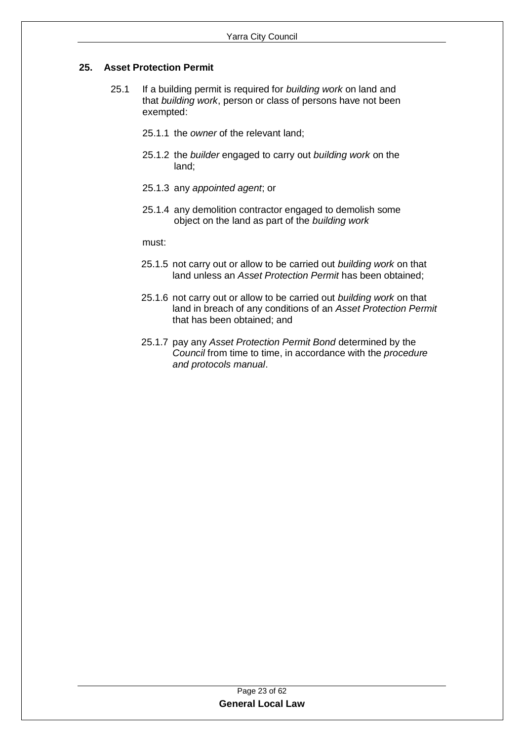## 25. Asset Protection Permit

25.1 If a building permit is required for *building work* on land and that *building work*, person or class of persons have not been exempted:

25.1.1 the *owner* of the relevant land;

25.1.2 the *builder* engaged to carry out *building work* on the land;

25.1.3 any *appointed agent*; or

25.1.4 any demolition contractor engaged to demolish some object on the land as part of the *building work*

must:

25.1.5 not carry out or allow to be carried out *building work* on that land unless an *Asset Protection Permit* has been obtained;

25.1.6 not carry out or allow to be carried out *building work* on that land in breach of any conditions of an *Asset Protection Permit* that has been obtained; and

25.1.7 pay any *Asset Protection Permit Bond* determined by the *Council* from time to time, in accordance with the *procedure and protocols manual*.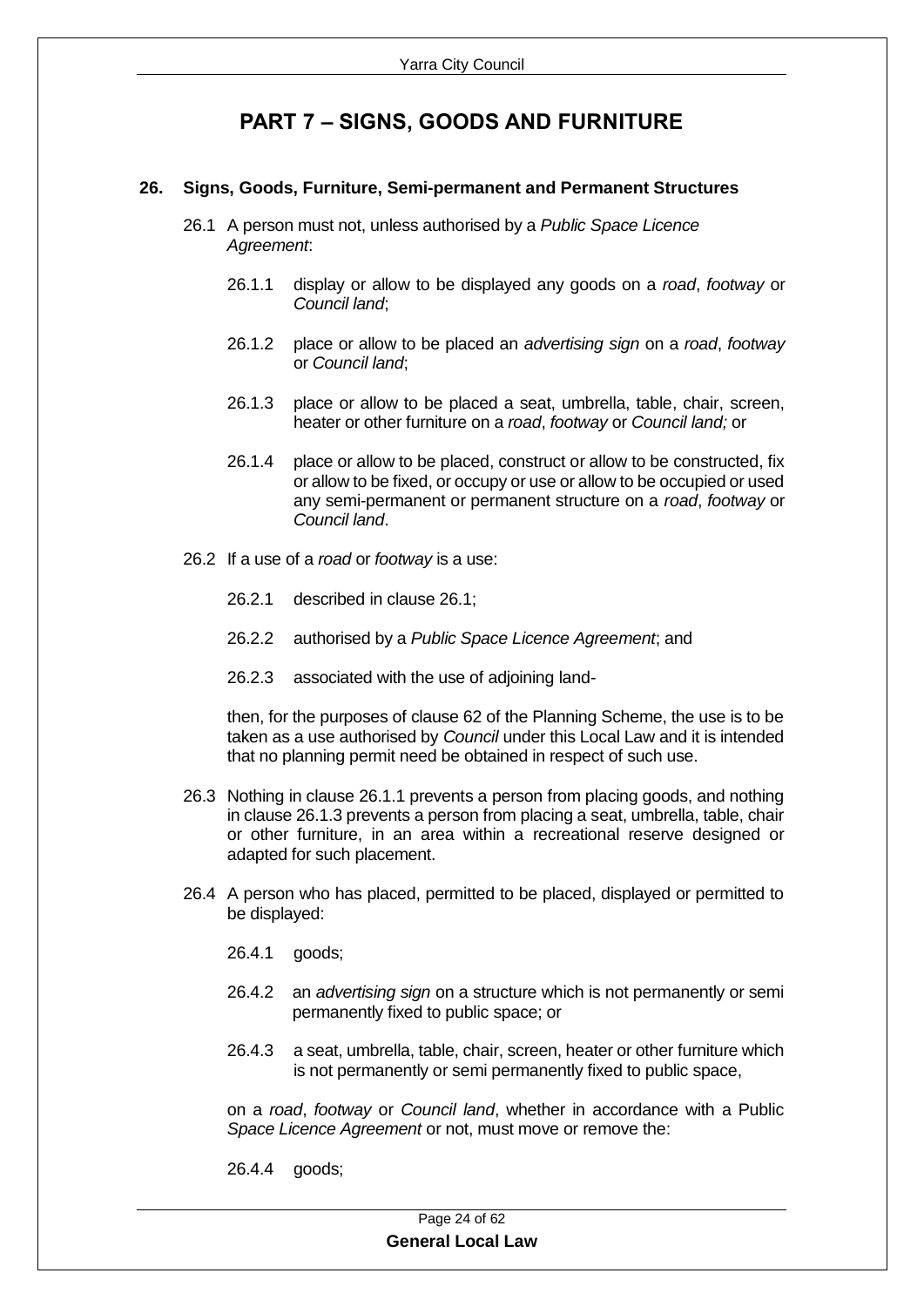# PART 7 – SIGNS, GOODS AND FURNITURE

## 26. Signs, Goods, Furniture, Semi-permanent and Permanent Structures

26.1 A person must not, unless authorised by a *Public Space Licence Agreement*:

26.1.1 display or allow to be displayed any goods on a *road*, *footway* or *Council land*;

26.1.2 place or allow to be placed an *advertising sign* on a *road*, *footway* or *Council land*;

26.1.3 place or allow to be placed a seat, umbrella, table, chair, screen, heater or other furniture on a *road*, *footway* or *Council land;* or

26.1.4 place or allow to be placed, construct or allow to be constructed, fix or allow to be fixed, or occupy or use or allow to be occupied or used any semi-permanent or permanent structure on a *road*, *footway* or *Council land*.

26.2 If a use of a *road* or *footway* is a use:

26.2.1 described in clause 26.1;

26.2.2 authorised by a *Public Space Licence Agreement*; and

26.2.3 associated with the use of adjoining land-

then, for the purposes of clause 62 of the Planning Scheme, the use is to be taken as a use authorised by *Council* under this Local Law and it is intended that no planning permit need be obtained in respect of such use.

26.3 Nothing in clause 26.1.1 prevents a person from placing goods, and nothing in clause 26.1.3 prevents a person from placing a seat, umbrella, table, chair or other furniture, in an area within a recreational reserve designed or adapted for such placement.

26.4 A person who has placed, permitted to be placed, displayed or permitted to be displayed:

26.4.1 goods;

26.4.2 an *advertising sign* on a structure which is not permanently or semi permanently fixed to public space; or

26.4.3 a seat, umbrella, table, chair, screen, heater or other furniture which is not permanently or semi permanently fixed to public space,

on a *road*, *footway* or *Council land*, whether in accordance with a Public *Space Licence Agreement* or not, must move or remove the:

26.4.4 goods;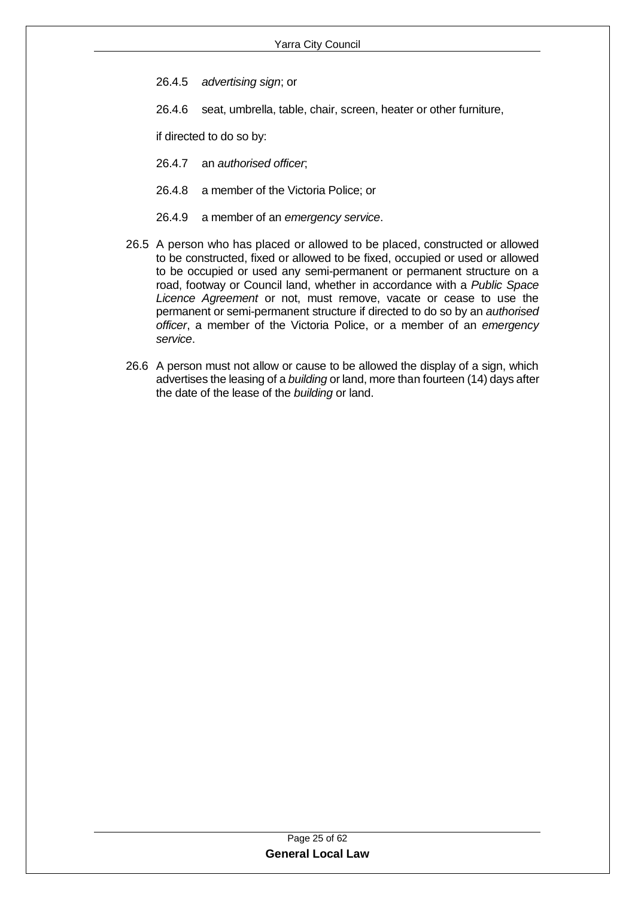26.4.5 *advertising sign*; or

26.4.6 seat, umbrella, table, chair, screen, heater or other furniture,

if directed to do so by:

26.4.7 an *authorised officer*;

26.4.8 a member of the Victoria Police; or

26.4.9 a member of an *emergency service*.

26.5 A person who has placed or allowed to be placed, constructed or allowed to be constructed, fixed or allowed to be fixed, occupied or used or allowed to be occupied or used any semi-permanent or permanent structure on a road, footway or Council land, whether in accordance with a *Public Space Licence Agreement* or not, must remove, vacate or cease to use the permanent or semi-permanent structure if directed to do so by an *authorised officer*, a member of the Victoria Police, or a member of an *emergency service*.

26.6 A person must not allow or cause to be allowed the display of a sign, which advertises the leasing of a *building* or land, more than fourteen (14) days after the date of the lease of the *building* or land.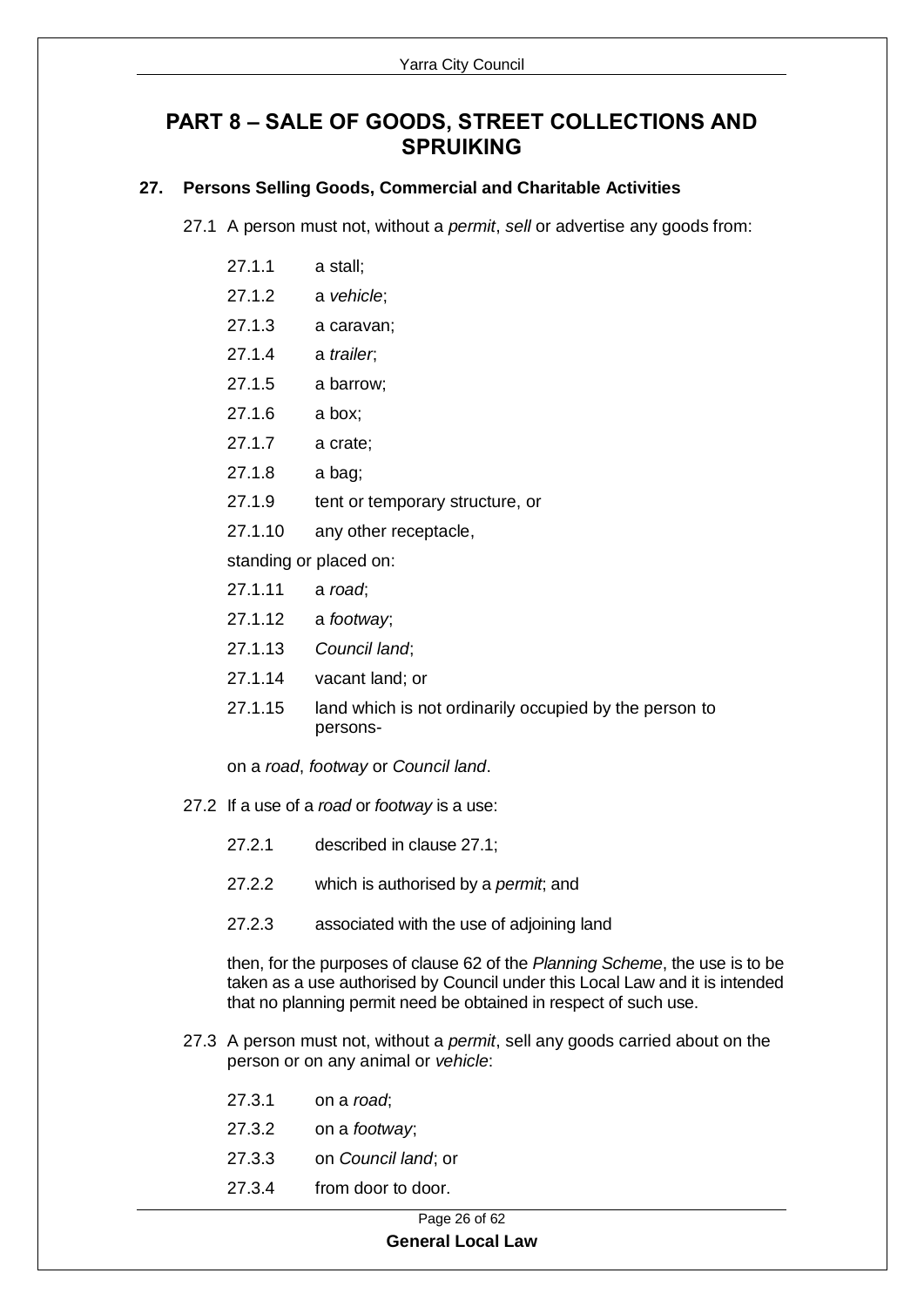# PART 8 – SALE OF GOODS, STREET COLLECTIONS AND SPRUIKING

## 27. Persons Selling Goods, Commercial and Charitable Activities

27.1 A person must not, without a *permit*, *sell* or advertise any goods from:

27.1.1 a stall;

27.1.2 a *vehicle*;

27.1.3 a caravan;

27.1.4 a *trailer*;

27.1.5 a barrow;

27.1.6 a box;

27.1.7 a crate;

27.1.8 a bag;

27.1.9 tent or temporary structure, or

27.1.10 any other receptacle,

standing or placed on:

27.1.11 a *road*;

27.1.12 a *footway*;

27.1.13 *Council land*;

27.1.14 vacant land; or

27.1.15 land which is not ordinarily occupied by the person to persons-

on a *road*, *footway* or *Council land*.

27.2 If a use of a *road* or *footway* is a use:

27.2.1 described in clause 27.1;

27.2.2 which is authorised by a *permit*; and

27.2.3 associated with the use of adjoining land

then, for the purposes of clause 62 of the *Planning Scheme*, the use is to be taken as a use authorised by Council under this Local Law and it is intended that no planning permit need be obtained in respect of such use.

27.3 A person must not, without a *permit*, sell any goods carried about on the person or on any animal or *vehicle*:

27.3.1 on a *road*;

27.3.2 on a *footway*;

27.3.3 on *Council land*; or

27.3.4 from door to door.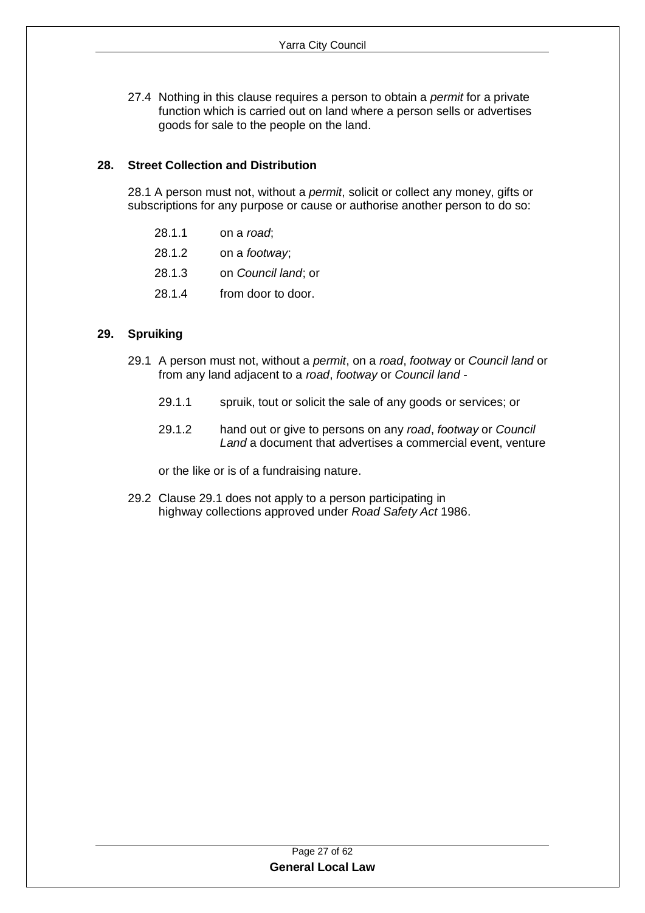27.4 Nothing in this clause requires a person to obtain a *permit* for a private function which is carried out on land where a person sells or advertises goods for sale to the people on the land.

## 28. Street Collection and Distribution

28.1 A person must not, without a *permit*, solicit or collect any money, gifts or subscriptions for any purpose or cause or authorise another person to do so:

- 28.1.1 on a *road*;
- 28.1.2 on a *footway*;
- 28.1.3 on *Council land*; or
- 28.1.4 from door to door.

## 29. Spruiking

29.1 A person must not, without a *permit*, on a *road*, *footway* or *Council land* or from any land adjacent to a *road*, *footway* or *Council land* -

- 29.1.1 spruik, tout or solicit the sale of any goods or services; or
- 29.1.2 hand out or give to persons on any *road*, *footway* or *Council Land* a document that advertises a commercial event, venture

or the like or is of a fundraising nature.

29.2 Clause 29.1 does not apply to a person participating in highway collections approved under *Road Safety Act* 1986.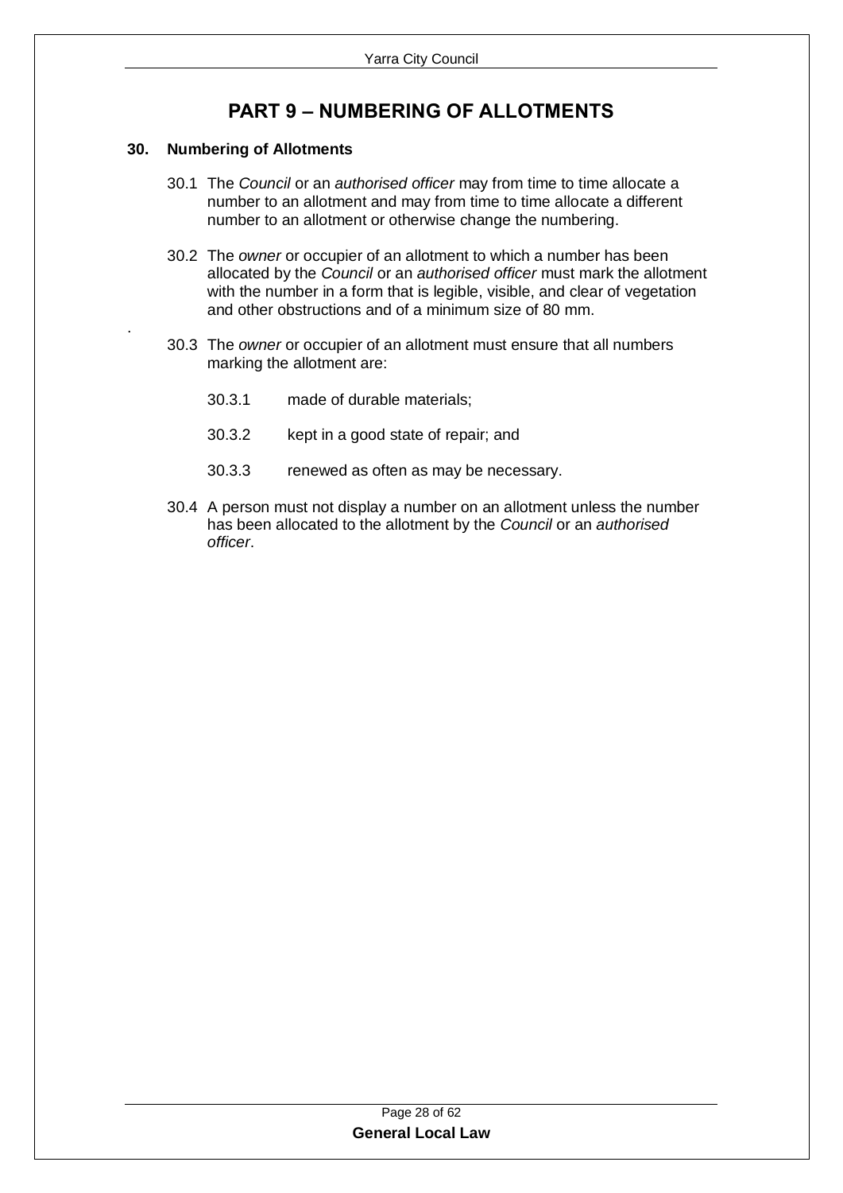# PART 9 – NUMBERING OF ALLOTMENTS

## 30. Numbering of Allotments

30.1 The *Council* or an *authorised officer* may from time to time allocate a number to an allotment and may from time to time allocate a different number to an allotment or otherwise change the numbering.

30.2 The *owner* or occupier of an allotment to which a number has been allocated by the *Council* or an *authorised officer* must mark the allotment with the number in a form that is legible, visible, and clear of vegetation and other obstructions and of a minimum size of 80 mm.

30.3 The *owner* or occupier of an allotment must ensure that all numbers marking the allotment are:

30.3.1 made of durable materials;

30.3.2 kept in a good state of repair; and

30.3.3 renewed as often as may be necessary.

30.4 A person must not display a number on an allotment unless the number has been allocated to the allotment by the *Council* or an *authorised officer*.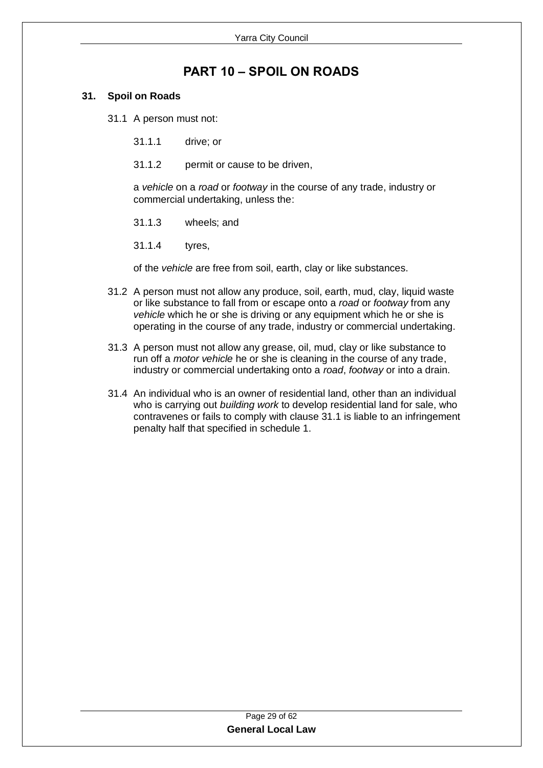# PART 10 – SPOIL ON ROADS

## 31. Spoil on Roads

31.1 A person must not:

31.1.1 drive; or

31.1.2 permit or cause to be driven,

a *vehicle* on a *road* or *footway* in the course of any trade, industry or commercial undertaking, unless the:

31.1.3 wheels; and

31.1.4 tyres,

of the *vehicle* are free from soil, earth, clay or like substances.

31.2 A person must not allow any produce, soil, earth, mud, clay, liquid waste or like substance to fall from or escape onto a *road* or *footway* from any *vehicle* which he or she is driving or any equipment which he or she is operating in the course of any trade, industry or commercial undertaking.

31.3 A person must not allow any grease, oil, mud, clay or like substance to run off a *motor vehicle* he or she is cleaning in the course of any trade, industry or commercial undertaking onto a *road*, *footway* or into a drain.

31.4 An individual who is an owner of residential land, other than an individual who is carrying out *building work* to develop residential land for sale, who contravenes or fails to comply with clause 31.1 is liable to an infringement penalty half that specified in schedule 1.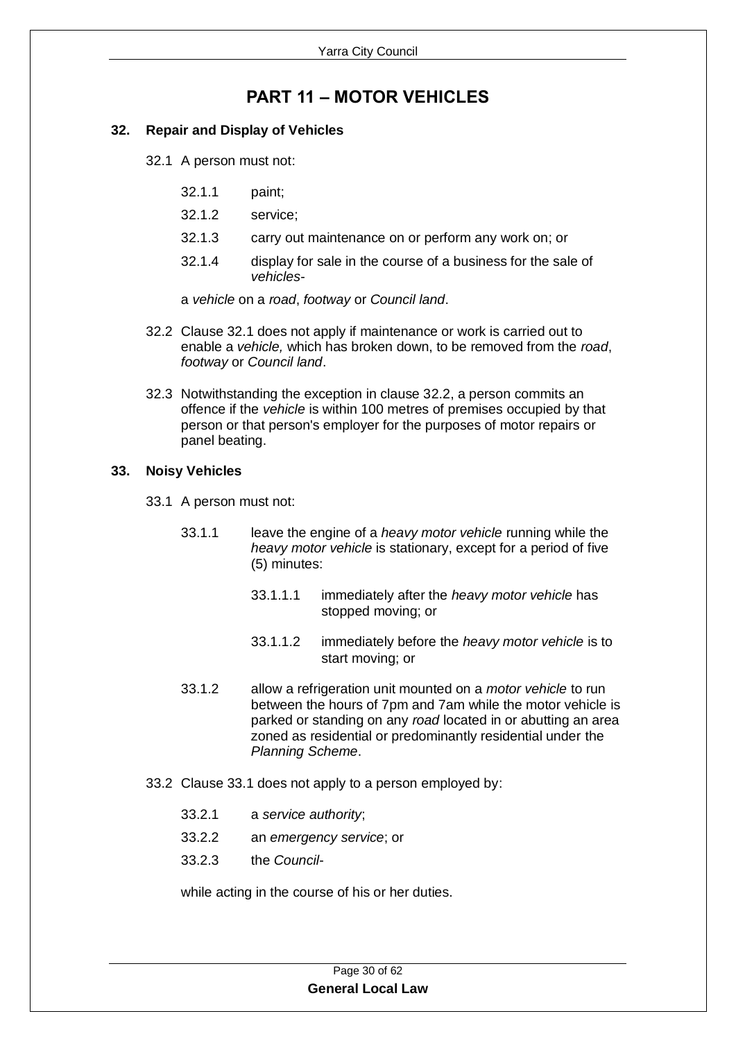# PART 11 – MOTOR VEHICLES

## 32. Repair and Display of Vehicles

32.1 A person must not:

- 32.1.1 paint;
- 32.1.2 service;
- 32.1.3 carry out maintenance on or perform any work on; or
- 32.1.4 display for sale in the course of a business for the sale of *vehicles*-

a *vehicle* on a *road*, *footway* or *Council land*.

32.2 Clause 32.1 does not apply if maintenance or work is carried out to enable a *vehicle,* which has broken down, to be removed from the *road*, *footway* or *Council land*.

32.3 Notwithstanding the exception in clause 32.2, a person commits an offence if the *vehicle* is within 100 metres of premises occupied by that person or that person's employer for the purposes of motor repairs or panel beating.

## 33. Noisy Vehicles

33.1 A person must not:

- 33.1.1 leave the engine of a *heavy motor vehicle* running while the *heavy motor vehicle* is stationary, except for a period of five (5) minutes:
  - 33.1.1.1 immediately after the *heavy motor vehicle* has stopped moving; or
  - 33.1.1.2 immediately before the *heavy motor vehicle* is to start moving; or
- 33.1.2 allow a refrigeration unit mounted on a *motor vehicle* to run between the hours of 7pm and 7am while the motor vehicle is parked or standing on any *road* located in or abutting an area zoned as residential or predominantly residential under the *Planning Scheme*.

33.2 Clause 33.1 does not apply to a person employed by:

- 33.2.1 a *service authority*;
- 33.2.2 an *emergency service*; or
- 33.2.3 the *Council*-

while acting in the course of his or her duties.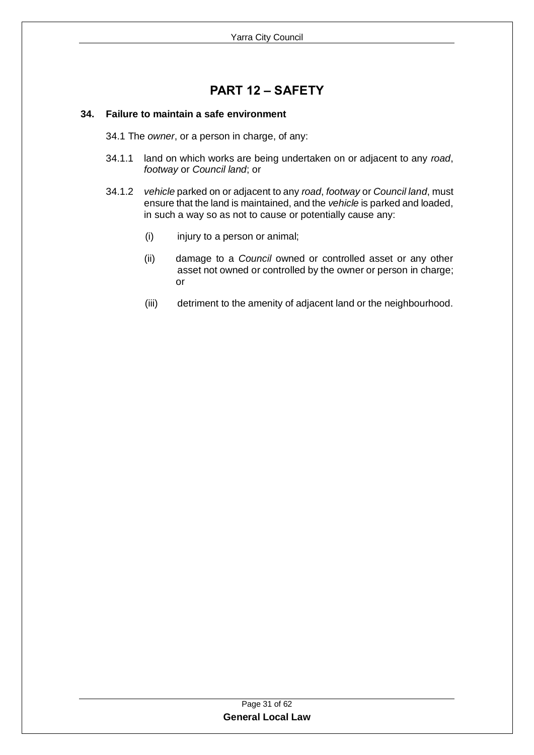# PART 12 – SAFETY

**34. Failure to maintain a safe environment**

34.1 The *owner*, or a person in charge, of any:

34.1.1 land on which works are being undertaken on or adjacent to any *road*, *footway* or *Council land*; or

34.1.2 *vehicle* parked on or adjacent to any *road*, *footway* or *Council land*, must ensure that the land is maintained, and the *vehicle* is parked and loaded, in such a way so as not to cause or potentially cause any:

(i) injury to a person or animal;

(ii) damage to a *Council* owned or controlled asset or any other asset not owned or controlled by the owner or person in charge; or

(iii) detriment to the amenity of adjacent land or the neighbourhood.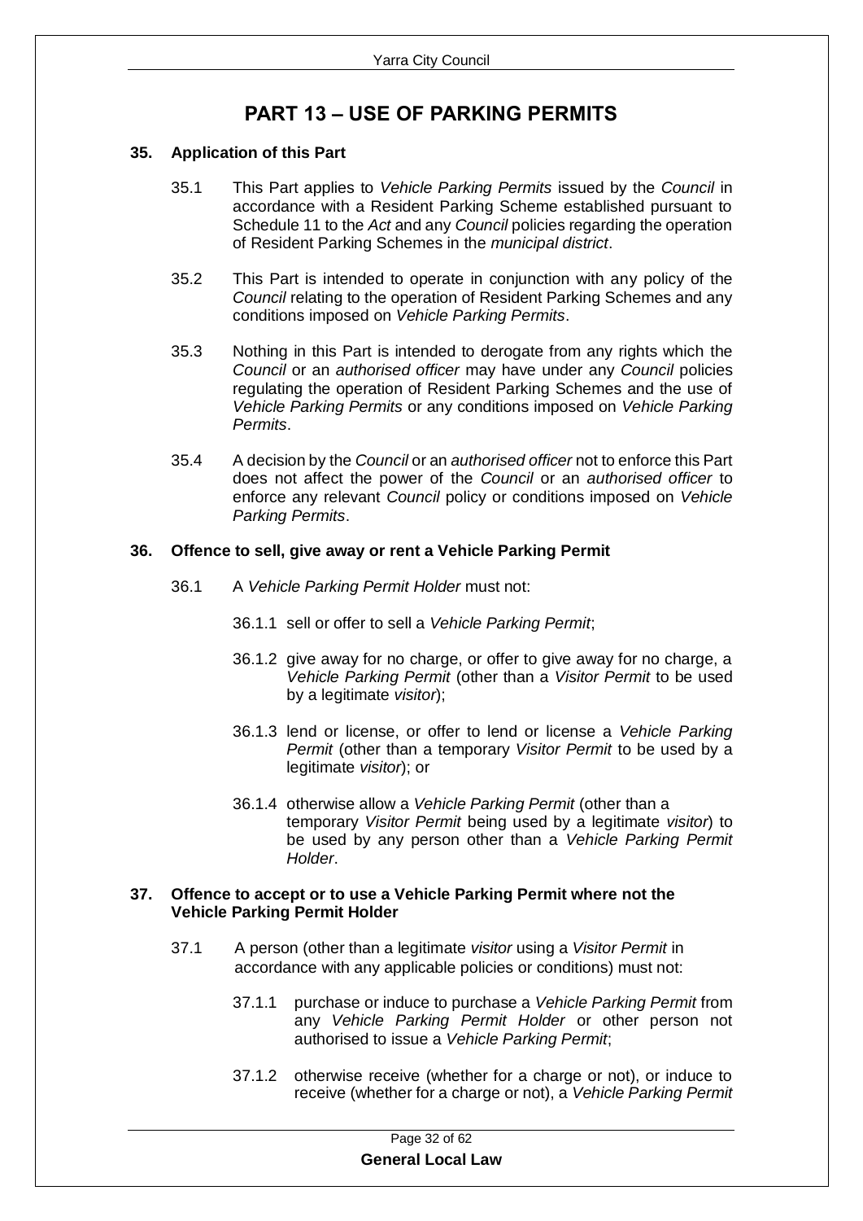# PART 13 – USE OF PARKING PERMITS

**35. Application of this Part**

35.1 This Part applies to *Vehicle Parking Permits* issued by the *Council* in accordance with a Resident Parking Scheme established pursuant to Schedule 11 to the *Act* and any *Council* policies regarding the operation of Resident Parking Schemes in the *municipal district*.

35.2 This Part is intended to operate in conjunction with any policy of the *Council* relating to the operation of Resident Parking Schemes and any conditions imposed on *Vehicle Parking Permits*.

35.3 Nothing in this Part is intended to derogate from any rights which the *Council* or an *authorised officer* may have under any *Council* policies regulating the operation of Resident Parking Schemes and the use of *Vehicle Parking Permits* or any conditions imposed on *Vehicle Parking Permits*.

35.4 A decision by the *Council* or an *authorised officer* not to enforce this Part does not affect the power of the *Council* or an *authorised officer* to enforce any relevant *Council* policy or conditions imposed on *Vehicle Parking Permits*.

**36. Offence to sell, give away or rent a Vehicle Parking Permit**

36.1 A *Vehicle Parking Permit Holder* must not:

36.1.1 sell or offer to sell a *Vehicle Parking Permit*;

36.1.2 give away for no charge, or offer to give away for no charge, a *Vehicle Parking Permit* (other than a *Visitor Permit* to be used by a legitimate *visitor*);

36.1.3 lend or license, or offer to lend or license a *Vehicle Parking Permit* (other than a temporary *Visitor Permit* to be used by a legitimate *visitor*); or

36.1.4 otherwise allow a *Vehicle Parking Permit* (other than a temporary *Visitor Permit* being used by a legitimate *visitor*) to be used by any person other than a *Vehicle Parking Permit Holder*.

**37. Offence to accept or to use a Vehicle Parking Permit where not the Vehicle Parking Permit Holder**

37.1 A person (other than a legitimate *visitor* using a *Visitor Permit* in accordance with any applicable policies or conditions) must not:

37.1.1 purchase or induce to purchase a *Vehicle Parking Permit* from any *Vehicle Parking Permit Holder* or other person not authorised to issue a *Vehicle Parking Permit*;

37.1.2 otherwise receive (whether for a charge or not), or induce to receive (whether for a charge or not), a *Vehicle Parking Permit*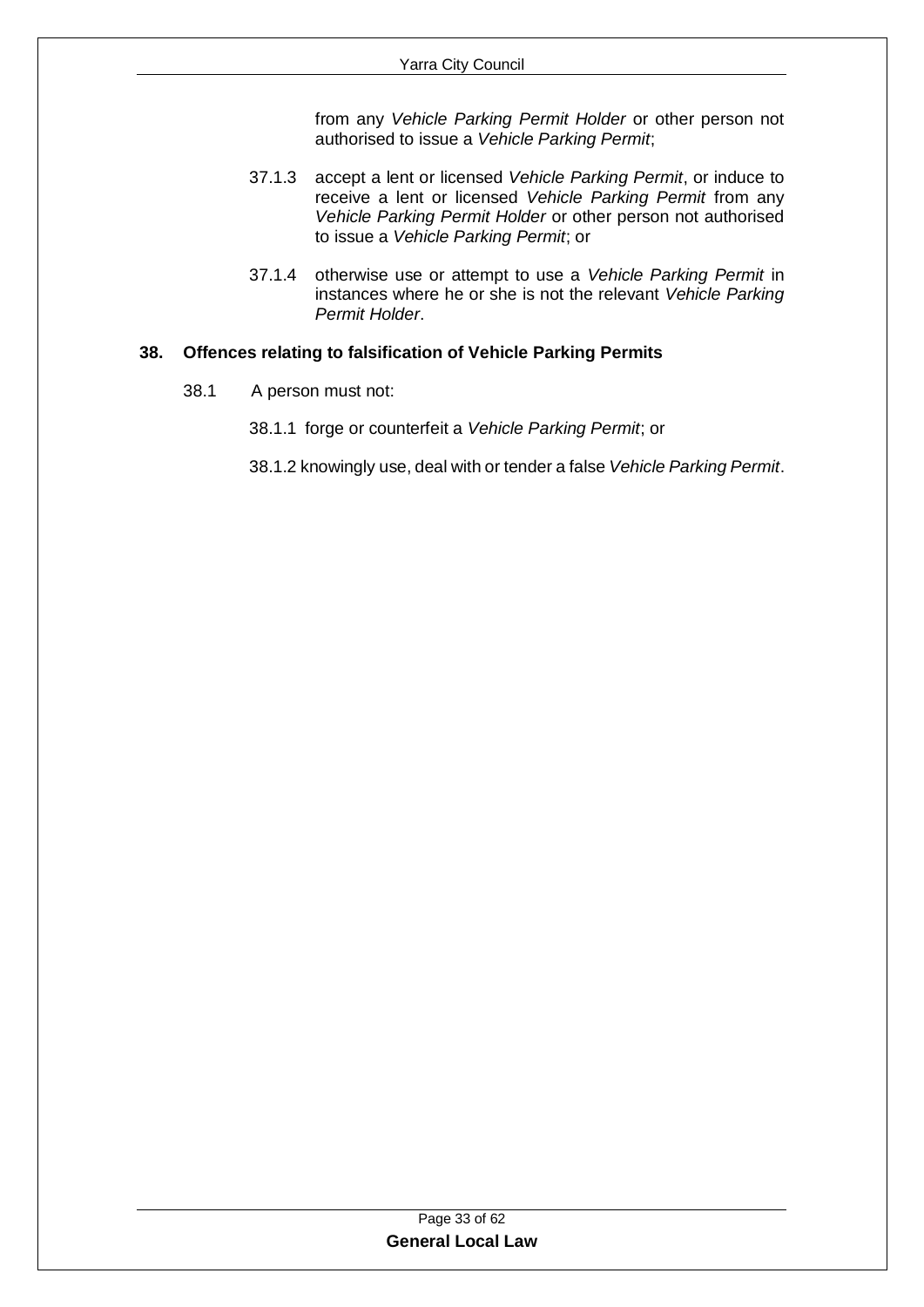from any *Vehicle Parking Permit Holder* or other person not authorised to issue a *Vehicle Parking Permit*;

37.1.3 accept a lent or licensed *Vehicle Parking Permit*, or induce to receive a lent or licensed *Vehicle Parking Permit* from any *Vehicle Parking Permit Holder* or other person not authorised to issue a *Vehicle Parking Permit*; or

37.1.4 otherwise use or attempt to use a *Vehicle Parking Permit* in instances where he or she is not the relevant *Vehicle Parking Permit Holder*.

## 38. Offences relating to falsification of Vehicle Parking Permits

38.1 A person must not:

38.1.1 forge or counterfeit a *Vehicle Parking Permit*; or

38.1.2 knowingly use, deal with or tender a false *Vehicle Parking Permit*.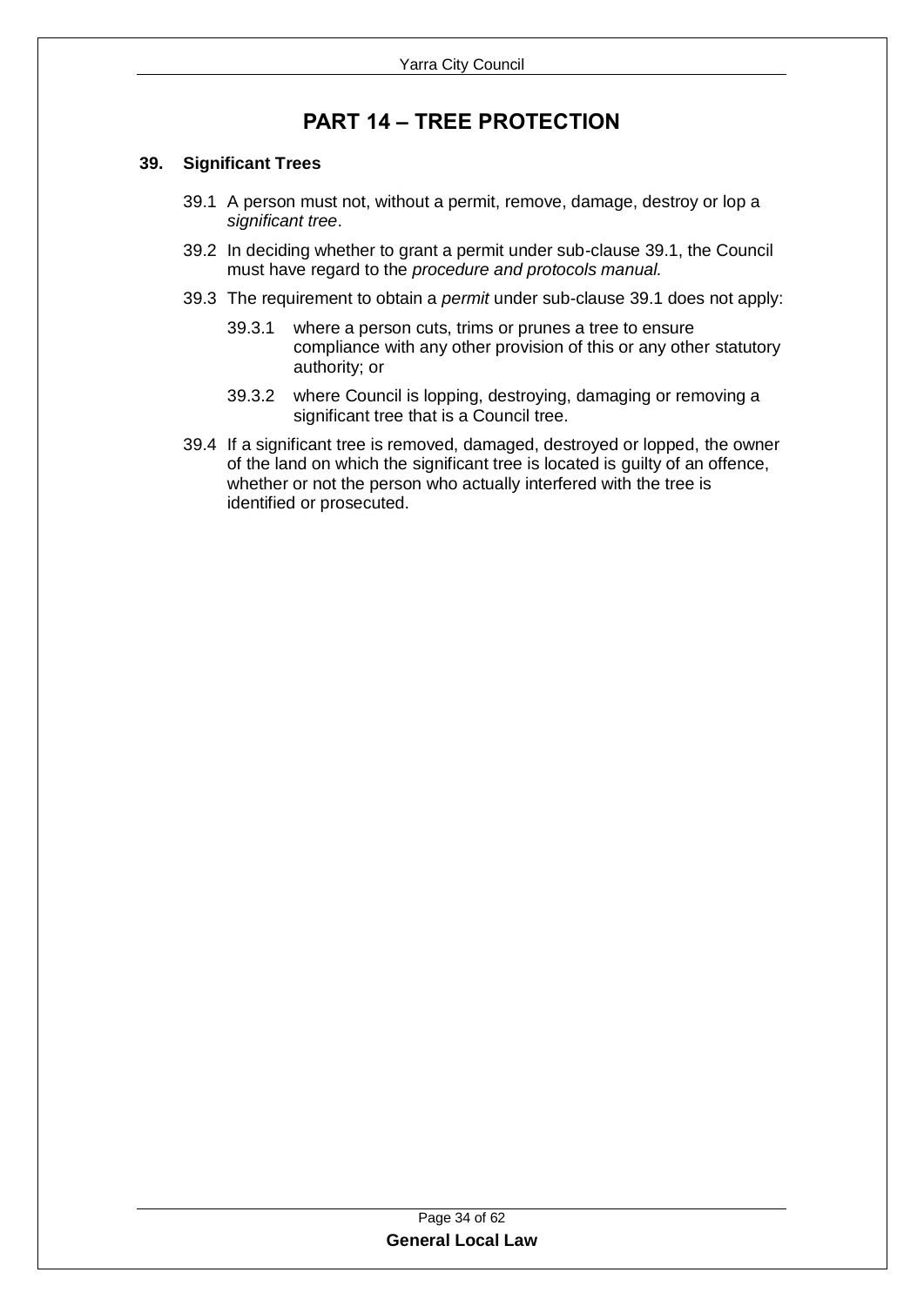# PART 14 – TREE PROTECTION

## 39. Significant Trees

39.1 A person must not, without a permit, remove, damage, destroy or lop a *significant tree*.

39.2 In deciding whether to grant a permit under sub-clause 39.1, the Council must have regard to the *procedure and protocols manual.*

39.3 The requirement to obtain a *permit* under sub-clause 39.1 does not apply:

39.3.1 where a person cuts, trims or prunes a tree to ensure compliance with any other provision of this or any other statutory authority; or

39.3.2 where Council is lopping, destroying, damaging or removing a significant tree that is a Council tree.

39.4 If a significant tree is removed, damaged, destroyed or lopped, the owner of the land on which the significant tree is located is guilty of an offence, whether or not the person who actually interfered with the tree is identified or prosecuted.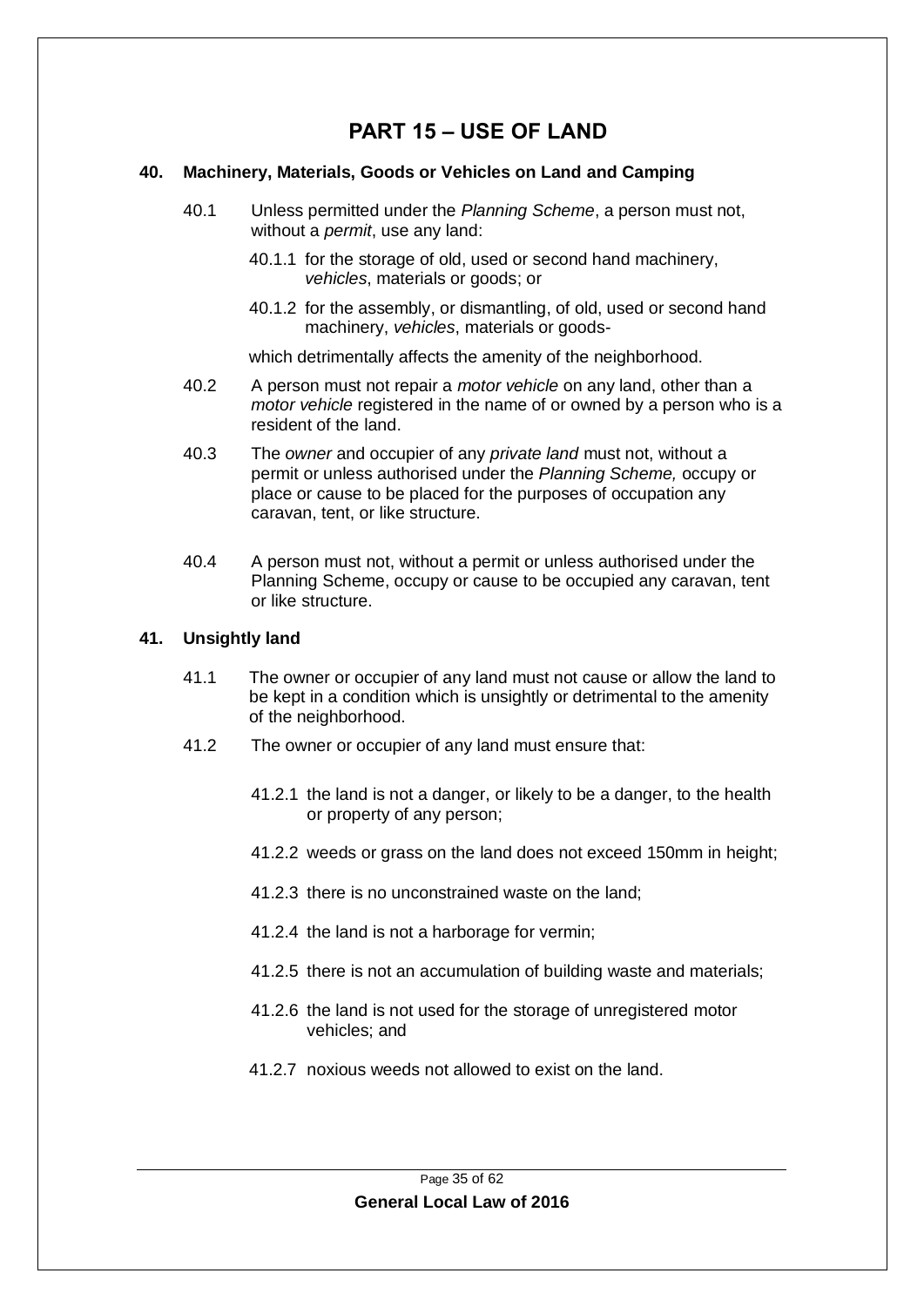# PART 15 – USE OF LAND

## 40. Machinery, Materials, Goods or Vehicles on Land and Camping

40.1 Unless permitted under the *Planning Scheme*, a person must not, without a *permit*, use any land:

40.1.1 for the storage of old, used or second hand machinery, *vehicles*, materials or goods; or

40.1.2 for the assembly, or dismantling, of old, used or second hand machinery, *vehicles*, materials or goods-

which detrimentally affects the amenity of the neighborhood.

40.2 A person must not repair a *motor vehicle* on any land, other than a *motor vehicle* registered in the name of or owned by a person who is a resident of the land.

40.3 The *owner* and occupier of any *private land* must not, without a permit or unless authorised under the *Planning Scheme,* occupy or place or cause to be placed for the purposes of occupation any caravan, tent, or like structure.

40.4 A person must not, without a permit or unless authorised under the Planning Scheme, occupy or cause to be occupied any caravan, tent or like structure.

## 41. Unsightly land

41.1 The owner or occupier of any land must not cause or allow the land to be kept in a condition which is unsightly or detrimental to the amenity of the neighborhood.

41.2 The owner or occupier of any land must ensure that:

41.2.1 the land is not a danger, or likely to be a danger, to the health or property of any person;

41.2.2 weeds or grass on the land does not exceed 150mm in height;

41.2.3 there is no unconstrained waste on the land;

41.2.4 the land is not a harborage for vermin;

41.2.5 there is not an accumulation of building waste and materials;

41.2.6 the land is not used for the storage of unregistered motor vehicles; and

41.2.7 noxious weeds not allowed to exist on the land.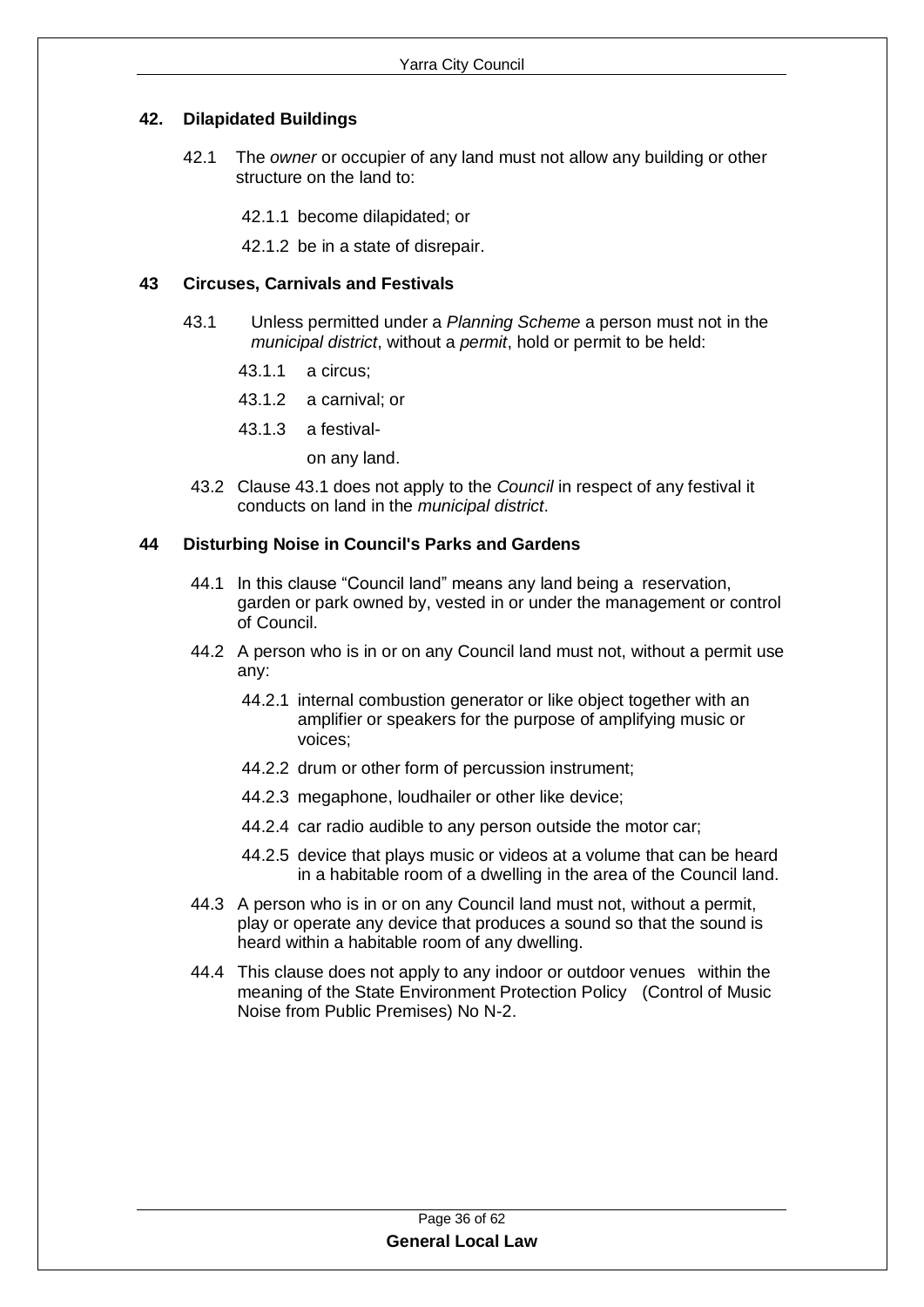## 42. Dilapidated Buildings

42.1 The *owner* or occupier of any land must not allow any building or other structure on the land to:

42.1.1 become dilapidated; or

42.1.2 be in a state of disrepair.

## 43 Circuses, Carnivals and Festivals

43.1 Unless permitted under a *Planning Scheme* a person must not in the *municipal district*, without a *permit*, hold or permit to be held:

43.1.1 a circus;

43.1.2 a carnival; or

43.1.3 a festival-

on any land.

43.2 Clause 43.1 does not apply to the *Council* in respect of any festival it conducts on land in the *municipal district*.

## 44 Disturbing Noise in Council's Parks and Gardens

44.1 In this clause "Council land" means any land being a reservation, garden or park owned by, vested in or under the management or control of Council.

44.2 A person who is in or on any Council land must not, without a permit use any:

44.2.1 internal combustion generator or like object together with an amplifier or speakers for the purpose of amplifying music or voices;

44.2.2 drum or other form of percussion instrument;

44.2.3 megaphone, loudhailer or other like device;

44.2.4 car radio audible to any person outside the motor car;

44.2.5 device that plays music or videos at a volume that can be heard in a habitable room of a dwelling in the area of the Council land.

44.3 A person who is in or on any Council land must not, without a permit, play or operate any device that produces a sound so that the sound is heard within a habitable room of any dwelling.

44.4 This clause does not apply to any indoor or outdoor venues within the meaning of the State Environment Protection Policy (Control of Music Noise from Public Premises) No N-2.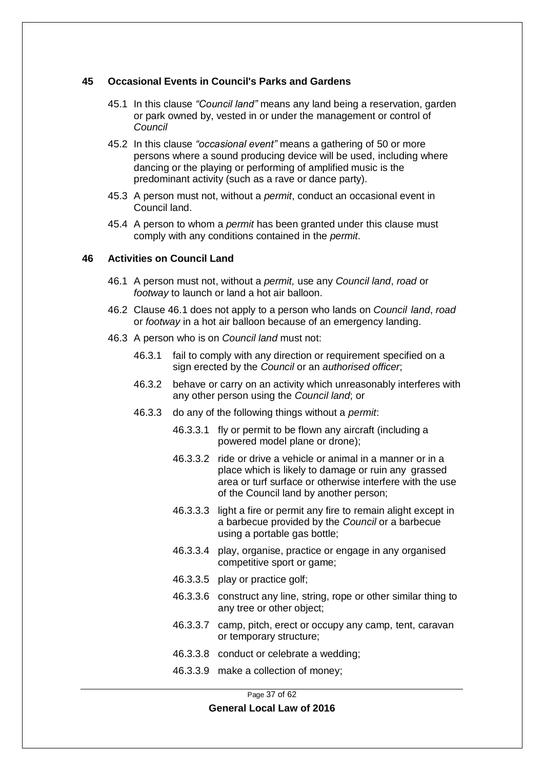## 45 Occasional Events in Council's Parks and Gardens

45.1 In this clause *"Council land"* means any land being a reservation, garden or park owned by, vested in or under the management or control of *Council*

45.2 In this clause *"occasional event"* means a gathering of 50 or more persons where a sound producing device will be used, including where dancing or the playing or performing of amplified music is the predominant activity (such as a rave or dance party).

45.3 A person must not, without a *permit*, conduct an occasional event in Council land.

45.4 A person to whom a *permit* has been granted under this clause must comply with any conditions contained in the *permit*.

## 46 Activities on Council Land

46.1 A person must not, without a *permit,* use any *Council land*, *road* or *footway* to launch or land a hot air balloon.

46.2 Clause 46.1 does not apply to a person who lands on *Council land*, *road* or *footway* in a hot air balloon because of an emergency landing.

46.3 A person who is on *Council land* must not:

- 46.3.1 fail to comply with any direction or requirement specified on a sign erected by the *Council* or an *authorised officer*;
- 46.3.2 behave or carry on an activity which unreasonably interferes with any other person using the *Council land*; or
- 46.3.3 do any of the following things without a *permit*:
  - 46.3.3.1 fly or permit to be flown any aircraft (including a powered model plane or drone);
  - 46.3.3.2 ride or drive a vehicle or animal in a manner or in a place which is likely to damage or ruin any grassed area or turf surface or otherwise interfere with the use of the Council land by another person;
  - 46.3.3.3 light a fire or permit any fire to remain alight except in a barbecue provided by the *Council* or a barbecue using a portable gas bottle;
  - 46.3.3.4 play, organise, practice or engage in any organised competitive sport or game;
  - 46.3.3.5 play or practice golf;
  - 46.3.3.6 construct any line, string, rope or other similar thing to any tree or other object;
  - 46.3.3.7 camp, pitch, erect or occupy any camp, tent, caravan or temporary structure;
  - 46.3.3.8 conduct or celebrate a wedding;
  - 46.3.3.9 make a collection of money;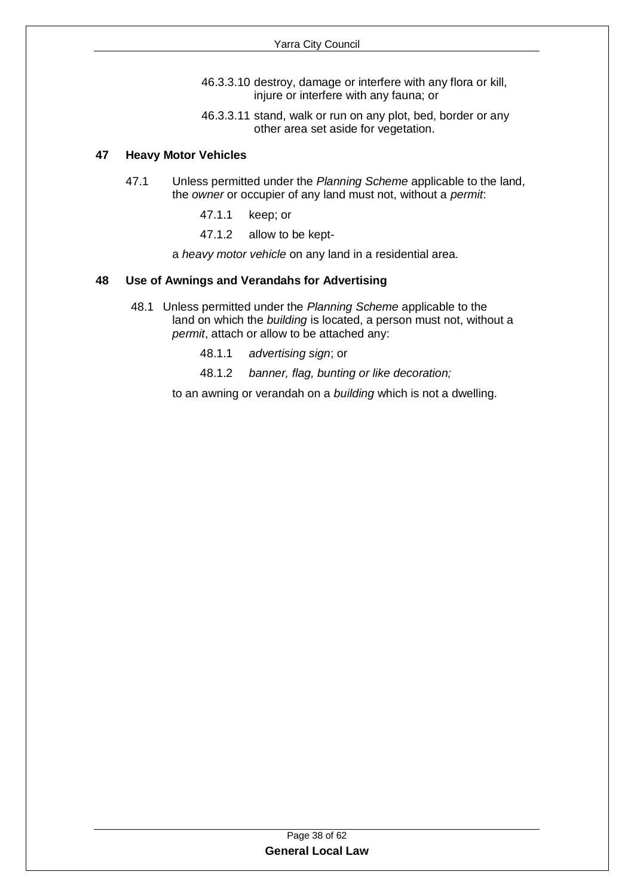46.3.3.10 destroy, damage or interfere with any flora or kill, injure or interfere with any fauna; or

46.3.3.11 stand, walk or run on any plot, bed, border or any other area set aside for vegetation.

## 47 Heavy Motor Vehicles

47.1 Unless permitted under the *Planning Scheme* applicable to the land, the *owner* or occupier of any land must not, without a *permit*:

47.1.1 keep; or

47.1.2 allow to be kept-

a *heavy motor vehicle* on any land in a residential area.

## 48 Use of Awnings and Verandahs for Advertising

48.1 Unless permitted under the *Planning Scheme* applicable to the land on which the *building* is located, a person must not, without a *permit*, attach or allow to be attached any:

48.1.1 *advertising sign*; or

48.1.2 *banner, flag, bunting or like decoration;*

to an awning or verandah on a *building* which is not a dwelling.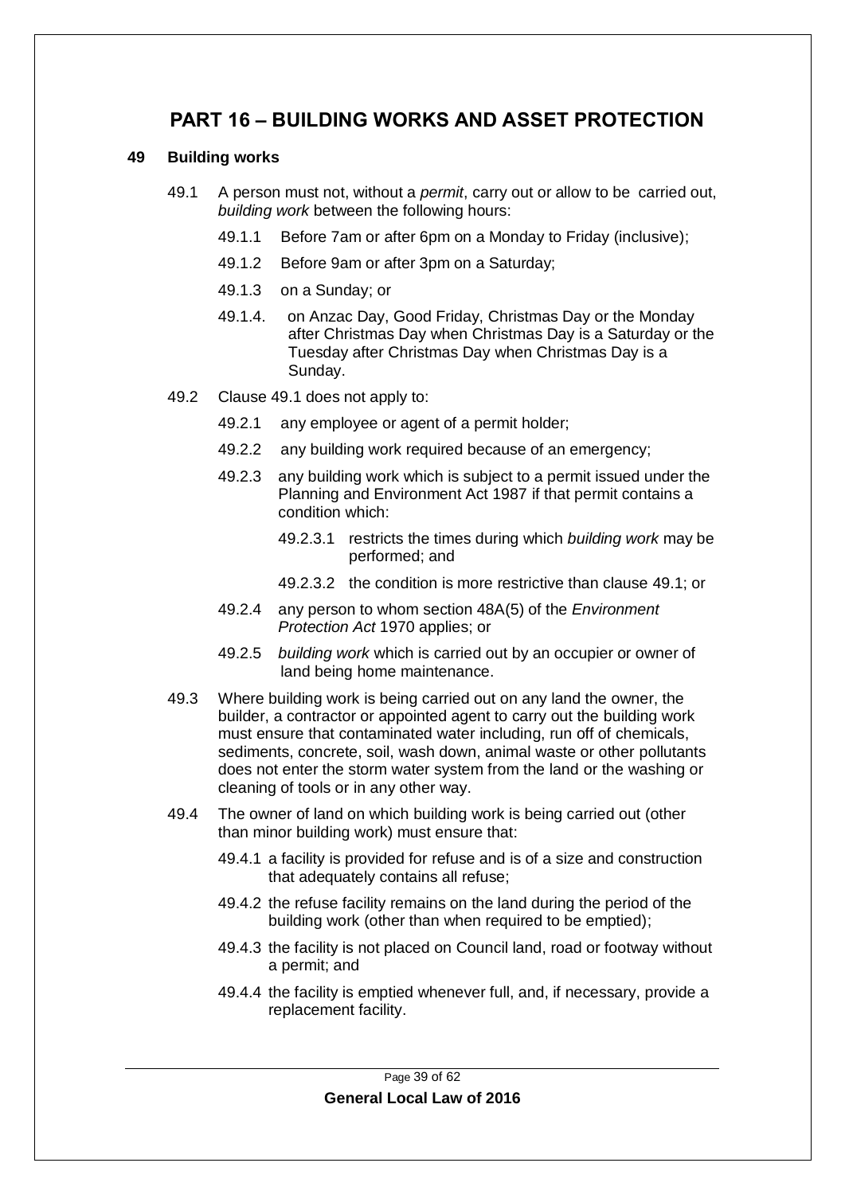# PART 16 – BUILDING WORKS AND ASSET PROTECTION

## 49 Building works

49.1 A person must not, without a *permit*, carry out or allow to be carried out, *building work* between the following hours:

49.1.1 Before 7am or after 6pm on a Monday to Friday (inclusive);

49.1.2 Before 9am or after 3pm on a Saturday;

49.1.3 on a Sunday; or

49.1.4. on Anzac Day, Good Friday, Christmas Day or the Monday after Christmas Day when Christmas Day is a Saturday or the Tuesday after Christmas Day when Christmas Day is a Sunday.

49.2 Clause 49.1 does not apply to:

49.2.1 any employee or agent of a permit holder;

49.2.2 any building work required because of an emergency;

49.2.3 any building work which is subject to a permit issued under the Planning and Environment Act 1987 if that permit contains a condition which:

49.2.3.1 restricts the times during which *building work* may be performed; and

49.2.3.2 the condition is more restrictive than clause 49.1; or

49.2.4 any person to whom section 48A(5) of the *Environment Protection Act* 1970 applies; or

49.2.5 *building work* which is carried out by an occupier or owner of land being home maintenance.

49.3 Where building work is being carried out on any land the owner, the builder, a contractor or appointed agent to carry out the building work must ensure that contaminated water including, run off of chemicals, sediments, concrete, soil, wash down, animal waste or other pollutants does not enter the storm water system from the land or the washing or cleaning of tools or in any other way.

49.4 The owner of land on which building work is being carried out (other than minor building work) must ensure that:

49.4.1 a facility is provided for refuse and is of a size and construction that adequately contains all refuse;

49.4.2 the refuse facility remains on the land during the period of the building work (other than when required to be emptied);

49.4.3 the facility is not placed on Council land, road or footway without a permit; and

49.4.4 the facility is emptied whenever full, and, if necessary, provide a replacement facility.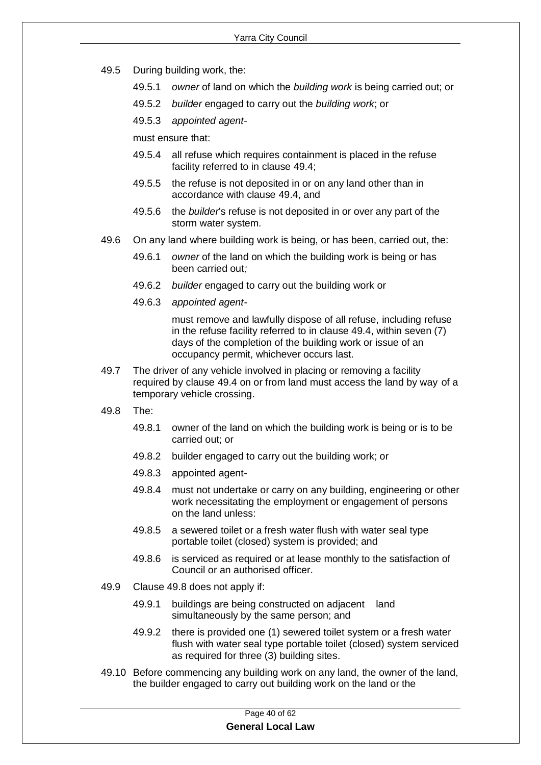49.5 During building work, the:

49.5.1 *owner* of land on which the *building work* is being carried out; or

49.5.2 *builder* engaged to carry out the *building work*; or

49.5.3 *appointed agent*-

must ensure that:

49.5.4 all refuse which requires containment is placed in the refuse facility referred to in clause 49.4;

49.5.5 the refuse is not deposited in or on any land other than in accordance with clause 49.4, and

49.5.6 the *builder*'s refuse is not deposited in or over any part of the storm water system.

49.6 On any land where building work is being, or has been, carried out, the:

49.6.1 *owner* of the land on which the building work is being or has been carried out*;*

49.6.2 *builder* engaged to carry out the building work or

49.6.3 *appointed agent*-

must remove and lawfully dispose of all refuse, including refuse in the refuse facility referred to in clause 49.4, within seven (7) days of the completion of the building work or issue of an occupancy permit, whichever occurs last.

49.7 The driver of any vehicle involved in placing or removing a facility required by clause 49.4 on or from land must access the land by way of a temporary vehicle crossing.

49.8 The:

49.8.1 owner of the land on which the building work is being or is to be carried out; or

49.8.2 builder engaged to carry out the building work; or

49.8.3 appointed agent-

49.8.4 must not undertake or carry on any building, engineering or other work necessitating the employment or engagement of persons on the land unless:

49.8.5 a sewered toilet or a fresh water flush with water seal type portable toilet (closed) system is provided; and

49.8.6 is serviced as required or at lease monthly to the satisfaction of Council or an authorised officer.

49.9 Clause 49.8 does not apply if:

49.9.1 buildings are being constructed on adjacent land simultaneously by the same person; and

49.9.2 there is provided one (1) sewered toilet system or a fresh water flush with water seal type portable toilet (closed) system serviced as required for three (3) building sites.

49.10 Before commencing any building work on any land, the owner of the land, the builder engaged to carry out building work on the land or the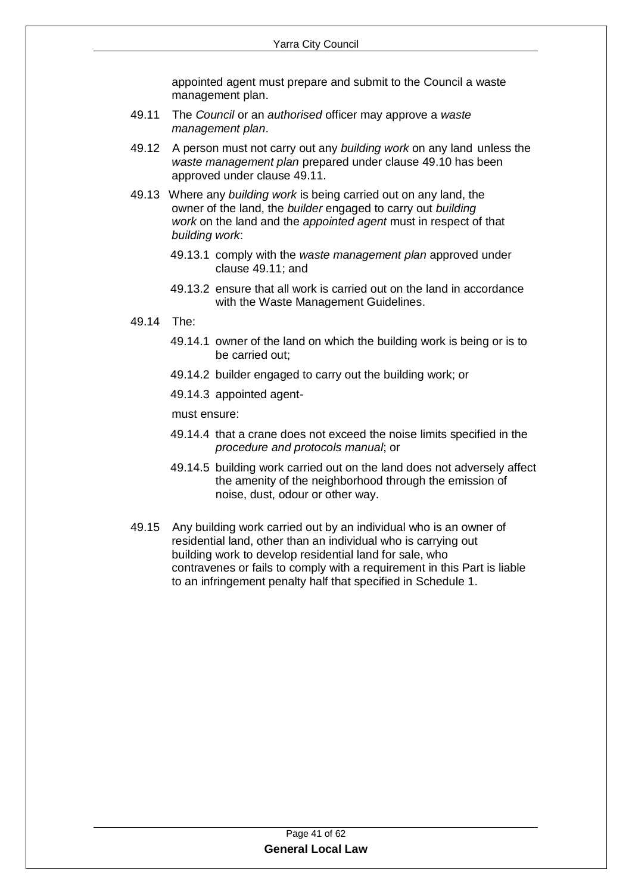appointed agent must prepare and submit to the Council a waste management plan.

49.11 The *Council* or an *authorised* officer may approve a *waste management plan*.

49.12 A person must not carry out any *building work* on any land unless the *waste management plan* prepared under clause 49.10 has been approved under clause 49.11.

49.13 Where any *building work* is being carried out on any land, the owner of the land, the *builder* engaged to carry out *building work* on the land and the *appointed agent* must in respect of that *building work*:

- 49.13.1 comply with the *waste management plan* approved under clause 49.11; and
- 49.13.2 ensure that all work is carried out on the land in accordance with the Waste Management Guidelines.

49.14 The:

- 49.14.1 owner of the land on which the building work is being or is to be carried out;
- 49.14.2 builder engaged to carry out the building work; or
- 49.14.3 appointed agent-

must ensure:

- 49.14.4 that a crane does not exceed the noise limits specified in the *procedure and protocols manual*; or
- 49.14.5 building work carried out on the land does not adversely affect the amenity of the neighborhood through the emission of noise, dust, odour or other way.

49.15 Any building work carried out by an individual who is an owner of residential land, other than an individual who is carrying out building work to develop residential land for sale, who contravenes or fails to comply with a requirement in this Part is liable to an infringement penalty half that specified in Schedule 1.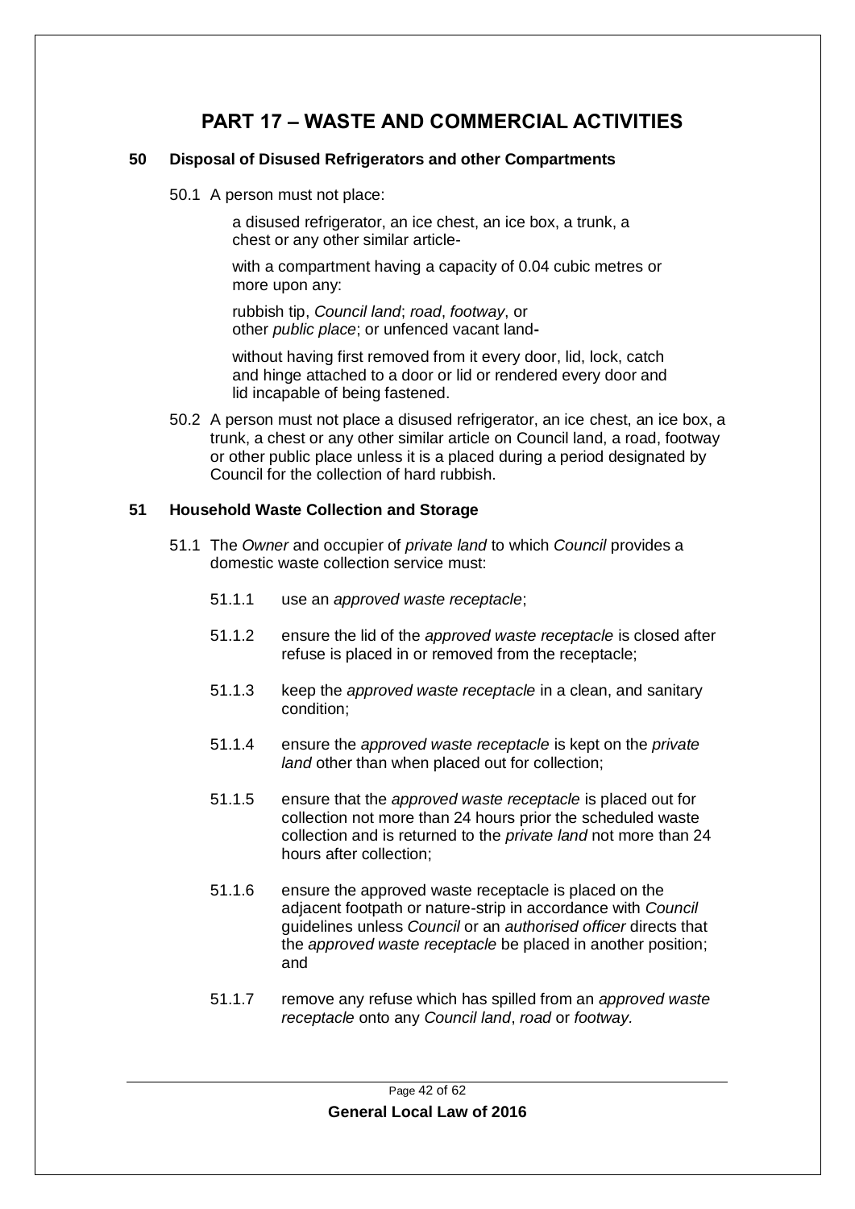# PART 17 – WASTE AND COMMERCIAL ACTIVITIES

## 50 Disposal of Disused Refrigerators and other Compartments

50.1 A person must not place:

a disused refrigerator, an ice chest, an ice box, a trunk, a chest or any other similar article-

with a compartment having a capacity of 0.04 cubic metres or more upon any:

rubbish tip, *Council land*; *road*, *footway*, or other *public place*; or unfenced vacant land**-**

without having first removed from it every door, lid, lock, catch and hinge attached to a door or lid or rendered every door and lid incapable of being fastened.

50.2 A person must not place a disused refrigerator, an ice chest, an ice box, a trunk, a chest or any other similar article on Council land, a road, footway or other public place unless it is a placed during a period designated by Council for the collection of hard rubbish.

## 51 Household Waste Collection and Storage

51.1 The *Owner* and occupier of *private land* to which *Council* provides a domestic waste collection service must:

- 51.1.1 use an *approved waste receptacle*;
- 51.1.2 ensure the lid of the *approved waste receptacle* is closed after refuse is placed in or removed from the receptacle;
- 51.1.3 keep the *approved waste receptacle* in a clean, and sanitary condition;
- 51.1.4 ensure the *approved waste receptacle* is kept on the *private land* other than when placed out for collection;
- 51.1.5 ensure that the *approved waste receptacle* is placed out for collection not more than 24 hours prior the scheduled waste collection and is returned to the *private land* not more than 24 hours after collection;
- 51.1.6 ensure the approved waste receptacle is placed on the adjacent footpath or nature-strip in accordance with *Council* guidelines unless *Council* or an *authorised officer* directs that the *approved waste receptacle* be placed in another position; and
- 51.1.7 remove any refuse which has spilled from an *approved waste receptacle* onto any *Council land*, *road* or *footway*.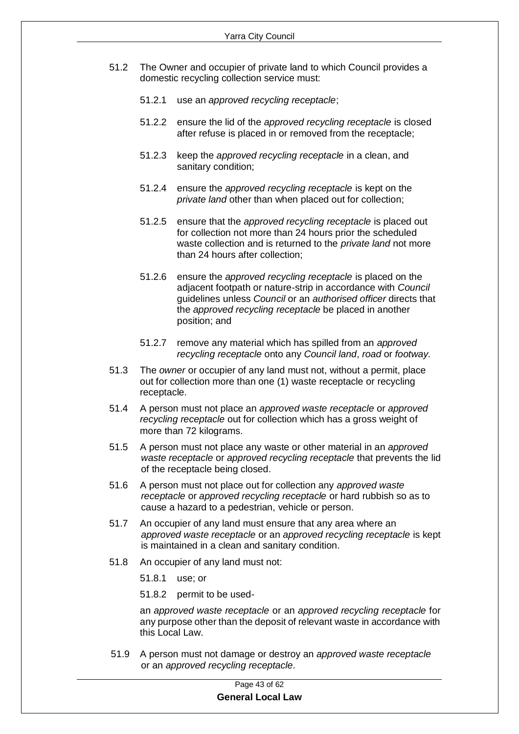51.2 The Owner and occupier of private land to which Council provides a domestic recycling collection service must:

51.2.1 use an *approved recycling receptacle*;

51.2.2 ensure the lid of the *approved recycling receptacle* is closed after refuse is placed in or removed from the receptacle;

51.2.3 keep the *approved recycling receptacle* in a clean, and sanitary condition;

51.2.4 ensure the *approved recycling receptacle* is kept on the *private land* other than when placed out for collection;

51.2.5 ensure that the *approved recycling receptacle* is placed out for collection not more than 24 hours prior the scheduled waste collection and is returned to the *private land* not more than 24 hours after collection;

51.2.6 ensure the *approved recycling receptacle* is placed on the adjacent footpath or nature-strip in accordance with *Council* guidelines unless *Council* or an *authorised officer* directs that the *approved recycling receptacle* be placed in another position; and

51.2.7 remove any material which has spilled from an *approved recycling receptacle* onto any *Council land*, *road* or *footway.*

51.3 The *owner* or occupier of any land must not, without a permit, place out for collection more than one (1) waste receptacle or recycling receptacle.

51.4 A person must not place an *approved waste receptacle* or *approved recycling receptacle* out for collection which has a gross weight of more than 72 kilograms.

51.5 A person must not place any waste or other material in an *approved waste receptacle* or *approved recycling receptacle* that prevents the lid of the receptacle being closed.

51.6 A person must not place out for collection any *approved waste receptacle* or *approved recycling receptacle* or hard rubbish so as to cause a hazard to a pedestrian, vehicle or person.

51.7 An occupier of any land must ensure that any area where an *approved waste receptacle* or an *approved recycling receptacle* is kept is maintained in a clean and sanitary condition.

51.8 An occupier of any land must not:

51.8.1 use; or

51.8.2 permit to be used-

an *approved waste receptacle* or an *approved recycling receptacle* for any purpose other than the deposit of relevant waste in accordance with this Local Law.

51.9 A person must not damage or destroy an *approved waste receptacle* or an *approved recycling receptacle.*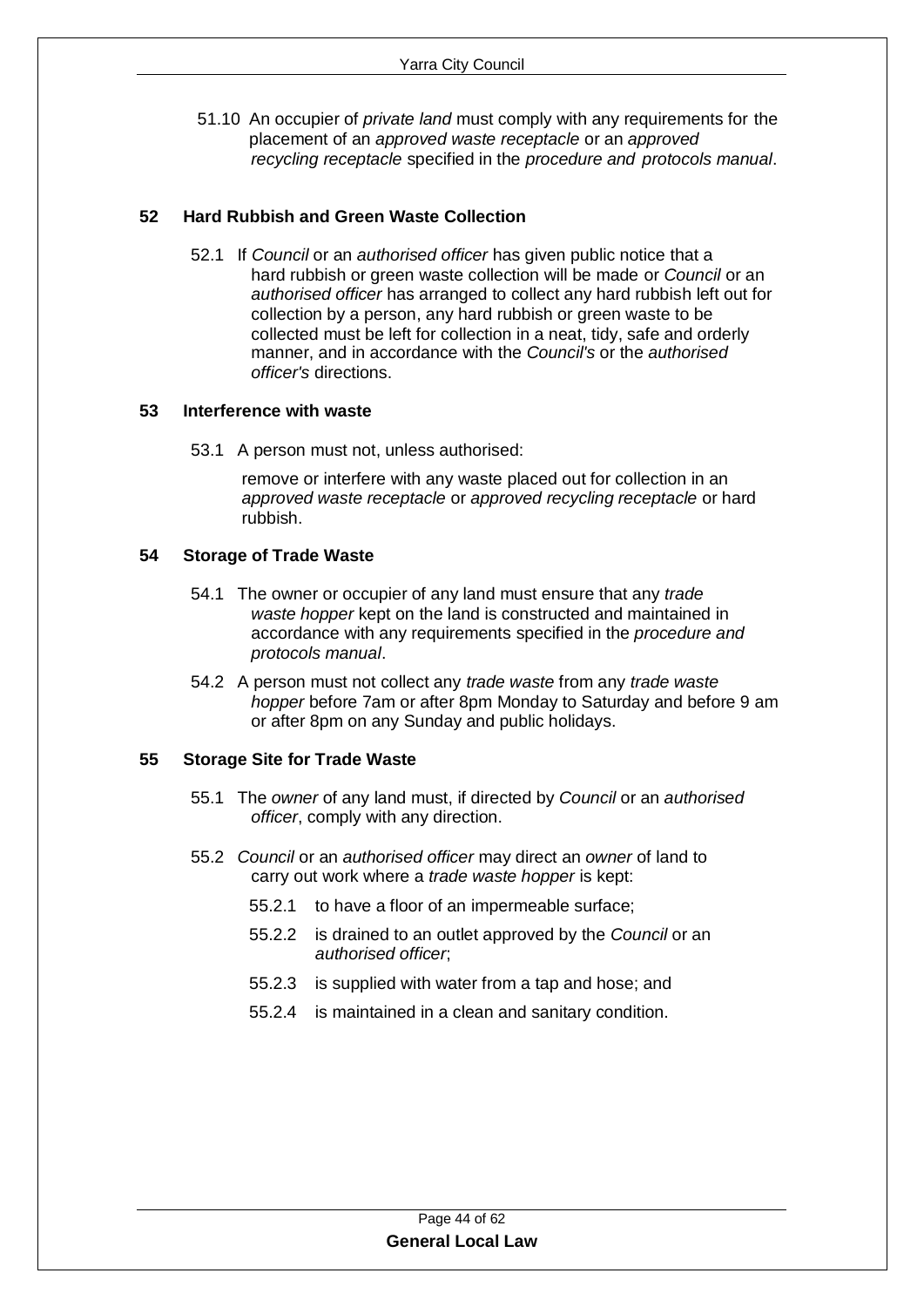51.10 An occupier of *private land* must comply with any requirements for the placement of an *approved waste receptacle* or an *approved recycling receptacle* specified in the *procedure and protocols manual*.

## 52 Hard Rubbish and Green Waste Collection

52.1 If *Council* or an *authorised officer* has given public notice that a hard rubbish or green waste collection will be made or *Council* or an *authorised officer* has arranged to collect any hard rubbish left out for collection by a person, any hard rubbish or green waste to be collected must be left for collection in a neat, tidy, safe and orderly manner, and in accordance with the *Council's* or the *authorised officer's* directions.

## 53 Interference with waste

53.1 A person must not, unless authorised:

remove or interfere with any waste placed out for collection in an *approved waste receptacle* or *approved recycling receptacle* or hard rubbish.

## 54 Storage of Trade Waste

54.1 The owner or occupier of any land must ensure that any *trade waste hopper* kept on the land is constructed and maintained in accordance with any requirements specified in the *procedure and protocols manual*.

54.2 A person must not collect any *trade waste* from any *trade waste hopper* before 7am or after 8pm Monday to Saturday and before 9 am or after 8pm on any Sunday and public holidays.

## 55 Storage Site for Trade Waste

55.1 The *owner* of any land must, if directed by *Council* or an *authorised officer*, comply with any direction.

55.2 *Council* or an *authorised officer* may direct an *owner* of land to carry out work where a *trade waste hopper* is kept:

55.2.1 to have a floor of an impermeable surface;

55.2.2 is drained to an outlet approved by the *Council* or an *authorised officer*;

55.2.3 is supplied with water from a tap and hose; and

55.2.4 is maintained in a clean and sanitary condition.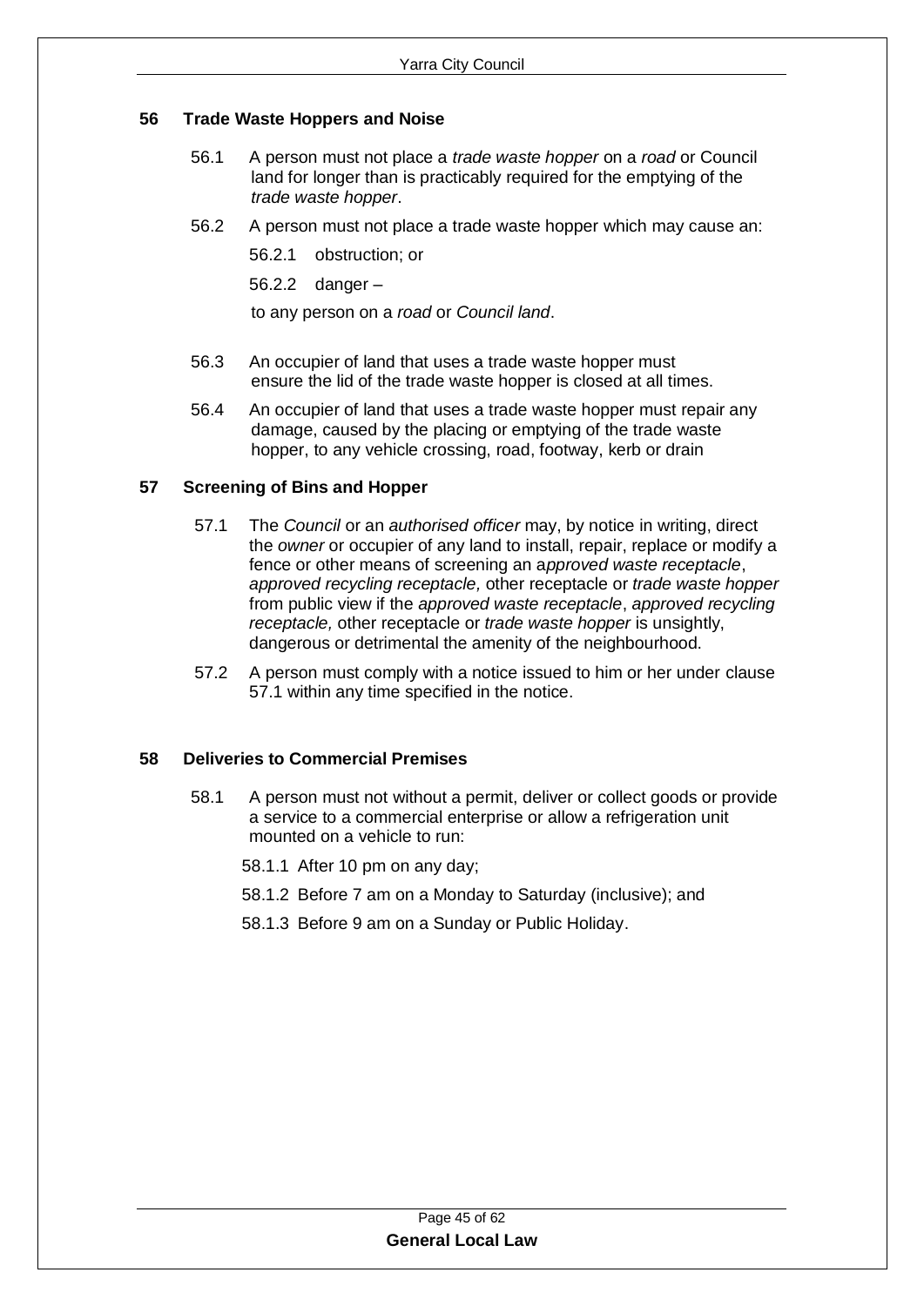## 56 Trade Waste Hoppers and Noise

56.1 A person must not place a *trade waste hopper* on a *road* or Council land for longer than is practicably required for the emptying of the *trade waste hopper*.

56.2 A person must not place a trade waste hopper which may cause an:

56.2.1 obstruction; or

56.2.2 danger –

to any person on a *road* or *Council land*.

56.3 An occupier of land that uses a trade waste hopper must ensure the lid of the trade waste hopper is closed at all times.

56.4 An occupier of land that uses a trade waste hopper must repair any damage, caused by the placing or emptying of the trade waste hopper, to any vehicle crossing, road, footway, kerb or drain

## 57 Screening of Bins and Hopper

57.1 The *Council* or an *authorised officer* may, by notice in writing, direct the *owner* or occupier of any land to install, repair, replace or modify a fence or other means of screening an a*pproved waste receptacle*, *approved recycling receptacle,* other receptacle or *trade waste hopper* from public view if the *approved waste receptacle*, *approved recycling receptacle,* other receptacle or *trade waste hopper* is unsightly, dangerous or detrimental the amenity of the neighbourhood.

57.2 A person must comply with a notice issued to him or her under clause 57.1 within any time specified in the notice.

## 58 Deliveries to Commercial Premises

58.1 A person must not without a permit, deliver or collect goods or provide a service to a commercial enterprise or allow a refrigeration unit mounted on a vehicle to run:

58.1.1 After 10 pm on any day;

58.1.2 Before 7 am on a Monday to Saturday (inclusive); and

58.1.3 Before 9 am on a Sunday or Public Holiday.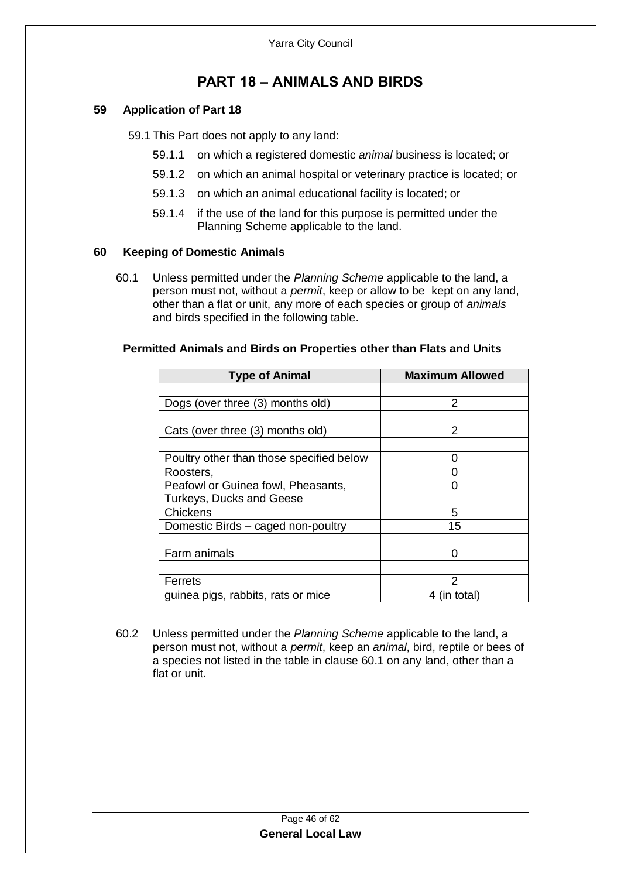# PART 18 – ANIMALS AND BIRDS

### 59 Application of Part 18

59.1 This Part does not apply to any land:

59.1.1 on which a registered domestic *animal* business is located; or

59.1.2 on which an animal hospital or veterinary practice is located; or

59.1.3 on which an animal educational facility is located; or

59.1.4 if the use of the land for this purpose is permitted under the Planning Scheme applicable to the land.

### 60 Keeping of Domestic Animals

60.1 Unless permitted under the *Planning Scheme* applicable to the land, a person must not, without a *permit*, keep or allow to be kept on any land, other than a flat or unit, any more of each species or group of *animals* and birds specified in the following table.

**Permitted Animals and Birds on Properties other than Flats and Units**

| Type of Animal | Maximum Allowed |
|---|---|
| | |
| Dogs (over three (3) months old) | 2 |
| | |
| Cats (over three (3) months old) | 2 |
| | |
| Poultry other than those specified below | 0 |
| Roosters, | 0 |
| Peafowl or Guinea fowl, Pheasants, Turkeys, Ducks and Geese | 0 |
| Chickens | 5 |
| Domestic Birds – caged non-poultry | 15 |
| | |
| Farm animals | 0 |
| | |
| Ferrets | 2 |
| guinea pigs, rabbits, rats or mice | 4 (in total) |

60.2 Unless permitted under the *Planning Scheme* applicable to the land, a person must not, without a *permit*, keep an *animal*, bird, reptile or bees of a species not listed in the table in clause 60.1 on any land, other than a flat or unit.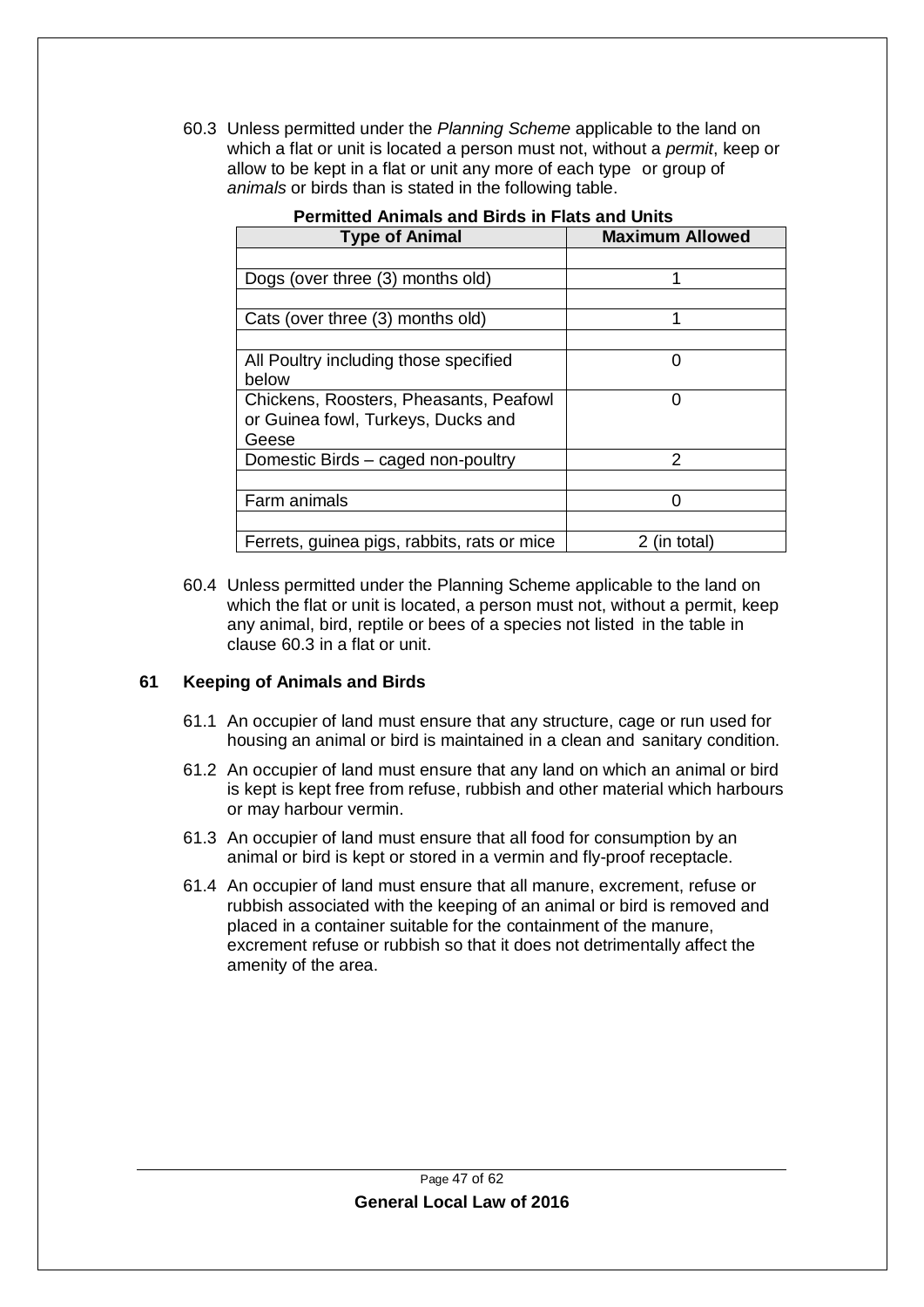60.3 Unless permitted under the *Planning Scheme* applicable to the land on which a flat or unit is located a person must not, without a *permit*, keep or allow to be kept in a flat or unit any more of each type or group of *animals* or birds than is stated in the following table.

**Permitted Animals and Birds in Flats and Units**

| Type of Animal | Maximum Allowed |
|---|---|
| | |
| Dogs (over three (3) months old) | 1 |
| | |
| Cats (over three (3) months old) | 1 |
| | |
| All Poultry including those specified below | 0 |
| Chickens, Roosters, Pheasants, Peafowl or Guinea fowl, Turkeys, Ducks and Geese | 0 |
| Domestic Birds – caged non-poultry | 2 |
| | |
| Farm animals | 0 |
| | |
| Ferrets, guinea pigs, rabbits, rats or mice | 2 (in total) |

60.4 Unless permitted under the Planning Scheme applicable to the land on which the flat or unit is located, a person must not, without a permit, keep any animal, bird, reptile or bees of a species not listed in the table in clause 60.3 in a flat or unit.

## 61 Keeping of Animals and Birds

61.1 An occupier of land must ensure that any structure, cage or run used for housing an animal or bird is maintained in a clean and sanitary condition.

61.2 An occupier of land must ensure that any land on which an animal or bird is kept is kept free from refuse, rubbish and other material which harbours or may harbour vermin.

61.3 An occupier of land must ensure that all food for consumption by an animal or bird is kept or stored in a vermin and fly-proof receptacle.

61.4 An occupier of land must ensure that all manure, excrement, refuse or rubbish associated with the keeping of an animal or bird is removed and placed in a container suitable for the containment of the manure, excrement refuse or rubbish so that it does not detrimentally affect the amenity of the area.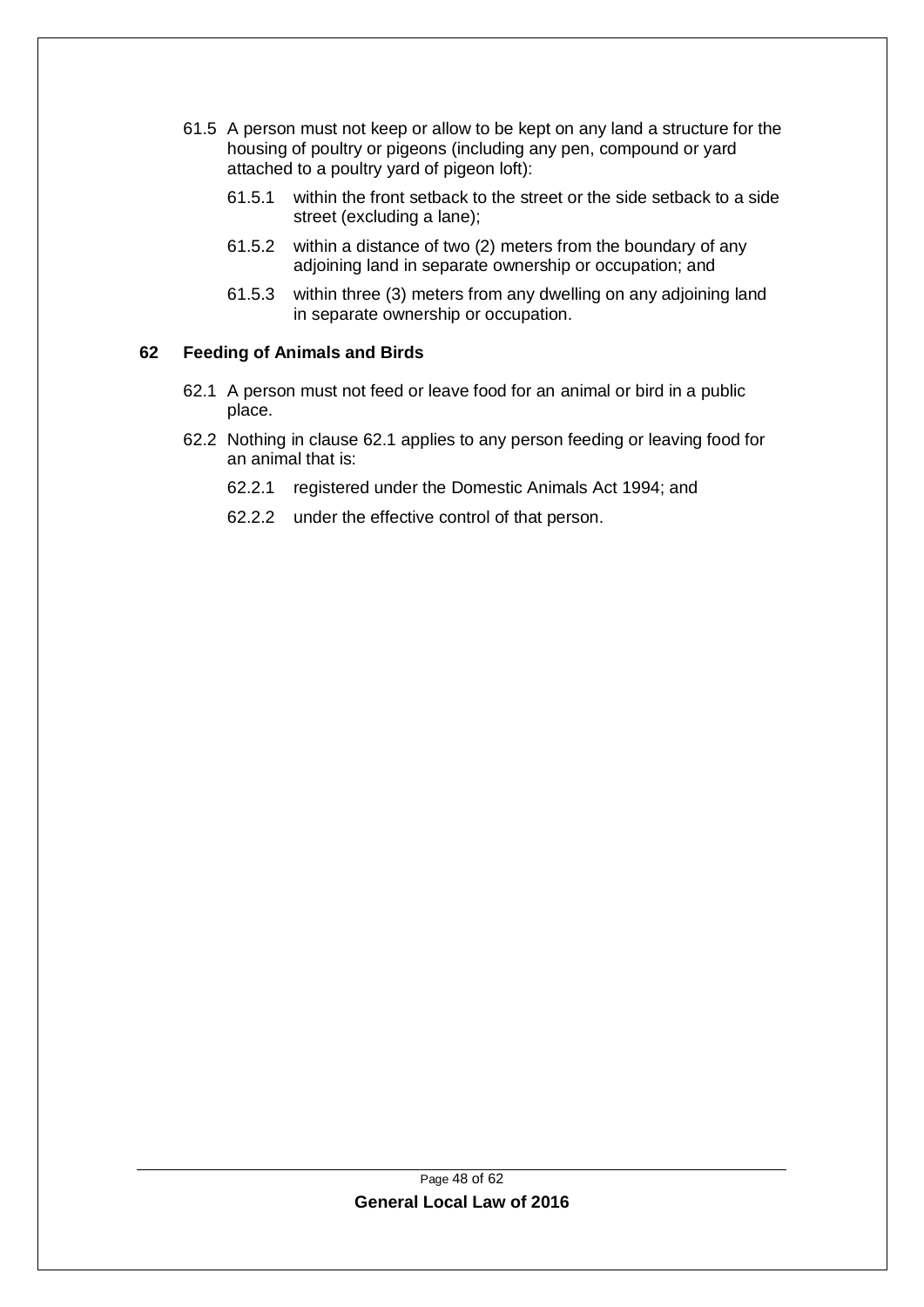61.5 A person must not keep or allow to be kept on any land a structure for the housing of poultry or pigeons (including any pen, compound or yard attached to a poultry yard of pigeon loft):

61.5.1 within the front setback to the street or the side setback to a side street (excluding a lane);

61.5.2 within a distance of two (2) meters from the boundary of any adjoining land in separate ownership or occupation; and

61.5.3 within three (3) meters from any dwelling on any adjoining land in separate ownership or occupation.

## 62 Feeding of Animals and Birds

62.1 A person must not feed or leave food for an animal or bird in a public place.

62.2 Nothing in clause 62.1 applies to any person feeding or leaving food for an animal that is:

62.2.1 registered under the Domestic Animals Act 1994; and

62.2.2 under the effective control of that person.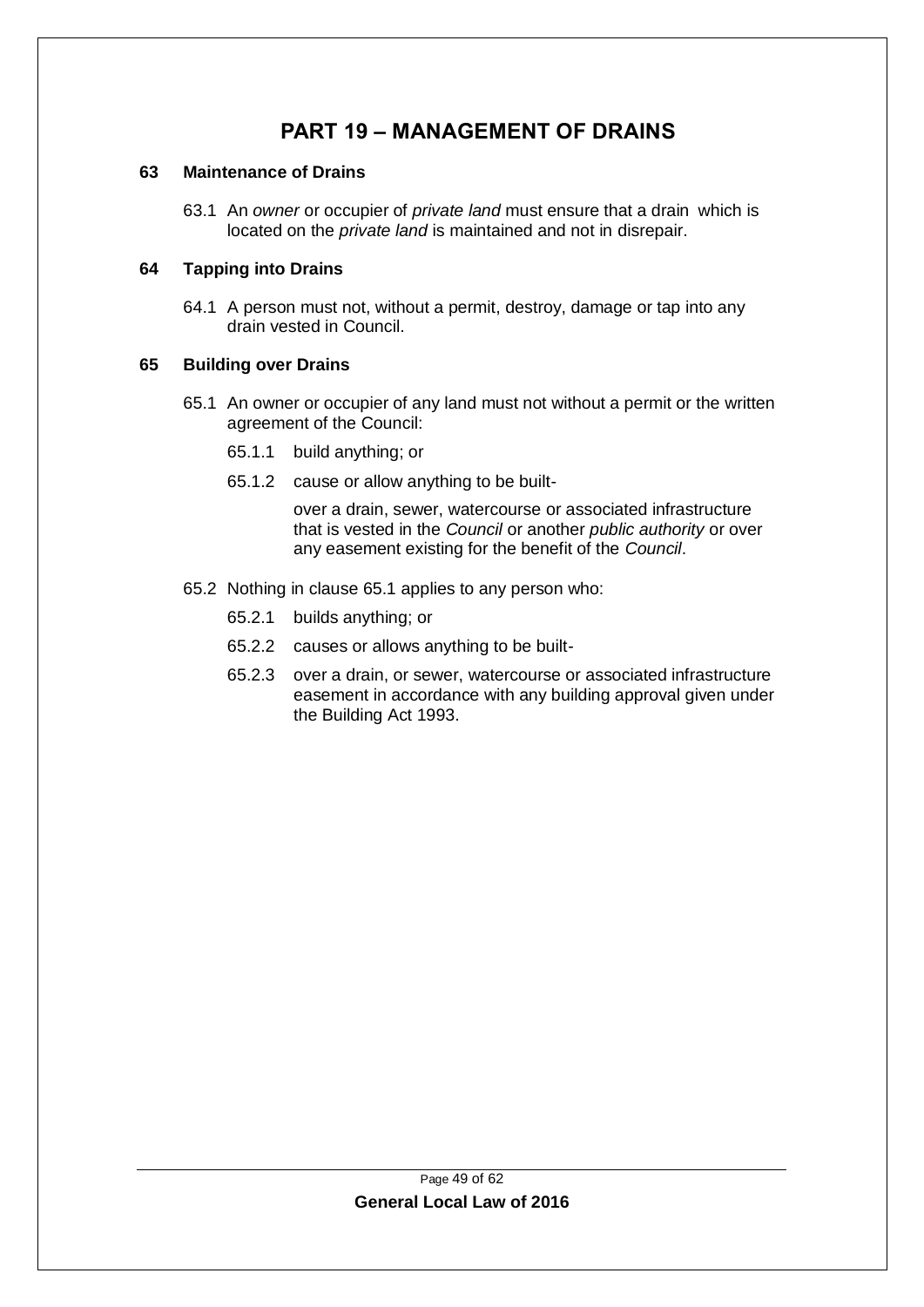# PART 19 – MANAGEMENT OF DRAINS

## 63 Maintenance of Drains

63.1 An *owner* or occupier of *private land* must ensure that a drain which is located on the *private land* is maintained and not in disrepair.

## 64 Tapping into Drains

64.1 A person must not, without a permit, destroy, damage or tap into any drain vested in Council.

## 65 Building over Drains

65.1 An owner or occupier of any land must not without a permit or the written agreement of the Council:

65.1.1 build anything; or

65.1.2 cause or allow anything to be built-

over a drain, sewer, watercourse or associated infrastructure that is vested in the *Council* or another *public authority* or over any easement existing for the benefit of the *Council*.

65.2 Nothing in clause 65.1 applies to any person who:

65.2.1 builds anything; or

65.2.2 causes or allows anything to be built-

65.2.3 over a drain, or sewer, watercourse or associated infrastructure easement in accordance with any building approval given under the Building Act 1993.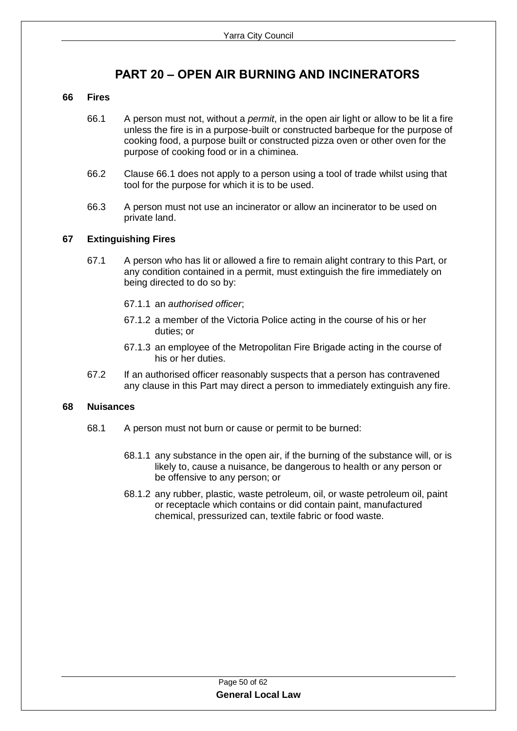# PART 20 – OPEN AIR BURNING AND INCINERATORS

## 66 Fires

66.1 A person must not, without a *permit*, in the open air light or allow to be lit a fire unless the fire is in a purpose-built or constructed barbeque for the purpose of cooking food, a purpose built or constructed pizza oven or other oven for the purpose of cooking food or in a chiminea.

66.2 Clause 66.1 does not apply to a person using a tool of trade whilst using that tool for the purpose for which it is to be used.

66.3 A person must not use an incinerator or allow an incinerator to be used on private land.

## 67 Extinguishing Fires

67.1 A person who has lit or allowed a fire to remain alight contrary to this Part, or any condition contained in a permit, must extinguish the fire immediately on being directed to do so by:

67.1.1 an *authorised officer*;

67.1.2 a member of the Victoria Police acting in the course of his or her duties; or

67.1.3 an employee of the Metropolitan Fire Brigade acting in the course of his or her duties.

67.2 If an authorised officer reasonably suspects that a person has contravened any clause in this Part may direct a person to immediately extinguish any fire.

## 68 Nuisances

68.1 A person must not burn or cause or permit to be burned:

68.1.1 any substance in the open air, if the burning of the substance will, or is likely to, cause a nuisance, be dangerous to health or any person or be offensive to any person; or

68.1.2 any rubber, plastic, waste petroleum, oil, or waste petroleum oil, paint or receptacle which contains or did contain paint, manufactured chemical, pressurized can, textile fabric or food waste.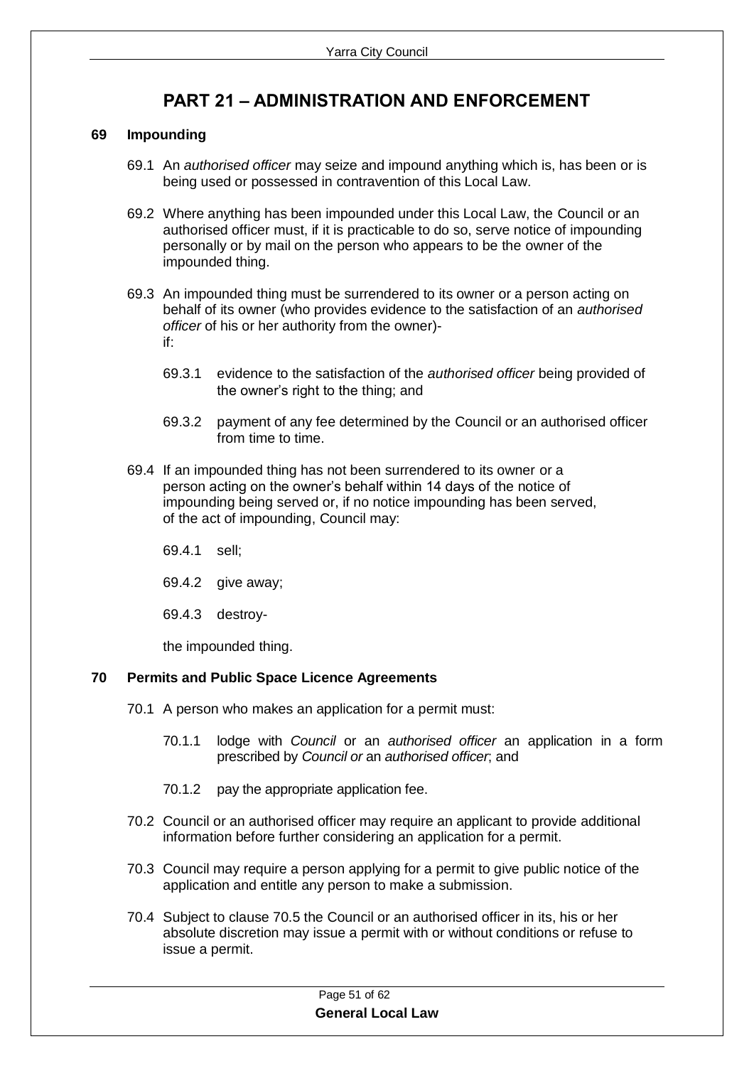# PART 21 – ADMINISTRATION AND ENFORCEMENT

## 69 Impounding

69.1 An *authorised officer* may seize and impound anything which is, has been or is being used or possessed in contravention of this Local Law.

69.2 Where anything has been impounded under this Local Law, the Council or an authorised officer must, if it is practicable to do so, serve notice of impounding personally or by mail on the person who appears to be the owner of the impounded thing.

69.3 An impounded thing must be surrendered to its owner or a person acting on behalf of its owner (who provides evidence to the satisfaction of an *authorised officer* of his or her authority from the owner)-
if:

69.3.1 evidence to the satisfaction of the *authorised officer* being provided of the owner's right to the thing; and

69.3.2 payment of any fee determined by the Council or an authorised officer from time to time.

69.4 If an impounded thing has not been surrendered to its owner or a person acting on the owner's behalf within 14 days of the notice of impounding being served or, if no notice impounding has been served, of the act of impounding, Council may:

69.4.1 sell;

69.4.2 give away;

69.4.3 destroy-

the impounded thing.

## 70 Permits and Public Space Licence Agreements

70.1 A person who makes an application for a permit must:

70.1.1 lodge with *Council* or an *authorised officer* an application in a form prescribed by *Council or* an *authorised officer*; and

70.1.2 pay the appropriate application fee.

70.2 Council or an authorised officer may require an applicant to provide additional information before further considering an application for a permit.

70.3 Council may require a person applying for a permit to give public notice of the application and entitle any person to make a submission.

70.4 Subject to clause 70.5 the Council or an authorised officer in its, his or her absolute discretion may issue a permit with or without conditions or refuse to issue a permit.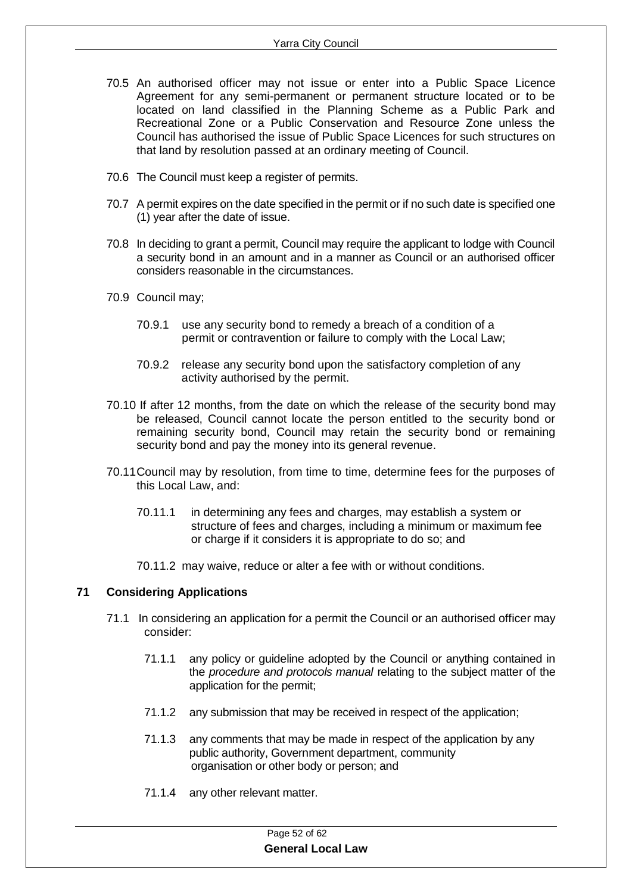70.5 An authorised officer may not issue or enter into a Public Space Licence Agreement for any semi-permanent or permanent structure located or to be located on land classified in the Planning Scheme as a Public Park and Recreational Zone or a Public Conservation and Resource Zone unless the Council has authorised the issue of Public Space Licences for such structures on that land by resolution passed at an ordinary meeting of Council.

70.6 The Council must keep a register of permits.

70.7 A permit expires on the date specified in the permit or if no such date is specified one (1) year after the date of issue.

70.8 In deciding to grant a permit, Council may require the applicant to lodge with Council a security bond in an amount and in a manner as Council or an authorised officer considers reasonable in the circumstances.

70.9 Council may;

70.9.1 use any security bond to remedy a breach of a condition of a permit or contravention or failure to comply with the Local Law;

70.9.2 release any security bond upon the satisfactory completion of any activity authorised by the permit.

70.10 If after 12 months, from the date on which the release of the security bond may be released, Council cannot locate the person entitled to the security bond or remaining security bond, Council may retain the security bond or remaining security bond and pay the money into its general revenue.

70.11 Council may by resolution, from time to time, determine fees for the purposes of this Local Law, and:

70.11.1 in determining any fees and charges, may establish a system or structure of fees and charges, including a minimum or maximum fee or charge if it considers it is appropriate to do so; and

70.11.2 may waive, reduce or alter a fee with or without conditions.

## 71 Considering Applications

71.1 In considering an application for a permit the Council or an authorised officer may consider:

71.1.1 any policy or guideline adopted by the Council or anything contained in the *procedure and protocols manual* relating to the subject matter of the application for the permit;

71.1.2 any submission that may be received in respect of the application;

71.1.3 any comments that may be made in respect of the application by any public authority, Government department, community organisation or other body or person; and

71.1.4 any other relevant matter.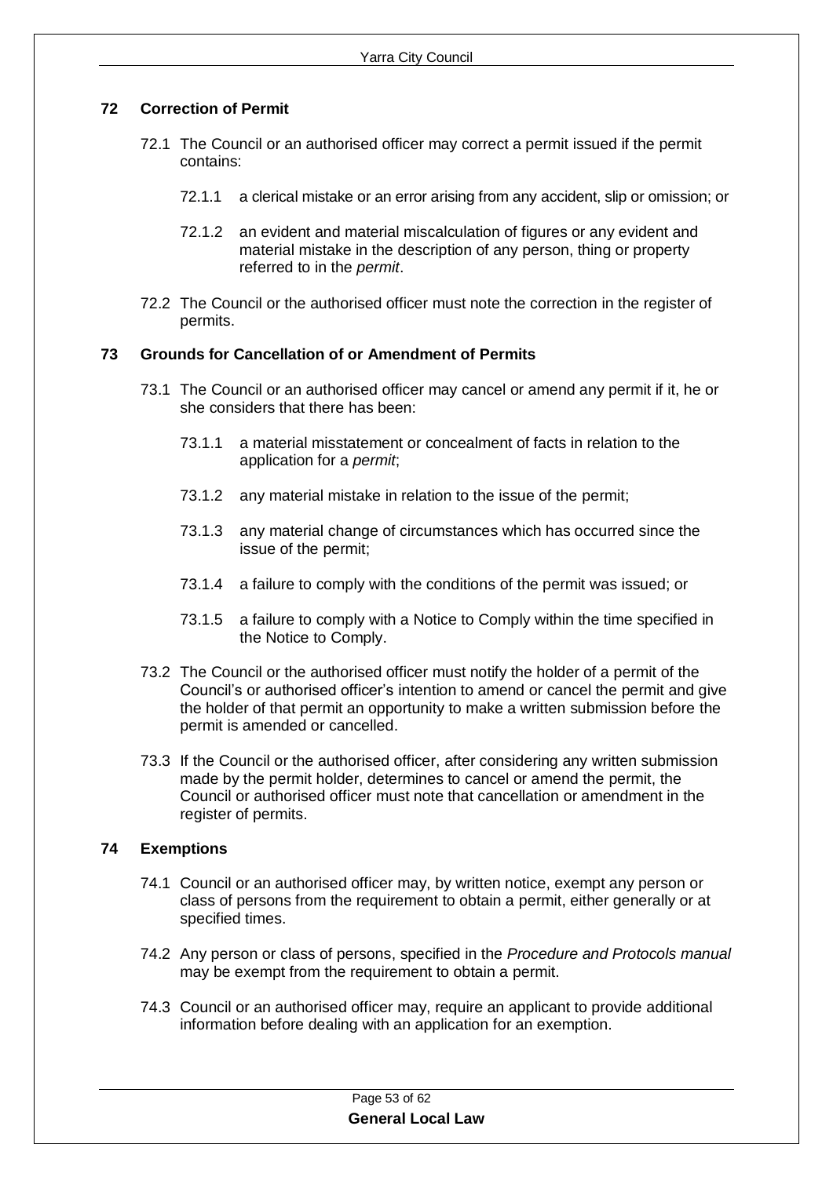## 72 Correction of Permit

72.1 The Council or an authorised officer may correct a permit issued if the permit contains:

72.1.1 a clerical mistake or an error arising from any accident, slip or omission; or

72.1.2 an evident and material miscalculation of figures or any evident and material mistake in the description of any person, thing or property referred to in the *permit*.

72.2 The Council or the authorised officer must note the correction in the register of permits.

## 73 Grounds for Cancellation of or Amendment of Permits

73.1 The Council or an authorised officer may cancel or amend any permit if it, he or she considers that there has been:

73.1.1 a material misstatement or concealment of facts in relation to the application for a *permit*;

73.1.2 any material mistake in relation to the issue of the permit;

73.1.3 any material change of circumstances which has occurred since the issue of the permit;

73.1.4 a failure to comply with the conditions of the permit was issued; or

73.1.5 a failure to comply with a Notice to Comply within the time specified in the Notice to Comply.

73.2 The Council or the authorised officer must notify the holder of a permit of the Council's or authorised officer's intention to amend or cancel the permit and give the holder of that permit an opportunity to make a written submission before the permit is amended or cancelled.

73.3 If the Council or the authorised officer, after considering any written submission made by the permit holder, determines to cancel or amend the permit, the Council or authorised officer must note that cancellation or amendment in the register of permits.

## 74 Exemptions

74.1 Council or an authorised officer may, by written notice, exempt any person or class of persons from the requirement to obtain a permit, either generally or at specified times.

74.2 Any person or class of persons, specified in the *Procedure and Protocols manual* may be exempt from the requirement to obtain a permit.

74.3 Council or an authorised officer may, require an applicant to provide additional information before dealing with an application for an exemption.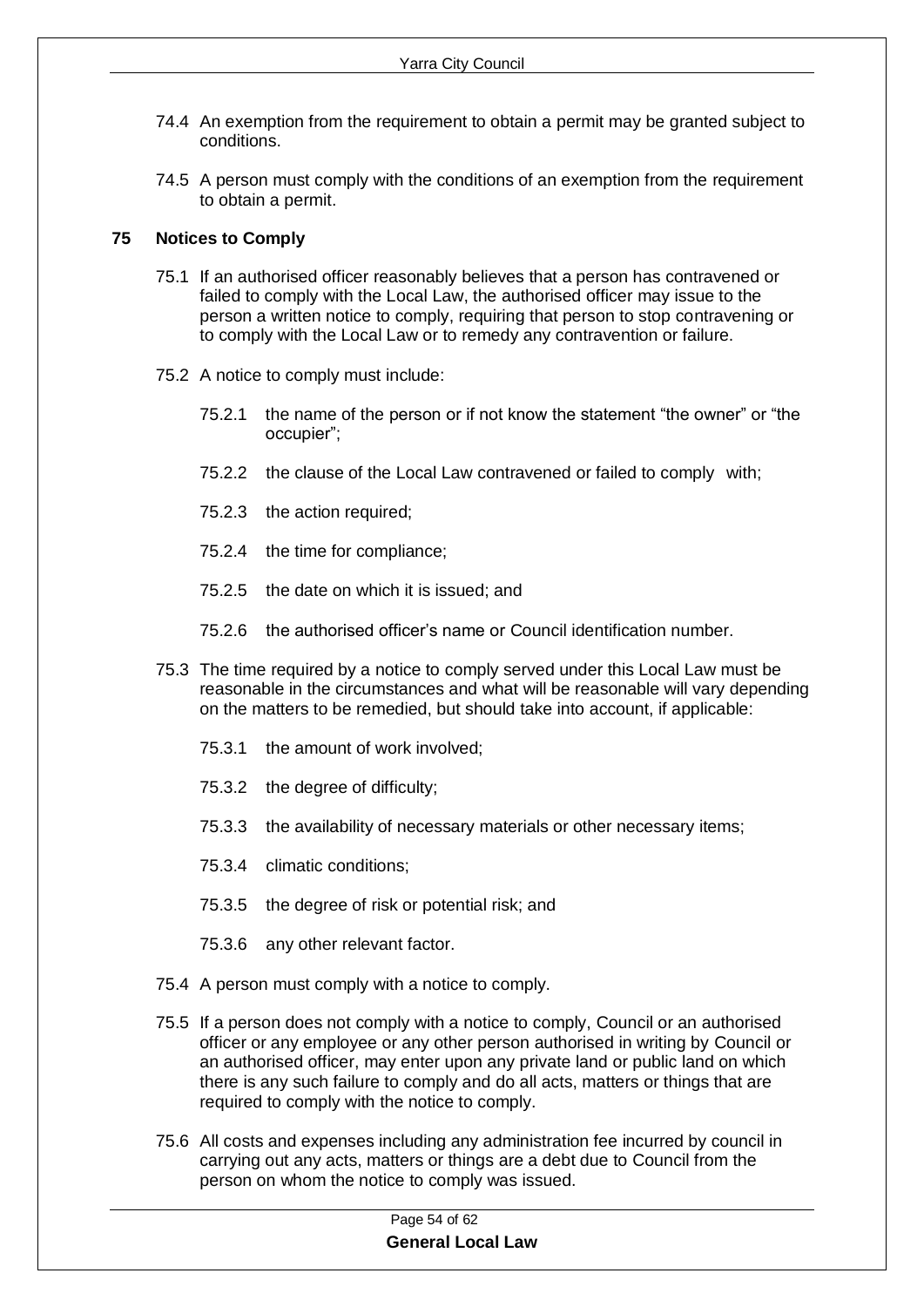74.4 An exemption from the requirement to obtain a permit may be granted subject to conditions.

74.5 A person must comply with the conditions of an exemption from the requirement to obtain a permit.

## 75 Notices to Comply

75.1 If an authorised officer reasonably believes that a person has contravened or failed to comply with the Local Law, the authorised officer may issue to the person a written notice to comply, requiring that person to stop contravening or to comply with the Local Law or to remedy any contravention or failure.

75.2 A notice to comply must include:

- 75.2.1 the name of the person or if not know the statement “the owner” or “the occupier”;
- 75.2.2 the clause of the Local Law contravened or failed to comply with;
- 75.2.3 the action required;
- 75.2.4 the time for compliance;
- 75.2.5 the date on which it is issued; and
- 75.2.6 the authorised officer’s name or Council identification number.

75.3 The time required by a notice to comply served under this Local Law must be reasonable in the circumstances and what will be reasonable will vary depending on the matters to be remedied, but should take into account, if applicable:

- 75.3.1 the amount of work involved;
- 75.3.2 the degree of difficulty;
- 75.3.3 the availability of necessary materials or other necessary items;
- 75.3.4 climatic conditions;
- 75.3.5 the degree of risk or potential risk; and
- 75.3.6 any other relevant factor.

75.4 A person must comply with a notice to comply.

75.5 If a person does not comply with a notice to comply, Council or an authorised officer or any employee or any other person authorised in writing by Council or an authorised officer, may enter upon any private land or public land on which there is any such failure to comply and do all acts, matters or things that are required to comply with the notice to comply.

75.6 All costs and expenses including any administration fee incurred by council in carrying out any acts, matters or things are a debt due to Council from the person on whom the notice to comply was issued.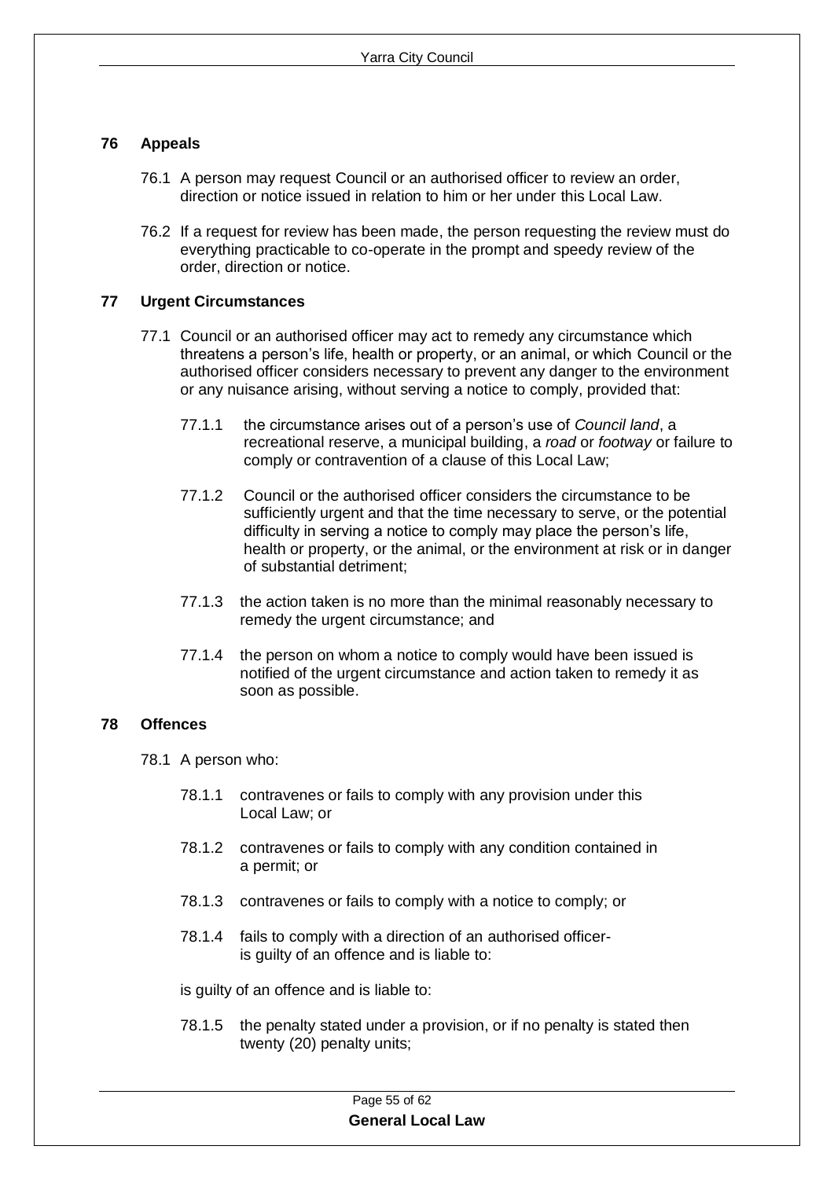## 76 Appeals

76.1 A person may request Council or an authorised officer to review an order, direction or notice issued in relation to him or her under this Local Law.

76.2 If a request for review has been made, the person requesting the review must do everything practicable to co-operate in the prompt and speedy review of the order, direction or notice.

## 77 Urgent Circumstances

77.1 Council or an authorised officer may act to remedy any circumstance which threatens a person's life, health or property, or an animal, or which Council or the authorised officer considers necessary to prevent any danger to the environment or any nuisance arising, without serving a notice to comply, provided that:

77.1.1 the circumstance arises out of a person's use of *Council land*, a recreational reserve, a municipal building, a *road* or *footway* or failure to comply or contravention of a clause of this Local Law;

77.1.2 Council or the authorised officer considers the circumstance to be sufficiently urgent and that the time necessary to serve, or the potential difficulty in serving a notice to comply may place the person's life, health or property, or the animal, or the environment at risk or in danger of substantial detriment;

77.1.3 the action taken is no more than the minimal reasonably necessary to remedy the urgent circumstance; and

77.1.4 the person on whom a notice to comply would have been issued is notified of the urgent circumstance and action taken to remedy it as soon as possible.

## 78 Offences

78.1 A person who:

78.1.1 contravenes or fails to comply with any provision under this Local Law; or

78.1.2 contravenes or fails to comply with any condition contained in a permit; or

78.1.3 contravenes or fails to comply with a notice to comply; or

78.1.4 fails to comply with a direction of an authorised officer- is guilty of an offence and is liable to:

is guilty of an offence and is liable to:

78.1.5 the penalty stated under a provision, or if no penalty is stated then twenty (20) penalty units;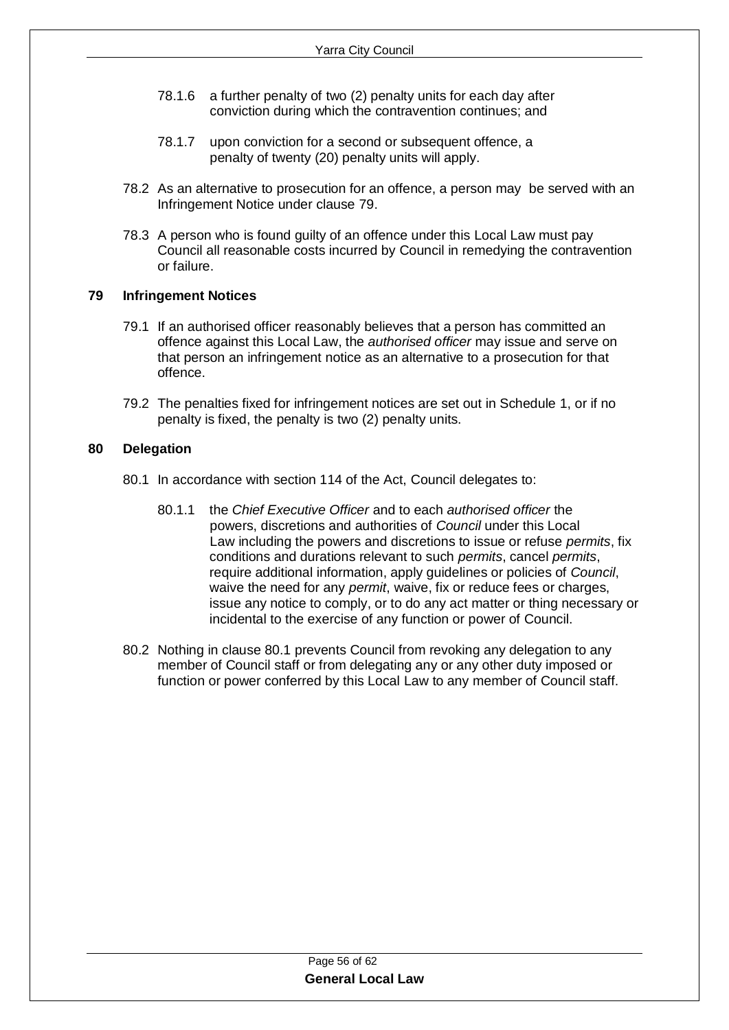78.1.6 a further penalty of two (2) penalty units for each day after conviction during which the contravention continues; and

78.1.7 upon conviction for a second or subsequent offence, a penalty of twenty (20) penalty units will apply.

78.2 As an alternative to prosecution for an offence, a person may be served with an Infringement Notice under clause 79.

78.3 A person who is found guilty of an offence under this Local Law must pay Council all reasonable costs incurred by Council in remedying the contravention or failure.

## 79 Infringement Notices

79.1 If an authorised officer reasonably believes that a person has committed an offence against this Local Law, the *authorised officer* may issue and serve on that person an infringement notice as an alternative to a prosecution for that offence.

79.2 The penalties fixed for infringement notices are set out in Schedule 1, or if no penalty is fixed, the penalty is two (2) penalty units.

## 80 Delegation

80.1 In accordance with section 114 of the Act, Council delegates to:

80.1.1 the *Chief Executive Officer* and to each *authorised officer* the powers, discretions and authorities of *Council* under this Local Law including the powers and discretions to issue or refuse *permits*, fix conditions and durations relevant to such *permits*, cancel *permits*, require additional information, apply guidelines or policies of *Council*, waive the need for any *permit*, waive, fix or reduce fees or charges, issue any notice to comply, or to do any act matter or thing necessary or incidental to the exercise of any function or power of Council.

80.2 Nothing in clause 80.1 prevents Council from revoking any delegation to any member of Council staff or from delegating any or any other duty imposed or function or power conferred by this Local Law to any member of Council staff.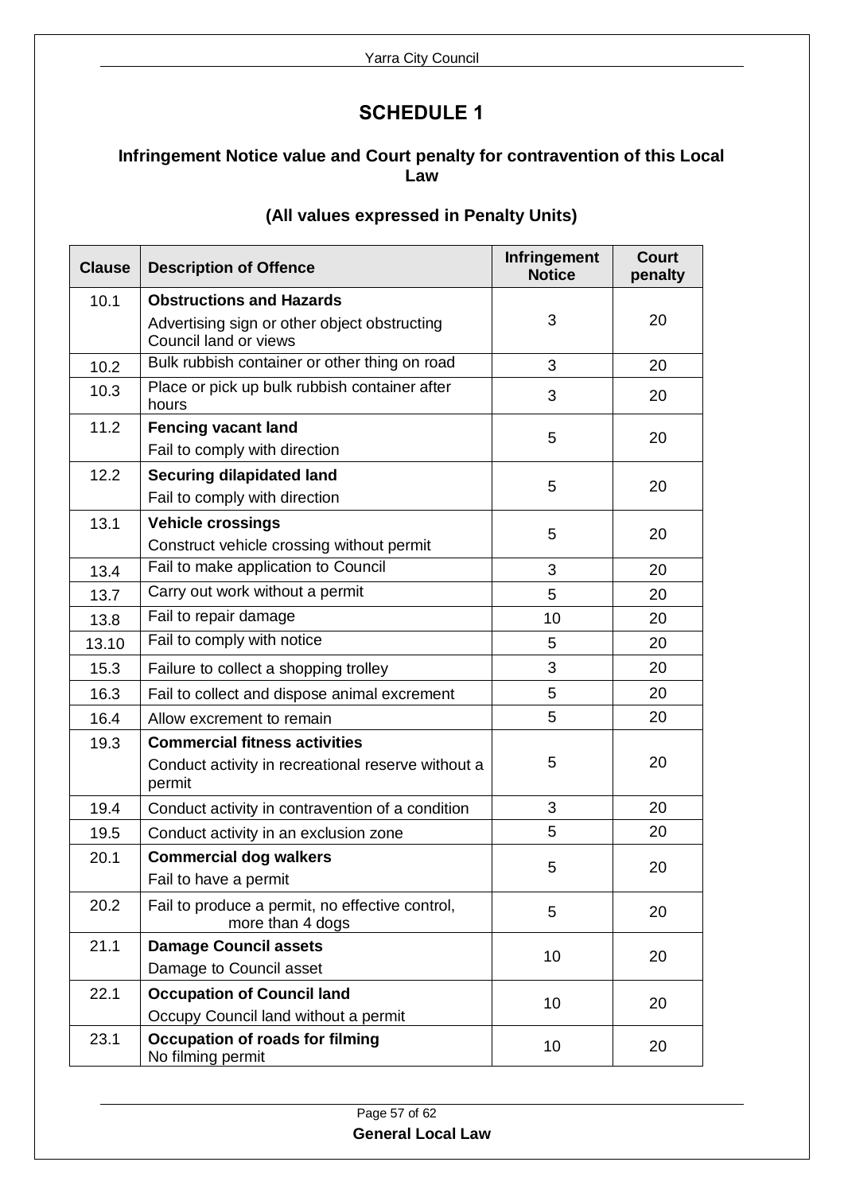# SCHEDULE 1

### Infringement Notice value and Court penalty for contravention of this Local Law

### (All values expressed in Penalty Units)

| Clause | Description of Offence | Infringement Notice | Court penalty |
|---|---|---|---|
| 10.1 | **Obstructions and Hazards**<br>Advertising sign or other object obstructing Council land or views | 3 | 20 |
| 10.2 | Bulk rubbish container or other thing on road | 3 | 20 |
| 10.3 | Place or pick up bulk rubbish container after hours | 3 | 20 |
| 11.2 | **Fencing vacant land**<br>Fail to comply with direction | 5 | 20 |
| 12.2 | **Securing dilapidated land**<br>Fail to comply with direction | 5 | 20 |
| 13.1 | **Vehicle crossings**<br>Construct vehicle crossing without permit | 5 | 20 |
| 13.4 | Fail to make application to Council | 3 | 20 |
| 13.7 | Carry out work without a permit | 5 | 20 |
| 13.8 | Fail to repair damage | 10 | 20 |
| 13.10 | Fail to comply with notice | 5 | 20 |
| 15.3 | Failure to collect a shopping trolley | 3 | 20 |
| 16.3 | Fail to collect and dispose animal excrement | 5 | 20 |
| 16.4 | Allow excrement to remain | 5 | 20 |
| 19.3 | **Commercial fitness activities**<br>Conduct activity in recreational reserve without a permit | 5 | 20 |
| 19.4 | Conduct activity in contravention of a condition | 3 | 20 |
| 19.5 | Conduct activity in an exclusion zone | 5 | 20 |
| 20.1 | **Commercial dog walkers**<br>Fail to have a permit | 5 | 20 |
| 20.2 | Fail to produce a permit, no effective control, more than 4 dogs | 5 | 20 |
| 21.1 | **Damage Council assets**<br>Damage to Council asset | 10 | 20 |
| 22.1 | **Occupation of Council land**<br>Occupy Council land without a permit | 10 | 20 |
| 23.1 | **Occupation of roads for filming**<br>No filming permit | 10 | 20 |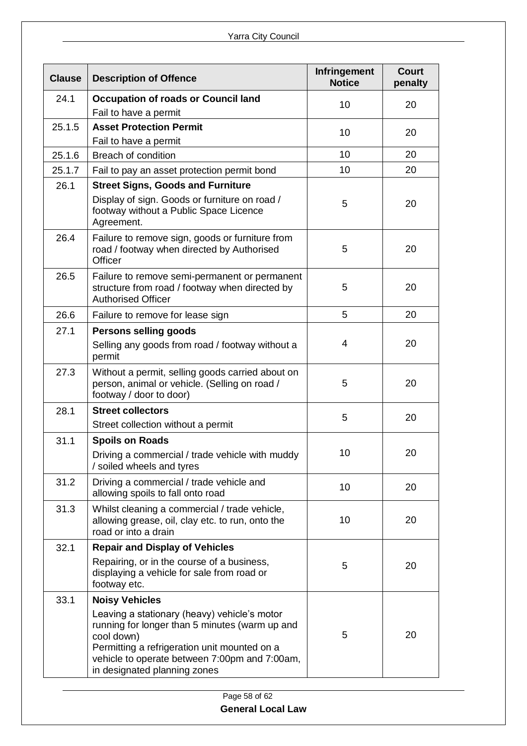| Clause | Description of Offence | Infringement Notice | Court penalty |
|---|---|---|---|
| 24.1 | **Occupation of roads or Council land**<br>Fail to have a permit | 10 | 20 |
| 25.1.5 | **Asset Protection Permit**<br>Fail to have a permit | 10 | 20 |
| 25.1.6 | Breach of condition | 10 | 20 |
| 25.1.7 | Fail to pay an asset protection permit bond | 10 | 20 |
| 26.1 | **Street Signs, Goods and Furniture**<br>Display of sign. Goods or furniture on road / footway without a Public Space Licence Agreement. | 5 | 20 |
| 26.4 | Failure to remove sign, goods or furniture from road / footway when directed by Authorised Officer | 5 | 20 |
| 26.5 | Failure to remove semi-permanent or permanent structure from road / footway when directed by Authorised Officer | 5 | 20 |
| 26.6 | Failure to remove for lease sign | 5 | 20 |
| 27.1 | **Persons selling goods**<br>Selling any goods from road / footway without a permit | 4 | 20 |
| 27.3 | Without a permit, selling goods carried about on person, animal or vehicle. (Selling on road / footway / door to door) | 5 | 20 |
| 28.1 | **Street collectors**<br>Street collection without a permit | 5 | 20 |
| 31.1 | **Spoils on Roads**<br>Driving a commercial / trade vehicle with muddy / soiled wheels and tyres | 10 | 20 |
| 31.2 | Driving a commercial / trade vehicle and allowing spoils to fall onto road | 10 | 20 |
| 31.3 | Whilst cleaning a commercial / trade vehicle, allowing grease, oil, clay etc. to run, onto the road or into a drain | 10 | 20 |
| 32.1 | **Repair and Display of Vehicles**<br>Repairing, or in the course of a business, displaying a vehicle for sale from road or footway etc. | 5 | 20 |
| 33.1 | **Noisy Vehicles**<br>Leaving a stationary (heavy) vehicle's motor running for longer than 5 minutes (warm up and cool down)<br>Permitting a refrigeration unit mounted on a vehicle to operate between 7:00pm and 7:00am, in designated planning zones | 5 | 20 |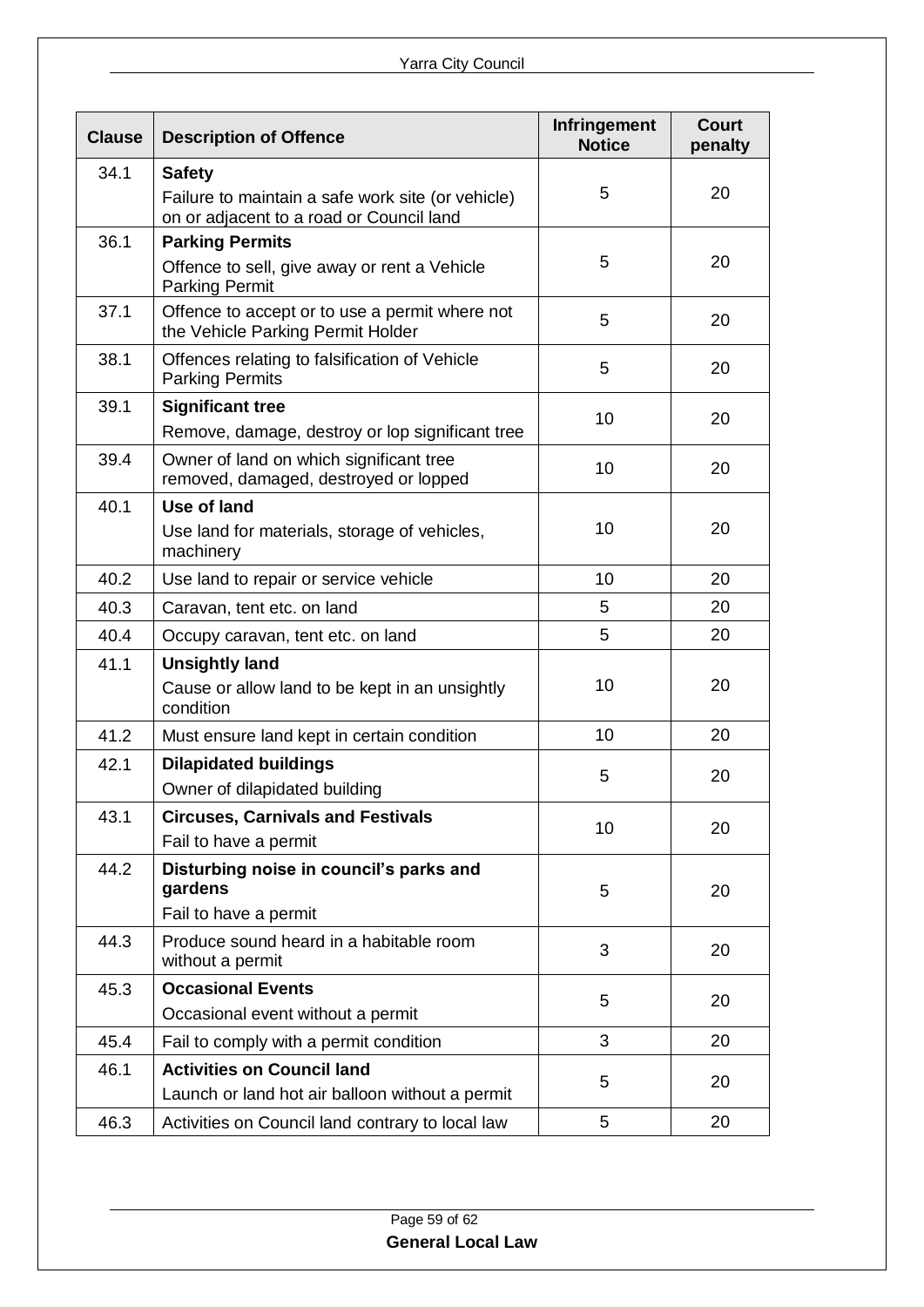| Clause | Description of Offence | Infringement Notice | Court penalty |
|---|---|---|---|
| 34.1 | **Safety**<br>Failure to maintain a safe work site (or vehicle) on or adjacent to a road or Council land | 5 | 20 |
| 36.1 | **Parking Permits**<br>Offence to sell, give away or rent a Vehicle Parking Permit | 5 | 20 |
| 37.1 | Offence to accept or to use a permit where not the Vehicle Parking Permit Holder | 5 | 20 |
| 38.1 | Offences relating to falsification of Vehicle Parking Permits | 5 | 20 |
| 39.1 | **Significant tree**<br>Remove, damage, destroy or lop significant tree | 10 | 20 |
| 39.4 | Owner of land on which significant tree removed, damaged, destroyed or lopped | 10 | 20 |
| 40.1 | **Use of land**<br>Use land for materials, storage of vehicles, machinery | 10 | 20 |
| 40.2 | Use land to repair or service vehicle | 10 | 20 |
| 40.3 | Caravan, tent etc. on land | 5 | 20 |
| 40.4 | Occupy caravan, tent etc. on land | 5 | 20 |
| 41.1 | **Unsightly land**<br>Cause or allow land to be kept in an unsightly condition | 10 | 20 |
| 41.2 | Must ensure land kept in certain condition | 10 | 20 |
| 42.1 | **Dilapidated buildings**<br>Owner of dilapidated building | 5 | 20 |
| 43.1 | **Circuses, Carnivals and Festivals**<br>Fail to have a permit | 10 | 20 |
| 44.2 | **Disturbing noise in council's parks and gardens**<br>Fail to have a permit | 5 | 20 |
| 44.3 | Produce sound heard in a habitable room without a permit | 3 | 20 |
| 45.3 | **Occasional Events**<br>Occasional event without a permit | 5 | 20 |
| 45.4 | Fail to comply with a permit condition | 3 | 20 |
| 46.1 | **Activities on Council land**<br>Launch or land hot air balloon without a permit | 5 | 20 |
| 46.3 | Activities on Council land contrary to local law | 5 | 20 |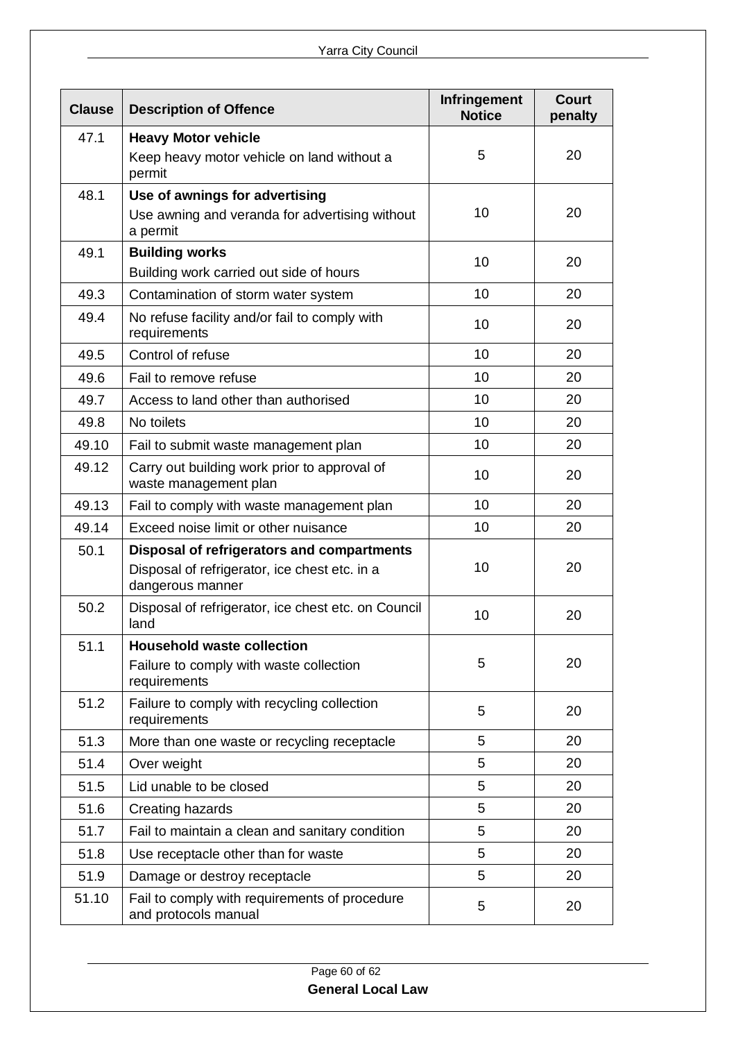| Clause | Description of Offence | Infringement Notice | Court penalty |
|---|---|---|---|
| 47.1 | **Heavy Motor vehicle**<br>Keep heavy motor vehicle on land without a permit | 5 | 20 |
| 48.1 | **Use of awnings for advertising**<br>Use awning and veranda for advertising without a permit | 10 | 20 |
| 49.1 | **Building works**<br>Building work carried out side of hours | 10 | 20 |
| 49.3 | Contamination of storm water system | 10 | 20 |
| 49.4 | No refuse facility and/or fail to comply with requirements | 10 | 20 |
| 49.5 | Control of refuse | 10 | 20 |
| 49.6 | Fail to remove refuse | 10 | 20 |
| 49.7 | Access to land other than authorised | 10 | 20 |
| 49.8 | No toilets | 10 | 20 |
| 49.10 | Fail to submit waste management plan | 10 | 20 |
| 49.12 | Carry out building work prior to approval of waste management plan | 10 | 20 |
| 49.13 | Fail to comply with waste management plan | 10 | 20 |
| 49.14 | Exceed noise limit or other nuisance | 10 | 20 |
| 50.1 | **Disposal of refrigerators and compartments**<br>Disposal of refrigerator, ice chest etc. in a dangerous manner | 10 | 20 |
| 50.2 | Disposal of refrigerator, ice chest etc. on Council land | 10 | 20 |
| 51.1 | **Household waste collection**<br>Failure to comply with waste collection requirements | 5 | 20 |
| 51.2 | Failure to comply with recycling collection requirements | 5 | 20 |
| 51.3 | More than one waste or recycling receptacle | 5 | 20 |
| 51.4 | Over weight | 5 | 20 |
| 51.5 | Lid unable to be closed | 5 | 20 |
| 51.6 | Creating hazards | 5 | 20 |
| 51.7 | Fail to maintain a clean and sanitary condition | 5 | 20 |
| 51.8 | Use receptacle other than for waste | 5 | 20 |
| 51.9 | Damage or destroy receptacle | 5 | 20 |
| 51.10 | Fail to comply with requirements of procedure and protocols manual | 5 | 20 |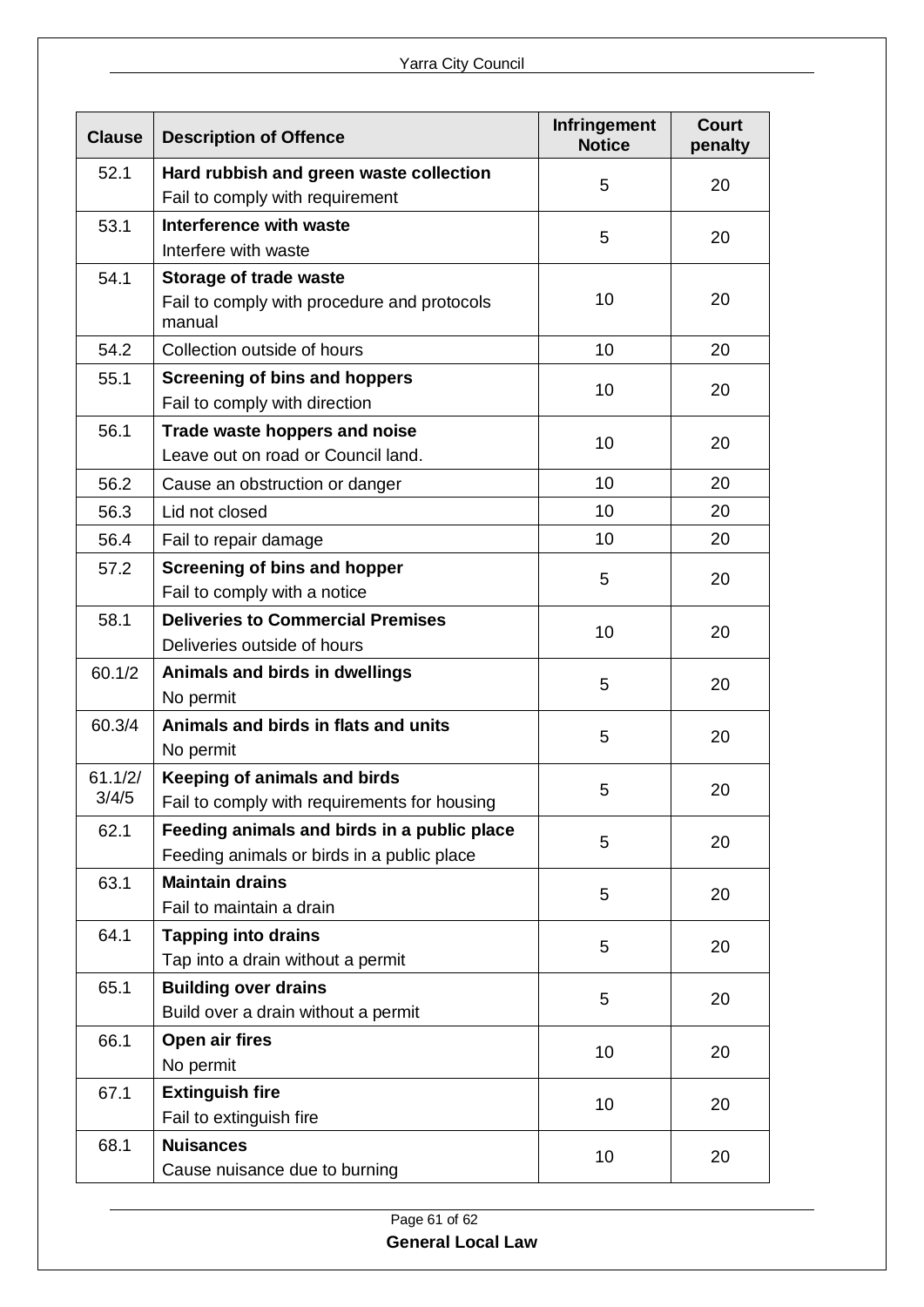| Clause | Description of Offence | Infringement Notice | Court penalty |
|---|---|---|---|
| 52.1 | **Hard rubbish and green waste collection**<br>Fail to comply with requirement | 5 | 20 |
| 53.1 | **Interference with waste**<br>Interfere with waste | 5 | 20 |
| 54.1 | **Storage of trade waste**<br>Fail to comply with procedure and protocols manual | 10 | 20 |
| 54.2 | Collection outside of hours | 10 | 20 |
| 55.1 | **Screening of bins and hoppers**<br>Fail to comply with direction | 10 | 20 |
| 56.1 | **Trade waste hoppers and noise**<br>Leave out on road or Council land. | 10 | 20 |
| 56.2 | Cause an obstruction or danger | 10 | 20 |
| 56.3 | Lid not closed | 10 | 20 |
| 56.4 | Fail to repair damage | 10 | 20 |
| 57.2 | **Screening of bins and hopper**<br>Fail to comply with a notice | 5 | 20 |
| 58.1 | **Deliveries to Commercial Premises**<br>Deliveries outside of hours | 10 | 20 |
| 60.1/2 | **Animals and birds in dwellings**<br>No permit | 5 | 20 |
| 60.3/4 | **Animals and birds in flats and units**<br>No permit | 5 | 20 |
| 61.1/2/3/4/5 | **Keeping of animals and birds**<br>Fail to comply with requirements for housing | 5 | 20 |
| 62.1 | **Feeding animals and birds in a public place**<br>Feeding animals or birds in a public place | 5 | 20 |
| 63.1 | **Maintain drains**<br>Fail to maintain a drain | 5 | 20 |
| 64.1 | **Tapping into drains**<br>Tap into a drain without a permit | 5 | 20 |
| 65.1 | **Building over drains**<br>Build over a drain without a permit | 5 | 20 |
| 66.1 | **Open air fires**<br>No permit | 10 | 20 |
| 67.1 | **Extinguish fire**<br>Fail to extinguish fire | 10 | 20 |
| 68.1 | **Nuisances**<br>Cause nuisance due to burning | 10 | 20 |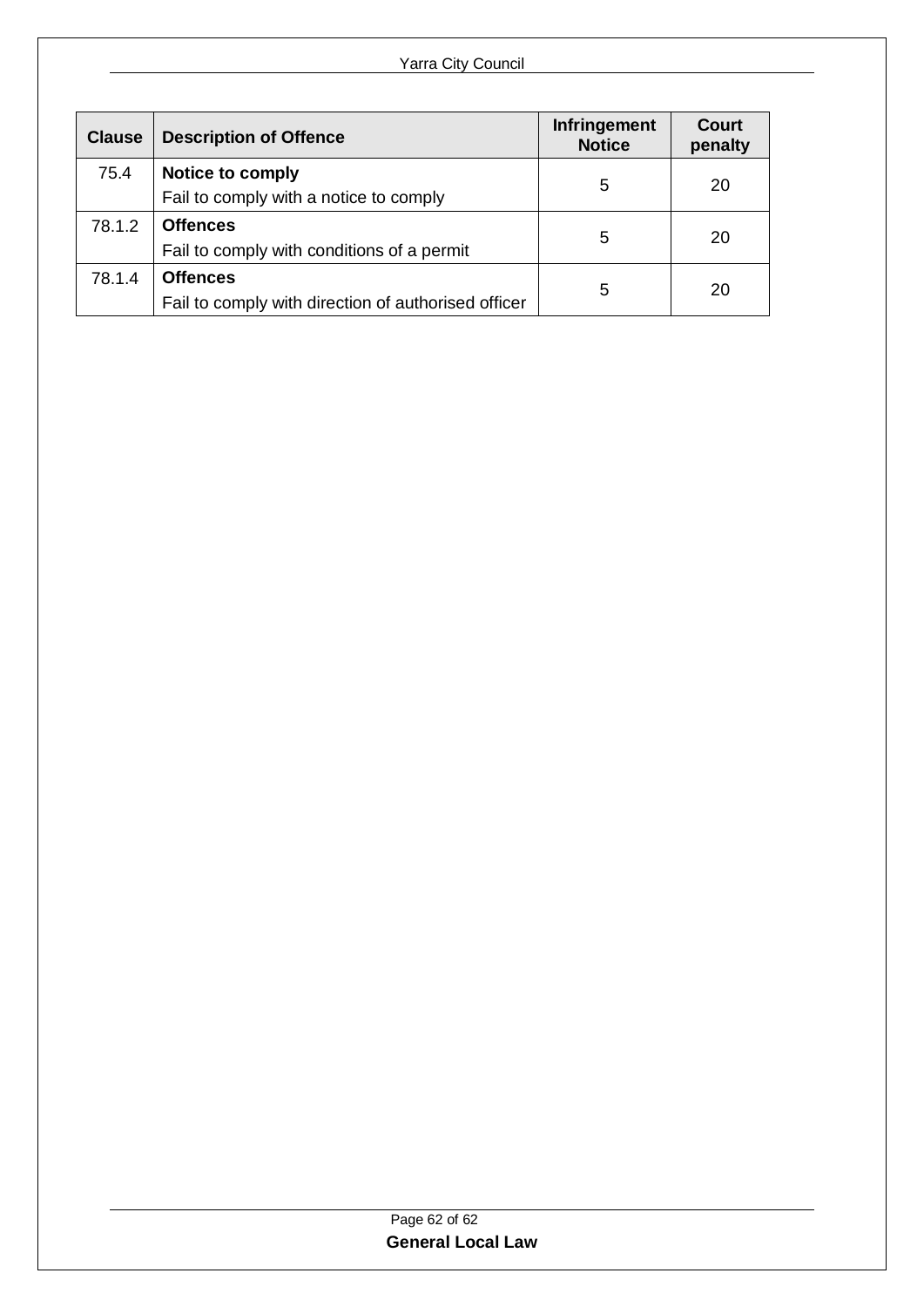| Clause | Description of Offence | Infringement Notice | Court penalty |
|---|---|---|---|
| 75.4 | **Notice to comply**<br>Fail to comply with a notice to comply | 5 | 20 |
| 78.1.2 | **Offences**<br>Fail to comply with conditions of a permit | 5 | 20 |
| 78.1.4 | **Offences**<br>Fail to comply with direction of authorised officer | 5 | 20 |